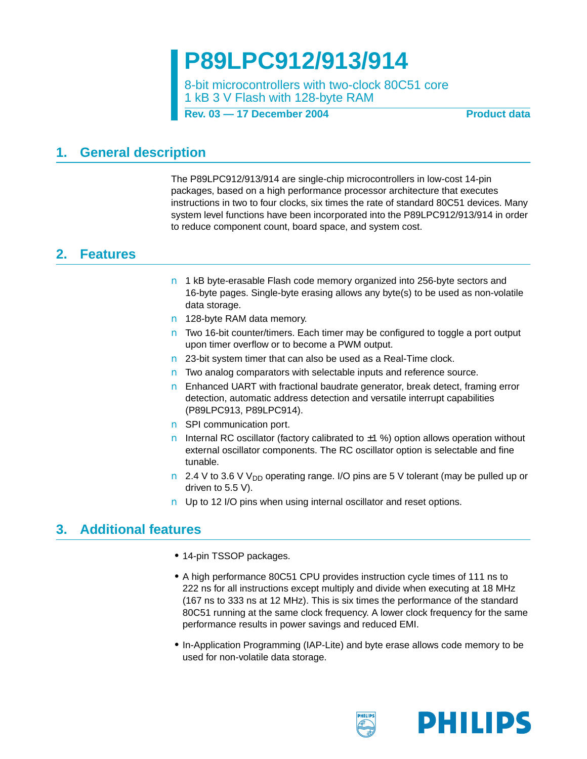# P89LPC912/913/914

8-bit microcontrollers with two-clock 80C51 core
1 kB 3 V Flash with 128-byte RAM

**Rev. 03 — 17 December 2004** **Product data**

## 1. General description

The P89LPC912/913/914 are single-chip microcontrollers in low-cost 14-pin packages, based on a high performance processor architecture that executes instructions in two to four clocks, six times the rate of standard 80C51 devices. Many system level functions have been incorporated into the P89LPC912/913/914 in order to reduce component count, board space, and system cost.

## 2. Features

- 1 kB byte-erasable Flash code memory organized into 256-byte sectors and 16-byte pages. Single-byte erasing allows any byte(s) to be used as non-volatile data storage.
- 128-byte RAM data memory.
- Two 16-bit counter/timers. Each timer may be configured to toggle a port output upon timer overflow or to become a PWM output.
- 23-bit system timer that can also be used as a Real-Time clock.
- Two analog comparators with selectable inputs and reference source.
- Enhanced UART with fractional baudrate generator, break detect, framing error detection, automatic address detection and versatile interrupt capabilities (P89LPC913, P89LPC914).
- SPI communication port.
- Internal RC oscillator (factory calibrated to ±1 %) option allows operation without external oscillator components. The RC oscillator option is selectable and fine tunable.
- 2.4 V to 3.6 V $V_{DD}$ operating range. I/O pins are 5 V tolerant (may be pulled up or driven to 5.5 V).
- Up to 12 I/O pins when using internal oscillator and reset options.

## 3. Additional features

- 14-pin TSSOP packages.
- A high performance 80C51 CPU provides instruction cycle times of 111 ns to 222 ns for all instructions except multiply and divide when executing at 18 MHz (167 ns to 333 ns at 12 MHz). This is six times the performance of the standard 80C51 running at the same clock frequency. A lower clock frequency for the same performance results in power savings and reduced EMI.
- In-Application Programming (IAP-Lite) and byte erase allows code memory to be used for non-volatile data storage.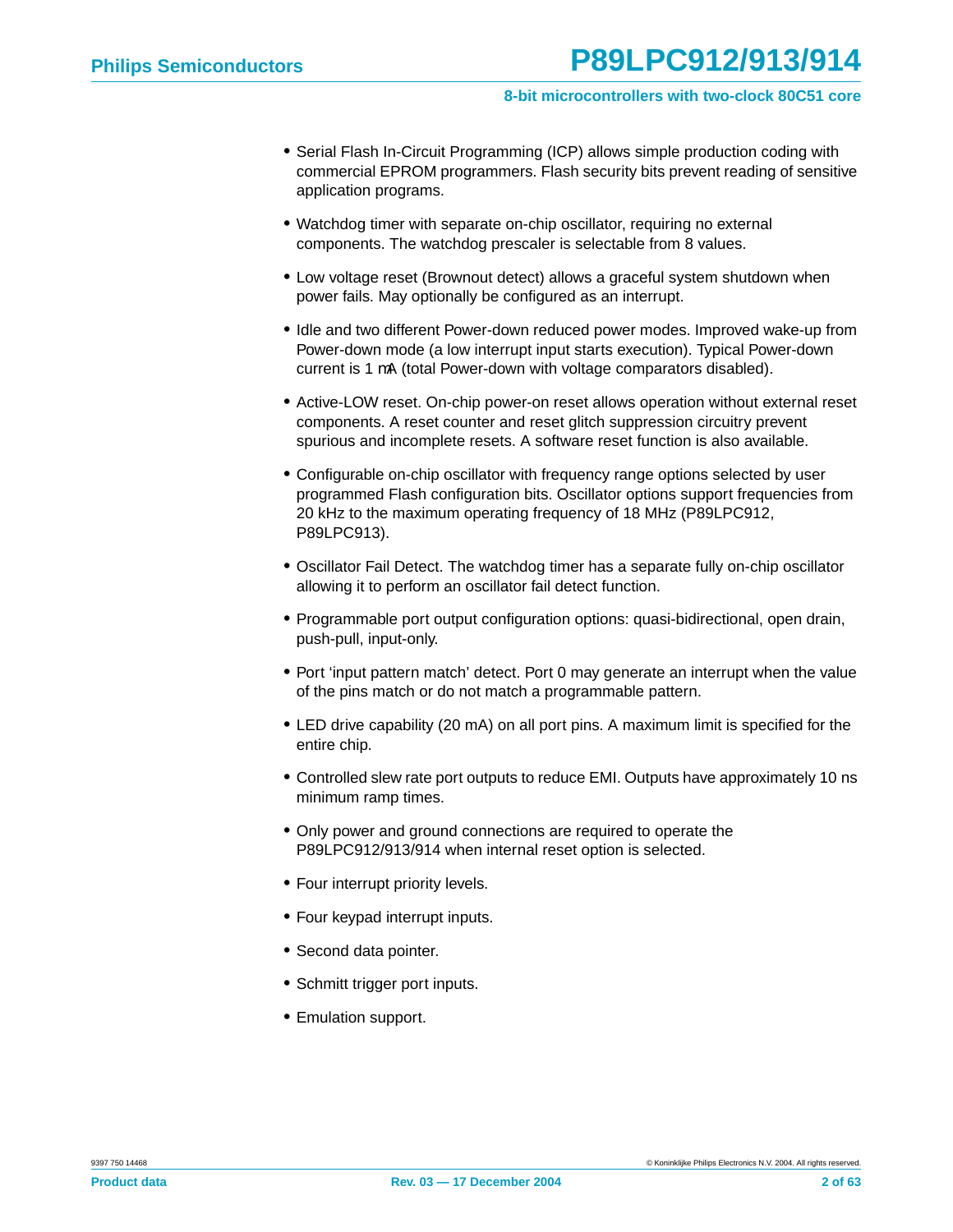- Serial Flash In-Circuit Programming (ICP) allows simple production coding with commercial EPROM programmers. Flash security bits prevent reading of sensitive application programs.
- Watchdog timer with separate on-chip oscillator, requiring no external components. The watchdog prescaler is selectable from 8 values.
- Low voltage reset (Brownout detect) allows a graceful system shutdown when power fails. May optionally be configured as an interrupt.
- Idle and two different Power-down reduced power modes. Improved wake-up from Power-down mode (a low interrupt input starts execution). Typical Power-down current is 1 μA (total Power-down with voltage comparators disabled).
- Active-LOW reset. On-chip power-on reset allows operation without external reset components. A reset counter and reset glitch suppression circuitry prevent spurious and incomplete resets. A software reset function is also available.
- Configurable on-chip oscillator with frequency range options selected by user programmed Flash configuration bits. Oscillator options support frequencies from 20 kHz to the maximum operating frequency of 18 MHz (P89LPC912, P89LPC913).
- Oscillator Fail Detect. The watchdog timer has a separate fully on-chip oscillator allowing it to perform an oscillator fail detect function.
- Programmable port output configuration options: quasi-bidirectional, open drain, push-pull, input-only.
- Port 'input pattern match' detect. Port 0 may generate an interrupt when the value of the pins match or do not match a programmable pattern.
- LED drive capability (20 mA) on all port pins. A maximum limit is specified for the entire chip.
- Controlled slew rate port outputs to reduce EMI. Outputs have approximately 10 ns minimum ramp times.
- Only power and ground connections are required to operate the P89LPC912/913/914 when internal reset option is selected.
- Four interrupt priority levels.
- Four keypad interrupt inputs.
- Second data pointer.
- Schmitt trigger port inputs.
- Emulation support.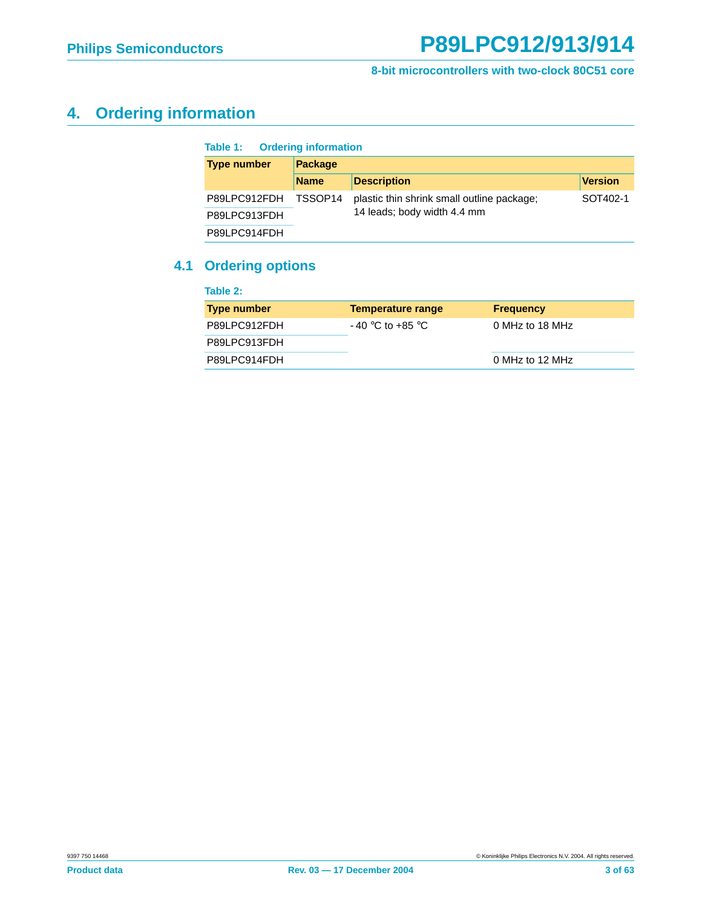# 4. Ordering information

**Table 1: Ordering information**

| Type number | Package | | |
|---|---|---|---|
| | **Name** | **Description** | **Version** |
| P89LPC912FDH | TSSOP14 | plastic thin shrink small outline package; 14 leads; body width 4.4 mm | SOT402-1 |
| P89LPC913FDH | | | |
| P89LPC914FDH | | | |

## 4.1 Ordering options

**Table 2:**

| Type number | Temperature range | Frequency |
|---|---|---|
| P89LPC912FDH | -40 °C to +85 °C | 0 MHz to 18 MHz |
| P89LPC913FDH | | |
| P89LPC914FDH | | 0 MHz to 12 MHz |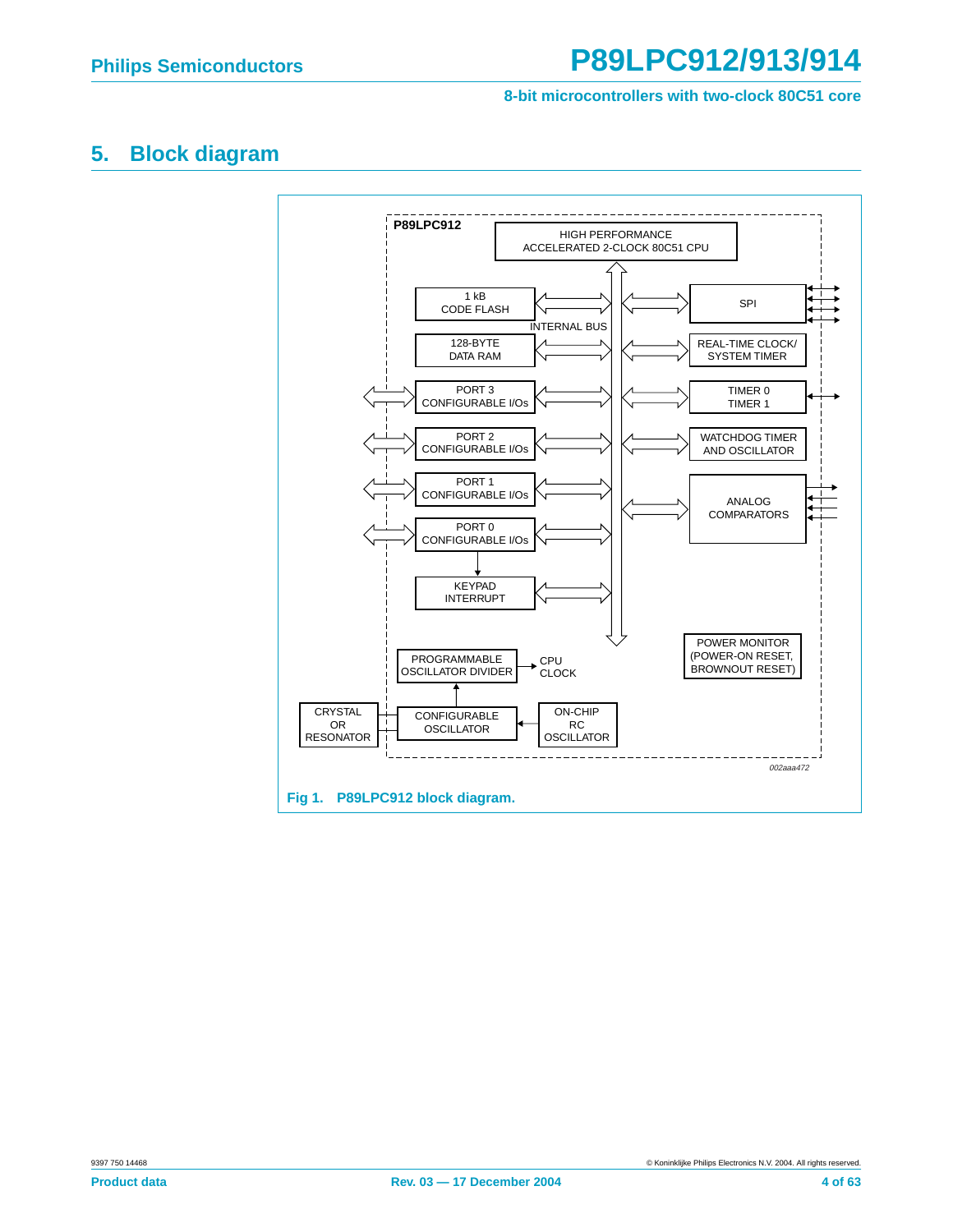## 5. Block diagram

P89LPC912

HIGH PERFORMANCE ACCELERATED 2-CLOCK 80C51 CPU

1 kB CODE FLASH

128-BYTE DATA RAM

INTERNAL BUS

PORT 3 CONFIGURABLE I/Os

PORT 2 CONFIGURABLE I/Os

PORT 1 CONFIGURABLE I/Os

PORT 0 CONFIGURABLE I/Os

KEYPAD INTERRUPT

SPI

REAL-TIME CLOCK/ SYSTEM TIMER

TIMER 0 TIMER 1

WATCHDOG TIMER AND OSCILLATOR

ANALOG COMPARATORS

POWER MONITOR (POWER-ON RESET, BROWNOUT RESET)

PROGRAMMABLE OSCILLATOR DIVIDER

CPU CLOCK

CRYSTAL OR RESONATOR

CONFIGURABLE OSCILLATOR

ON-CHIP RC OSCILLATOR

002aaa472

**Fig 1. P89LPC912 block diagram.**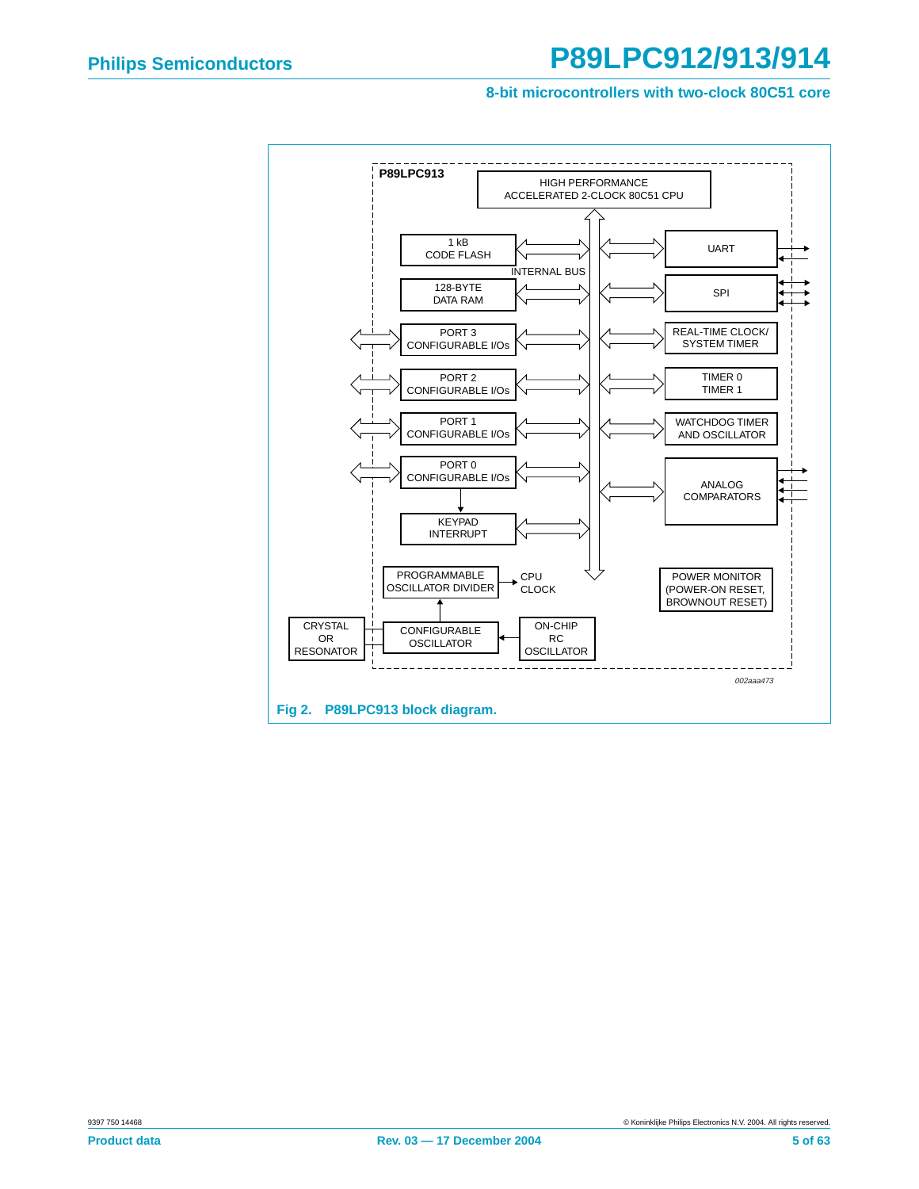Fig 2. P89LPC913 block diagram.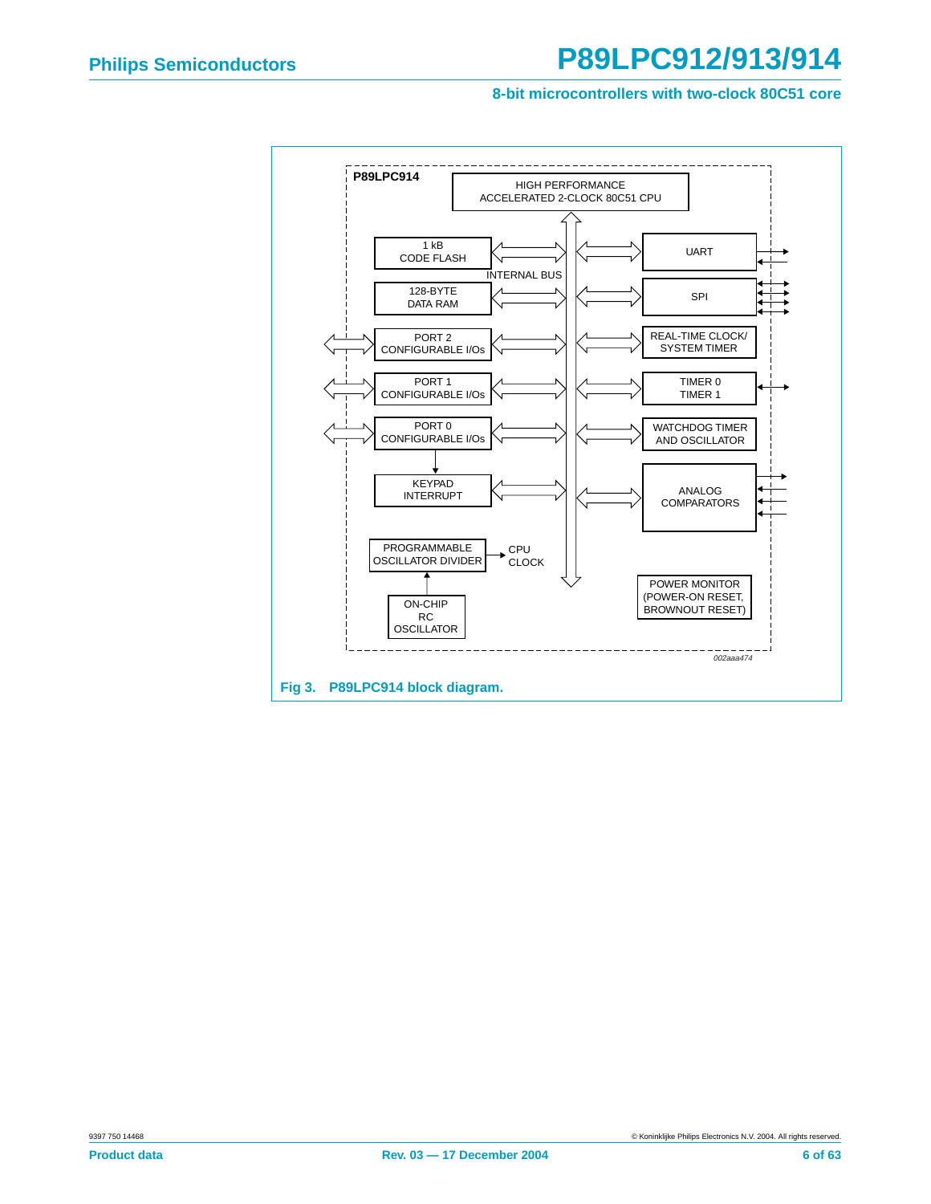P89LPC914

HIGH PERFORMANCE ACCELERATED 2-CLOCK 80C51 CPU

1 kB CODE FLASH

128-BYTE DATA RAM

PORT 2 CONFIGURABLE I/Os

PORT 1 CONFIGURABLE I/Os

PORT 0 CONFIGURABLE I/Os

KEYPAD INTERRUPT

PROGRAMMABLE OSCILLATOR DIVIDER

CPU CLOCK

ON-CHIP RC OSCILLATOR

INTERNAL BUS

UART

SPI

REAL-TIME CLOCK/ SYSTEM TIMER

TIMER 0 TIMER 1

WATCHDOG TIMER AND OSCILLATOR

ANALOG COMPARATORS

POWER MONITOR (POWER-ON RESET, BROWNOUT RESET)

002aaa474

**Fig 3. P89LPC914 block diagram.**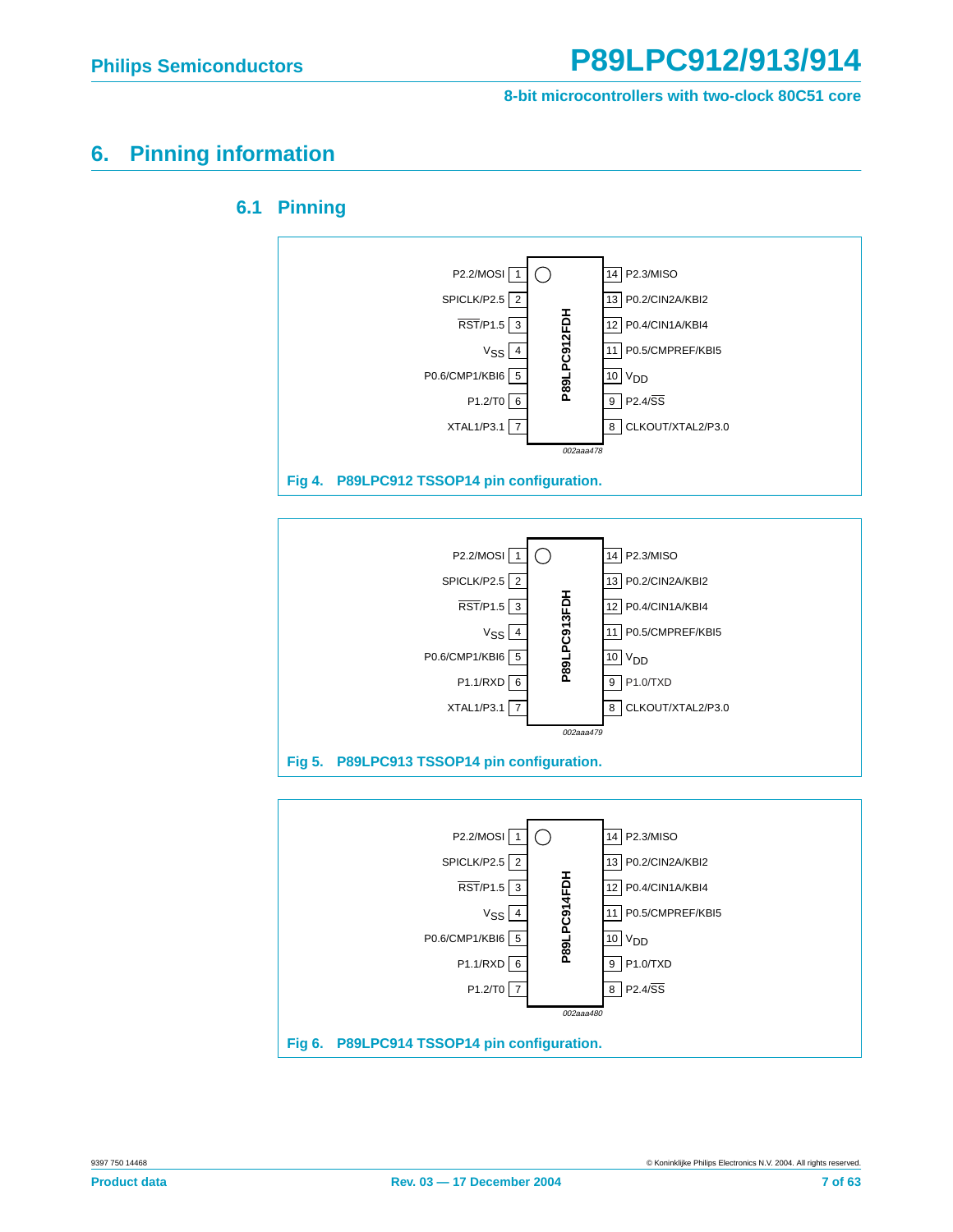# 6. Pinning information

## 6.1 Pinning

| Pin | Symbol | Pin | Symbol |
|---|---|---|---|
| 1 | P2.2/MOSI | 14 | P2.3/MISO |
| 2 | SPICLK/P2.5 | 13 | P0.2/CIN2A/KBI2 |
| 3 | RST/P1.5 | 12 | P0.4/CIN1A/KBI4 |
| 4 | $V_{SS}$ | 11 | P0.5/CMPREF/KBI5 |
| 5 | P0.6/CMP1/KBI6 | 10 | $V_{DD}$ |
| 6 | P1.2/T0 | 9 | P2.4/SS |
| 7 | XTAL1/P3.1 | 8 | CLKOUT/XTAL2/P3.0 |

P89LPC912FDH

002aaa478

Fig 4. P89LPC912 TSSOP14 pin configuration.

| Pin | Symbol | Pin | Symbol |
|---|---|---|---|
| 1 | P2.2/MOSI | 14 | P2.3/MISO |
| 2 | SPICLK/P2.5 | 13 | P0.2/CIN2A/KBI2 |
| 3 | RST/P1.5 | 12 | P0.4/CIN1A/KBI4 |
| 4 | $V_{SS}$ | 11 | P0.5/CMPREF/KBI5 |
| 5 | P0.6/CMP1/KBI6 | 10 | $V_{DD}$ |
| 6 | P1.1/RXD | 9 | P1.0/TXD |
| 7 | XTAL1/P3.1 | 8 | CLKOUT/XTAL2/P3.0 |

P89LPC913FDH

002aaa479

Fig 5. P89LPC913 TSSOP14 pin configuration.

| Pin | Symbol | Pin | Symbol |
|---|---|---|---|
| 1 | P2.2/MOSI | 14 | P2.3/MISO |
| 2 | SPICLK/P2.5 | 13 | P0.2/CIN2A/KBI2 |
| 3 | RST/P1.5 | 12 | P0.4/CIN1A/KBI4 |
| 4 | $V_{SS}$ | 11 | P0.5/CMPREF/KBI5 |
| 5 | P0.6/CMP1/KBI6 | 10 | $V_{DD}$ |
| 6 | P1.1/RXD | 9 | P1.0/TXD |
| 7 | P1.2/T0 | 8 | P2.4/SS |

P89LPC914FDH

002aaa480

Fig 6. P89LPC914 TSSOP14 pin configuration.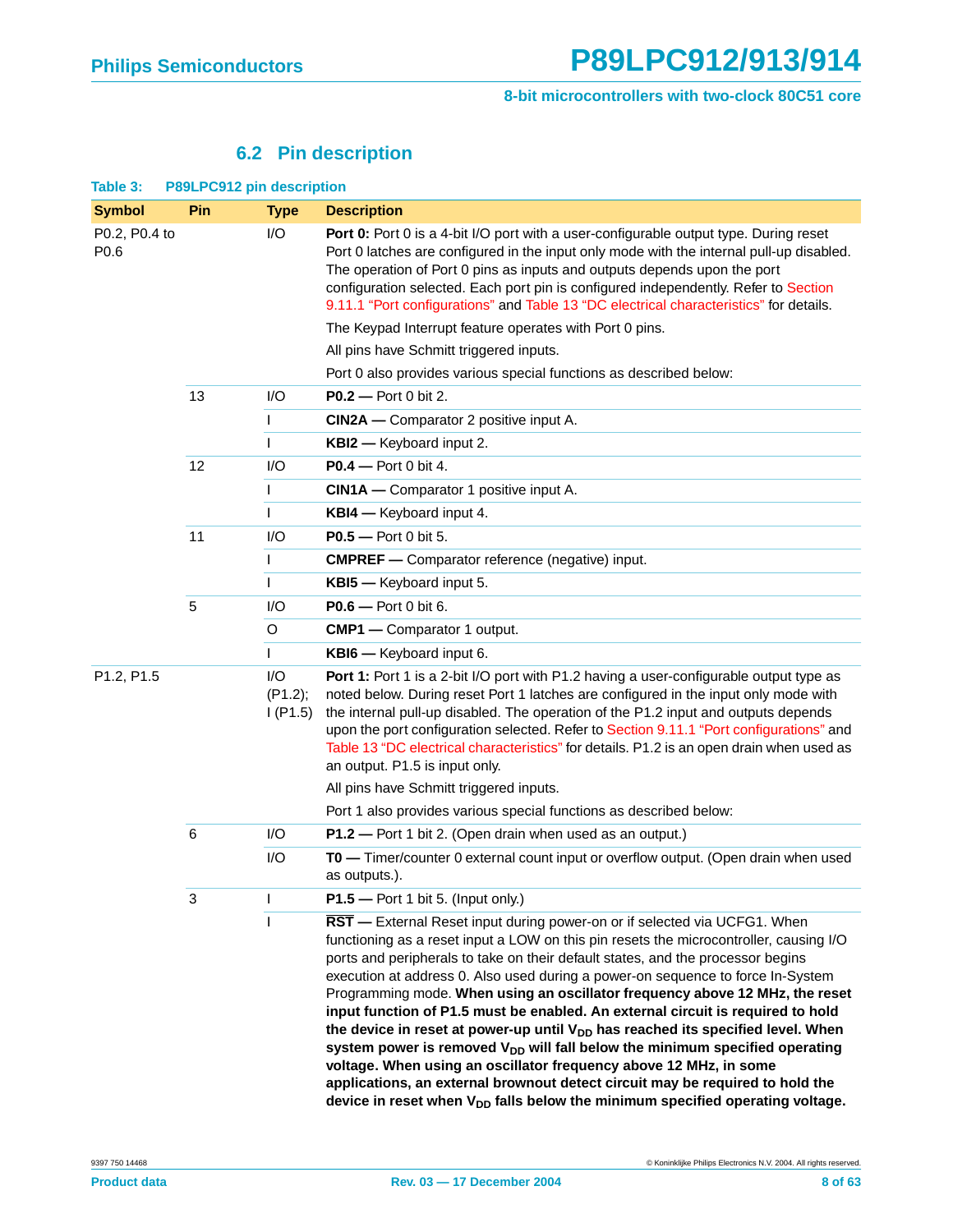### 6.2 Pin description

**Table 3: P89LPC912 pin description**

| Symbol | Pin | Type | Description |
|---|---|---|---|
| P0.2, P0.4 to P0.6 | | I/O | **Port 0:** Port 0 is a 4-bit I/O port with a user-configurable output type. During reset Port 0 latches are configured in the input only mode with the internal pull-up disabled. The operation of Port 0 pins as inputs and outputs depends upon the port configuration selected. Each port pin is configured independently. Refer to Section 9.11.1 "Port configurations" and Table 13 "DC electrical characteristics" for details. The Keypad Interrupt feature operates with Port 0 pins. All pins have Schmitt triggered inputs. Port 0 also provides various special functions as described below: |
| | 13 | I/O | **P0.2 —** Port 0 bit 2. |
| | | I | **CIN2A —** Comparator 2 positive input A. |
| | | I | **KBI2 —** Keyboard input 2. |
| | 12 | I/O | **P0.4 —** Port 0 bit 4. |
| | | I | **CIN1A —** Comparator 1 positive input A. |
| | | I | **KBI4 —** Keyboard input 4. |
| | 11 | I/O | **P0.5 —** Port 0 bit 5. |
| | | I | **CMPREF —** Comparator reference (negative) input. |
| | | I | **KBI5 —** Keyboard input 5. |
| | 5 | I/O | **P0.6 —** Port 0 bit 6. |
| | | O | **CMP1 —** Comparator 1 output. |
| | | I | **KBI6 —** Keyboard input 6. |
| P1.2, P1.5 | | I/O (P1.2); I (P1.5) | **Port 1:** Port 1 is a 2-bit I/O port with P1.2 having a user-configurable output type as noted below. During reset Port 1 latches are configured in the input only mode with the internal pull-up disabled. The operation of the P1.2 input and outputs depends upon the port configuration selected. Refer to Section 9.11.1 "Port configurations" and Table 13 "DC electrical characteristics" for details. P1.2 is an open drain when used as an output. P1.5 is input only. All pins have Schmitt triggered inputs. Port 1 also provides various special functions as described below: |
| | 6 | I/O | **P1.2 —** Port 1 bit 2. (Open drain when used as an output.) |
| | | I/O | **T0 —** Timer/counter 0 external count input or overflow output. (Open drain when used as outputs.). |
| | 3 | I | **P1.5 —** Port 1 bit 5. (Input only.) |
| | | I | **$\overline{\text{RST}}$ —** External Reset input during power-on or if selected via UCFG1. When functioning as a reset input a LOW on this pin resets the microcontroller, causing I/O ports and peripherals to take on their default states, and the processor begins execution at address 0. Also used during a power-on sequence to force In-System Programming mode. **When using an oscillator frequency above 12 MHz, the reset input function of P1.5 must be enabled. An external circuit is required to hold the device in reset at power-up until $V_{DD}$ has reached its specified level. When system power is removed $V_{DD}$ will fall below the minimum specified operating voltage. When using an oscillator frequency above 12 MHz, in some applications, an external brownout detect circuit may be required to hold the device in reset when $V_{DD}$ falls below the minimum specified operating voltage.** |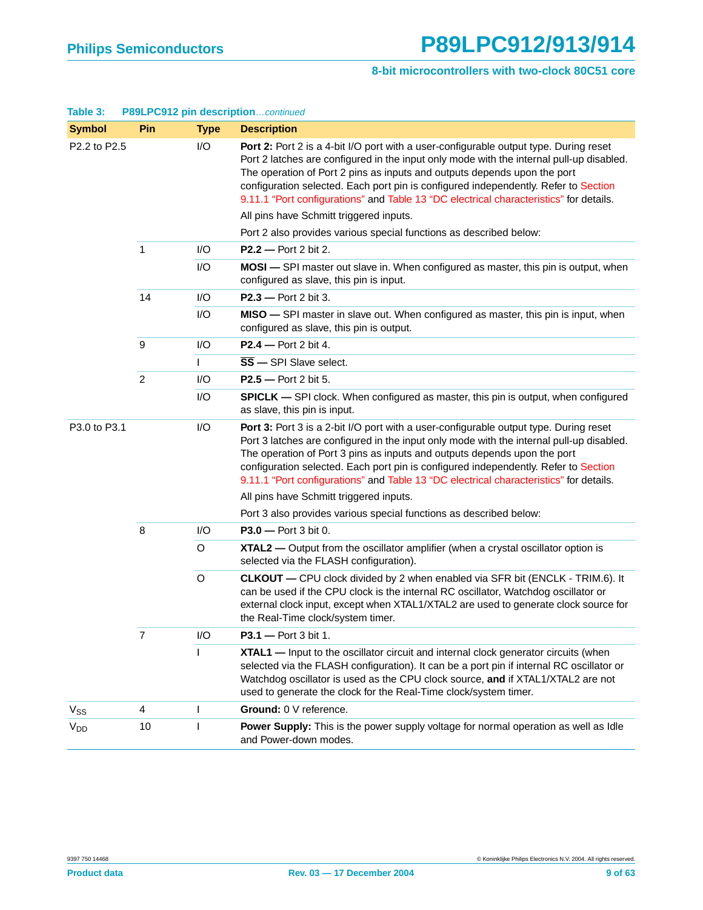**Table 3: P89LPC912 pin description**...*continued*

| Symbol | Pin | Type | Description |
|---|---|---|---|
| P2.2 to P2.5 | | I/O | **Port 2:** Port 2 is a 4-bit I/O port with a user-configurable output type. During reset Port 2 latches are configured in the input only mode with the internal pull-up disabled. The operation of Port 2 pins as inputs and outputs depends upon the port configuration selected. Each port pin is configured independently. Refer to Section 9.11.1 "Port configurations" and Table 13 "DC electrical characteristics" for details. All pins have Schmitt triggered inputs. Port 2 also provides various special functions as described below: |
| | 1 | I/O | **P2.2 —** Port 2 bit 2. |
| | | I/O | **MOSI —** SPI master out slave in. When configured as master, this pin is output, when configured as slave, this pin is input. |
| | 14 | I/O | **P2.3 —** Port 2 bit 3. |
| | | I/O | **MISO —** SPI master in slave out. When configured as master, this pin is input, when configured as slave, this pin is output. |
| | 9 | I/O | **P2.4 —** Port 2 bit 4. |
| | | I | **$\overline{\text{SS}}$ —** SPI Slave select. |
| | 2 | I/O | **P2.5 —** Port 2 bit 5. |
| | | I/O | **SPICLK —** SPI clock. When configured as master, this pin is output, when configured as slave, this pin is input. |
| P3.0 to P3.1 | | I/O | **Port 3:** Port 3 is a 2-bit I/O port with a user-configurable output type. During reset Port 3 latches are configured in the input only mode with the internal pull-up disabled. The operation of Port 3 pins as inputs and outputs depends upon the port configuration selected. Each port pin is configured independently. Refer to Section 9.11.1 "Port configurations" and Table 13 "DC electrical characteristics" for details. All pins have Schmitt triggered inputs. Port 3 also provides various special functions as described below: |
| | 8 | I/O | **P3.0 —** Port 3 bit 0. |
| | | O | **XTAL2 —** Output from the oscillator amplifier (when a crystal oscillator option is selected via the FLASH configuration). |
| | | O | **CLKOUT —** CPU clock divided by 2 when enabled via SFR bit (ENCLK - TRIM.6). It can be used if the CPU clock is the internal RC oscillator, Watchdog oscillator or external clock input, except when XTAL1/XTAL2 are used to generate clock source for the Real-Time clock/system timer. |
| | 7 | I/O | **P3.1 —** Port 3 bit 1. |
| | | I | **XTAL1 —** Input to the oscillator circuit and internal clock generator circuits (when selected via the FLASH configuration). It can be a port pin if internal RC oscillator or Watchdog oscillator is used as the CPU clock source, **and** if XTAL1/XTAL2 are not used to generate the clock for the Real-Time clock/system timer. |
| $V_{SS}$ | 4 | I | **Ground:** 0 V reference. |
| $V_{DD}$ | 10 | I | **Power Supply:** This is the power supply voltage for normal operation as well as Idle and Power-down modes. |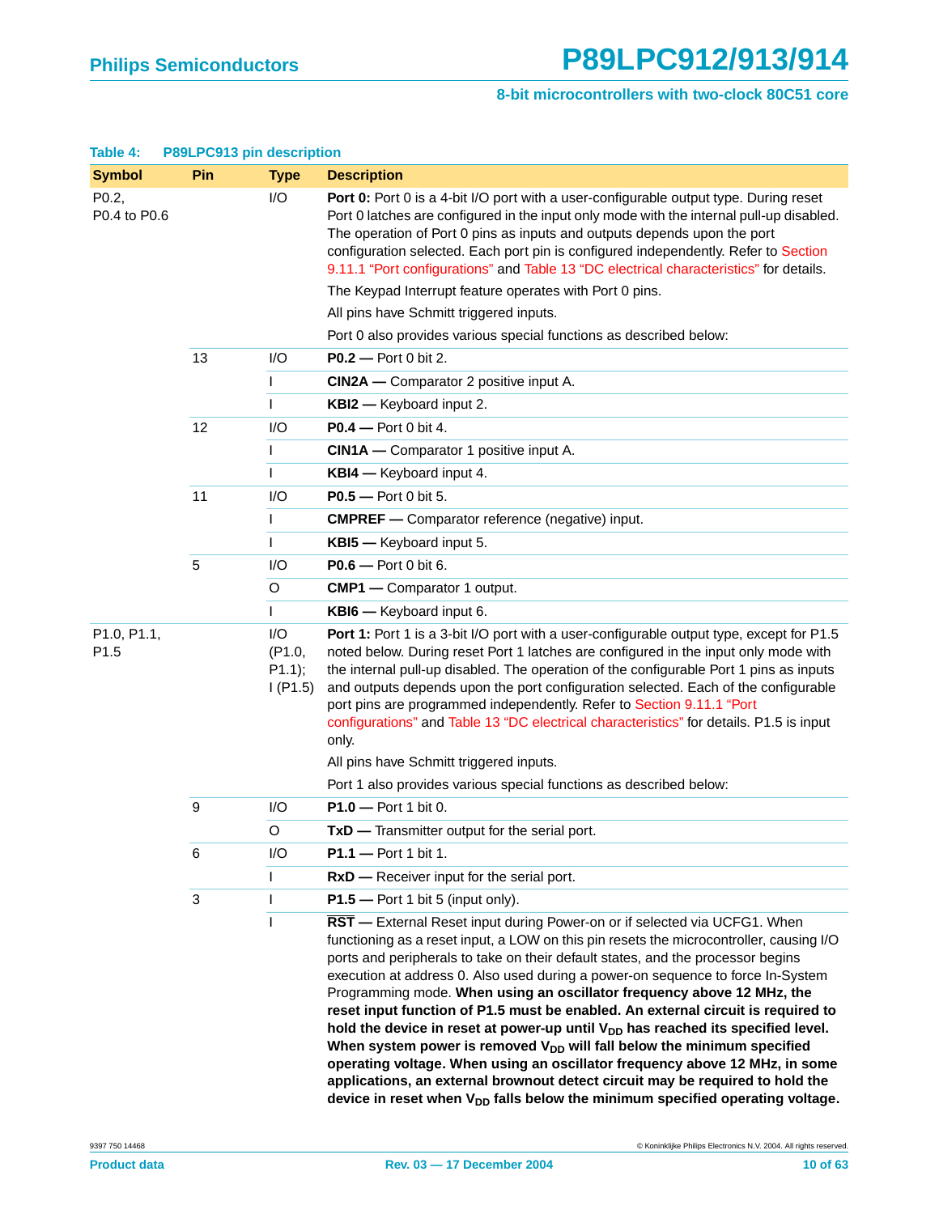**Table 4: P89LPC913 pin description**

| Symbol | Pin | Type | Description |
|---|---|---|---|
| P0.2, P0.4 to P0.6 | | I/O | **Port 0:** Port 0 is a 4-bit I/O port with a user-configurable output type. During reset Port 0 latches are configured in the input only mode with the internal pull-up disabled. The operation of Port 0 pins as inputs and outputs depends upon the port configuration selected. Each port pin is configured independently. Refer to Section 9.11.1 “Port configurations” and Table 13 “DC electrical characteristics” for details. The Keypad Interrupt feature operates with Port 0 pins. All pins have Schmitt triggered inputs. Port 0 also provides various special functions as described below: |
| | 13 | I/O | **P0.2 —** Port 0 bit 2. |
| | | I | **CIN2A —** Comparator 2 positive input A. |
| | | I | **KBI2 —** Keyboard input 2. |
| | 12 | I/O | **P0.4 —** Port 0 bit 4. |
| | | I | **CIN1A —** Comparator 1 positive input A. |
| | | I | **KBI4 —** Keyboard input 4. |
| | 11 | I/O | **P0.5 —** Port 0 bit 5. |
| | | I | **CMPREF —** Comparator reference (negative) input. |
| | | I | **KBI5 —** Keyboard input 5. |
| | 5 | I/O | **P0.6 —** Port 0 bit 6. |
| | | O | **CMP1 —** Comparator 1 output. |
| | | I | **KBI6 —** Keyboard input 6. |
| P1.0, P1.1, P1.5 | | I/O (P1.0, P1.1); I (P1.5) | **Port 1:** Port 1 is a 3-bit I/O port with a user-configurable output type, except for P1.5 noted below. During reset Port 1 latches are configured in the input only mode with the internal pull-up disabled. The operation of the configurable Port 1 pins as inputs and outputs depends upon the port configuration selected. Each of the configurable port pins are programmed independently. Refer to Section 9.11.1 “Port configurations” and Table 13 “DC electrical characteristics” for details. P1.5 is input only. All pins have Schmitt triggered inputs. Port 1 also provides various special functions as described below: |
| | 9 | I/O | **P1.0 —** Port 1 bit 0. |
| | | O | **TxD —** Transmitter output for the serial port. |
| | 6 | I/O | **P1.1 —** Port 1 bit 1. |
| | | I | **RxD —** Receiver input for the serial port. |
| | 3 | I | **P1.5 —** Port 1 bit 5 (input only). |
| | | I | **$\overline{RST}$ —** External Reset input during Power-on or if selected via UCFG1. When functioning as a reset input, a LOW on this pin resets the microcontroller, causing I/O ports and peripherals to take on their default states, and the processor begins execution at address 0. Also used during a power-on sequence to force In-System Programming mode. **When using an oscillator frequency above 12 MHz, the reset input function of P1.5 must be enabled. An external circuit is required to hold the device in reset at power-up until $V_{DD}$ has reached its specified level. When system power is removed $V_{DD}$ will fall below the minimum specified operating voltage. When using an oscillator frequency above 12 MHz, in some applications, an external brownout detect circuit may be required to hold the device in reset when $V_{DD}$ falls below the minimum specified operating voltage.** |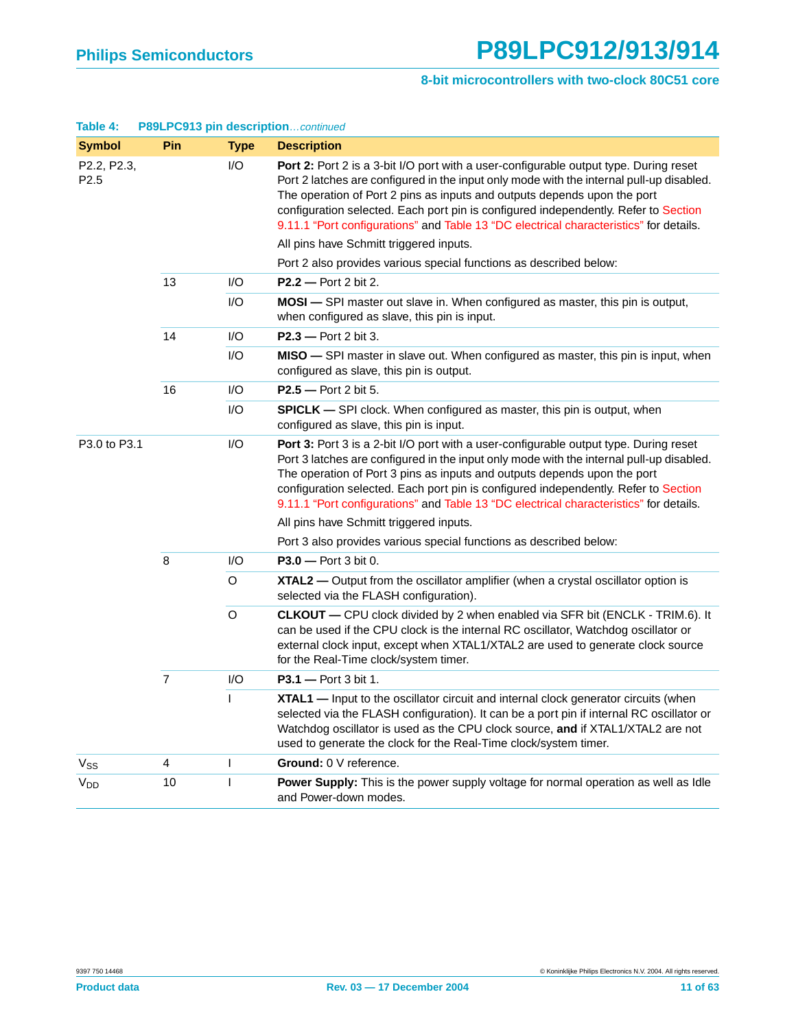**Table 4: P89LPC913 pin description** *...continued*

| Symbol | Pin | Type | Description |
|---|---|---|---|
| P2.2, P2.3, P2.5 | | I/O | **Port 2:** Port 2 is a 3-bit I/O port with a user-configurable output type. During reset Port 2 latches are configured in the input only mode with the internal pull-up disabled. The operation of Port 2 pins as inputs and outputs depends upon the port configuration selected. Each port pin is configured independently. Refer to Section 9.11.1 "Port configurations" and Table 13 "DC electrical characteristics" for details. All pins have Schmitt triggered inputs. Port 2 also provides various special functions as described below: |
| | 13 | I/O | **P2.2 —** Port 2 bit 2. |
| | | I/O | **MOSI —** SPI master out slave in. When configured as master, this pin is output, when configured as slave, this pin is input. |
| | 14 | I/O | **P2.3 —** Port 2 bit 3. |
| | | I/O | **MISO —** SPI master in slave out. When configured as master, this pin is input, when configured as slave, this pin is output. |
| | 16 | I/O | **P2.5 —** Port 2 bit 5. |
| | | I/O | **SPICLK —** SPI clock. When configured as master, this pin is output, when configured as slave, this pin is input. |
| P3.0 to P3.1 | | I/O | **Port 3:** Port 3 is a 2-bit I/O port with a user-configurable output type. During reset Port 3 latches are configured in the input only mode with the internal pull-up disabled. The operation of Port 3 pins as inputs and outputs depends upon the port configuration selected. Each port pin is configured independently. Refer to Section 9.11.1 "Port configurations" and Table 13 "DC electrical characteristics" for details. All pins have Schmitt triggered inputs. Port 3 also provides various special functions as described below: |
| | 8 | I/O | **P3.0 —** Port 3 bit 0. |
| | | O | **XTAL2 —** Output from the oscillator amplifier (when a crystal oscillator option is selected via the FLASH configuration). |
| | | O | **CLKOUT —** CPU clock divided by 2 when enabled via SFR bit (ENCLK - TRIM.6). It can be used if the CPU clock is the internal RC oscillator, Watchdog oscillator or external clock input, except when XTAL1/XTAL2 are used to generate clock source for the Real-Time clock/system timer. |
| | 7 | I/O | **P3.1 —** Port 3 bit 1. |
| | | I | **XTAL1 —** Input to the oscillator circuit and internal clock generator circuits (when selected via the FLASH configuration). It can be a port pin if internal RC oscillator or Watchdog oscillator is used as the CPU clock source, **and** if XTAL1/XTAL2 are not used to generate the clock for the Real-Time clock/system timer. |
| $V_{SS}$ | 4 | I | **Ground:** 0 V reference. |
| $V_{DD}$ | 10 | I | **Power Supply:** This is the power supply voltage for normal operation as well as Idle and Power-down modes. |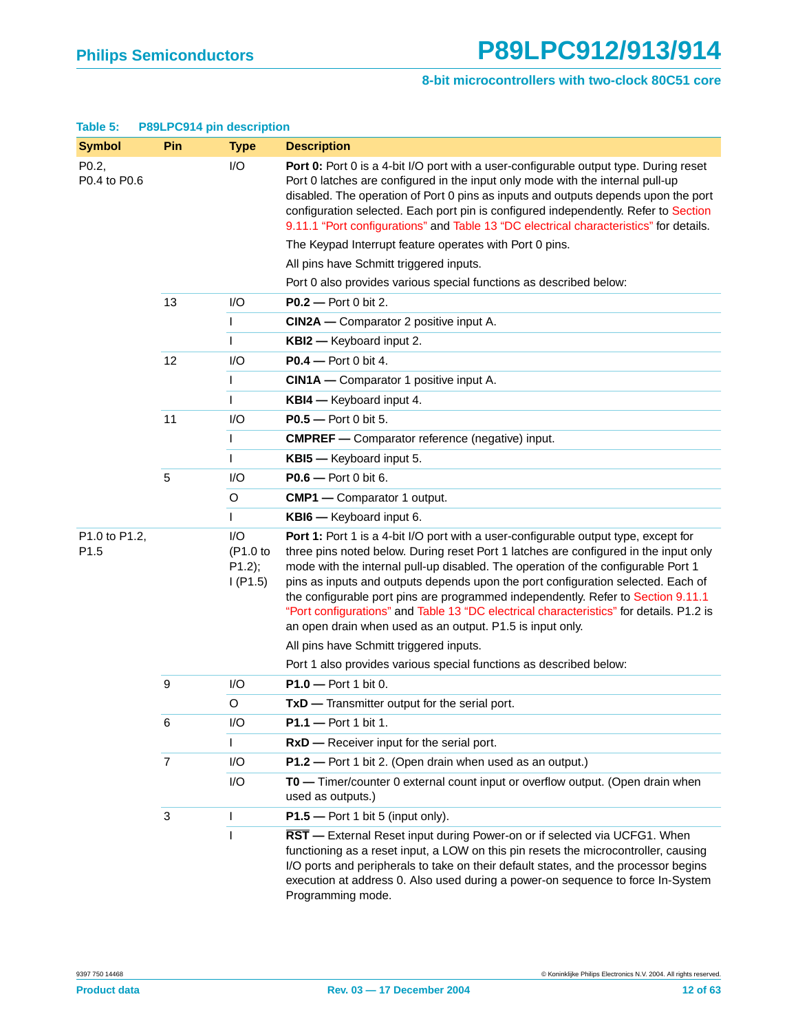**Table 5: P89LPC914 pin description**

| Symbol | Pin | Type | Description |
|---|---|---|---|
| P0.2, P0.4 to P0.6 | | I/O | **Port 0:** Port 0 is a 4-bit I/O port with a user-configurable output type. During reset Port 0 latches are configured in the input only mode with the internal pull-up disabled. The operation of Port 0 pins as inputs and outputs depends upon the port configuration selected. Each port pin is configured independently. Refer to Section 9.11.1 “Port configurations” and Table 13 “DC electrical characteristics” for details. |
| | | | The Keypad Interrupt feature operates with Port 0 pins. |
| | | | All pins have Schmitt triggered inputs. |
| | | | Port 0 also provides various special functions as described below: |
| | 13 | I/O | **P0.2 —** Port 0 bit 2. |
| | | I | **CIN2A —** Comparator 2 positive input A. |
| | | I | **KBI2 —** Keyboard input 2. |
| | 12 | I/O | **P0.4 —** Port 0 bit 4. |
| | | I | **CIN1A —** Comparator 1 positive input A. |
| | | I | **KBI4 —** Keyboard input 4. |
| | 11 | I/O | **P0.5 —** Port 0 bit 5. |
| | | I | **CMPREF —** Comparator reference (negative) input. |
| | | I | **KBI5 —** Keyboard input 5. |
| | 5 | I/O | **P0.6 —** Port 0 bit 6. |
| | | O | **CMP1 —** Comparator 1 output. |
| | | I | **KBI6 —** Keyboard input 6. |
| P1.0 to P1.2, P1.5 | | I/O (P1.0 to P1.2); I (P1.5) | **Port 1:** Port 1 is a 4-bit I/O port with a user-configurable output type, except for three pins noted below. During reset Port 1 latches are configured in the input only mode with the internal pull-up disabled. The operation of the configurable Port 1 pins as inputs and outputs depends upon the port configuration selected. Each of the configurable port pins are programmed independently. Refer to Section 9.11.1 “Port configurations” and Table 13 “DC electrical characteristics” for details. P1.2 is an open drain when used as an output. P1.5 is input only. |
| | | | All pins have Schmitt triggered inputs. |
| | | | Port 1 also provides various special functions as described below: |
| | 9 | I/O | **P1.0 —** Port 1 bit 0. |
| | | O | **TxD —** Transmitter output for the serial port. |
| | 6 | I/O | **P1.1 —** Port 1 bit 1. |
| | | I | **RxD —** Receiver input for the serial port. |
| | 7 | I/O | **P1.2 —** Port 1 bit 2. (Open drain when used as an output.) |
| | | I/O | **T0 —** Timer/counter 0 external count input or overflow output. (Open drain when used as outputs.) |
| | 3 | I | **P1.5 —** Port 1 bit 5 (input only). |
| | | I | **$\overline{\text{RST}}$ —** External Reset input during Power-on or if selected via UCFG1. When functioning as a reset input, a LOW on this pin resets the microcontroller, causing I/O ports and peripherals to take on their default states, and the processor begins execution at address 0. Also used during a power-on sequence to force In-System Programming mode. |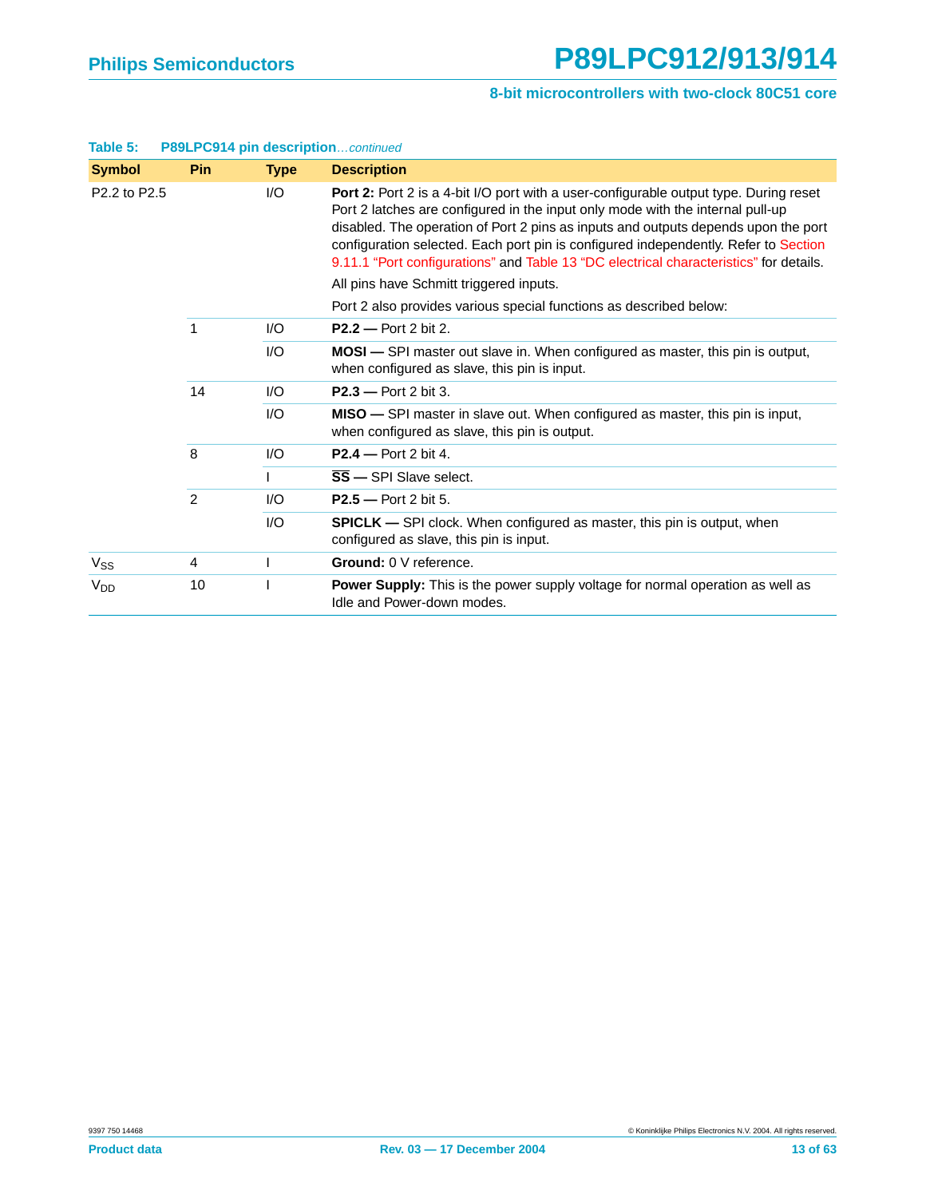**Table 5: P89LPC914 pin description** *...continued*

| Symbol | Pin | Type | Description |
|---|---|---|---|
| P2.2 to P2.5 | | I/O | **Port 2:** Port 2 is a 4-bit I/O port with a user-configurable output type. During reset Port 2 latches are configured in the input only mode with the internal pull-up disabled. The operation of Port 2 pins as inputs and outputs depends upon the port configuration selected. Each port pin is configured independently. Refer to Section 9.11.1 "Port configurations" and Table 13 "DC electrical characteristics" for details. All pins have Schmitt triggered inputs. Port 2 also provides various special functions as described below: |
| | 1 | I/O | **P2.2 —** Port 2 bit 2. |
| | | I/O | **MOSI —** SPI master out slave in. When configured as master, this pin is output, when configured as slave, this pin is input. |
| | 14 | I/O | **P2.3 —** Port 2 bit 3. |
| | | I/O | **MISO —** SPI master in slave out. When configured as master, this pin is input, when configured as slave, this pin is output. |
| | 8 | I/O | **P2.4 —** Port 2 bit 4. |
| | | I | **$\overline{\text{SS}}$ —** SPI Slave select. |
| | 2 | I/O | **P2.5 —** Port 2 bit 5. |
| | | I/O | **SPICLK —** SPI clock. When configured as master, this pin is output, when configured as slave, this pin is input. |
| $V_{SS}$ | 4 | I | **Ground:** 0 V reference. |
| $V_{DD}$ | 10 | I | **Power Supply:** This is the power supply voltage for normal operation as well as Idle and Power-down modes. |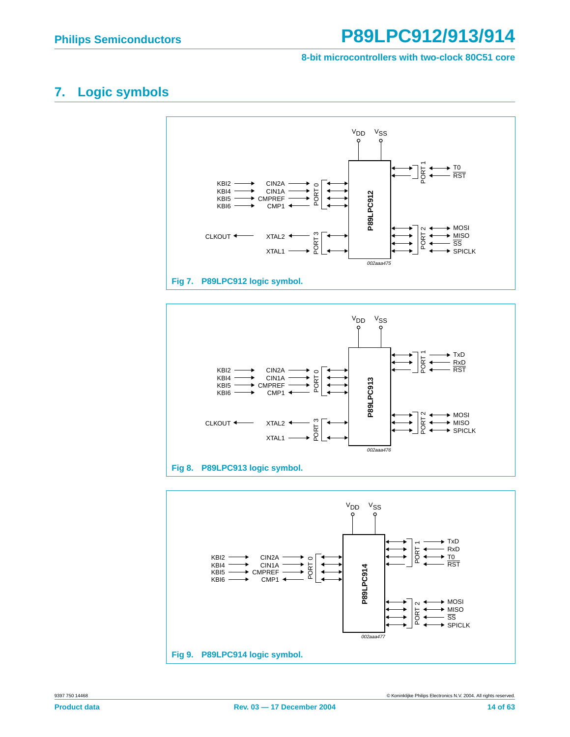## 7. Logic symbols

Fig 7. P89LPC912 logic symbol.

Fig 8. P89LPC913 logic symbol.

Fig 9. P89LPC914 logic symbol.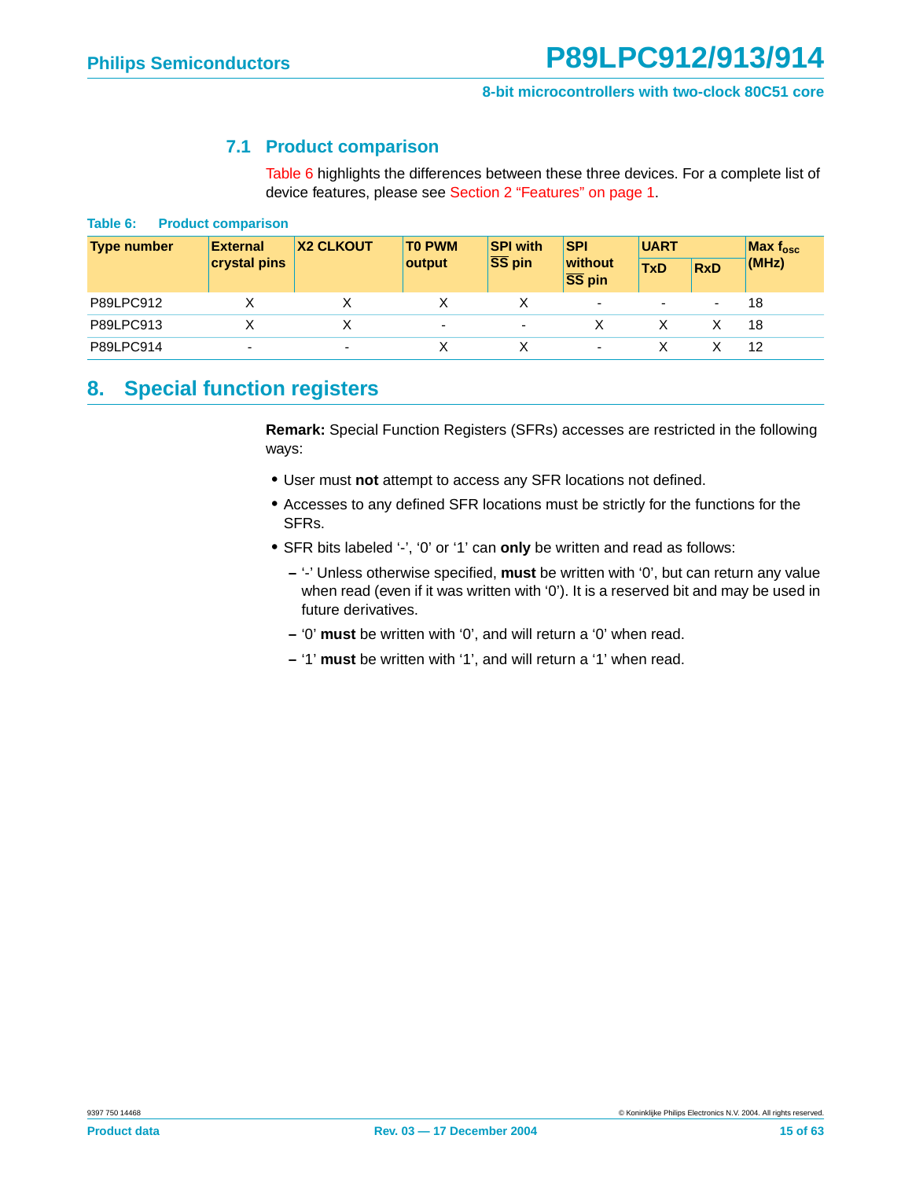### 7.1 Product comparison

Table 6 highlights the differences between these three devices. For a complete list of device features, please see Section 2 "Features" on page 1.

**Table 6: Product comparison**

| Type number | External crystal pins | X2 CLKOUT | T0 PWM output | SPI with $\overline{SS}$ pin | SPI without $\overline{SS}$ pin | UART | | Max $f_{osc}$ (MHz) |
|---|---|---|---|---|---|---|---|---|
| | | | | | | TxD | RxD | |
| P89LPC912 | X | X | X | X | - | - | - | 18 |
| P89LPC913 | X | X | - | - | X | X | X | 18 |
| P89LPC914 | - | - | X | X | - | X | X | 12 |

## 8. Special function registers

**Remark:** Special Function Registers (SFRs) accesses are restricted in the following ways:

- User must **not** attempt to access any SFR locations not defined.
- Accesses to any defined SFR locations must be strictly for the functions for the SFRs.
- SFR bits labeled '-', '0' or '1' can **only** be written and read as follows:
  - '-' Unless otherwise specified, **must** be written with '0', but can return any value when read (even if it was written with '0'). It is a reserved bit and may be used in future derivatives.
  - '0' **must** be written with '0', and will return a '0' when read.
  - '1' **must** be written with '1', and will return a '1' when read.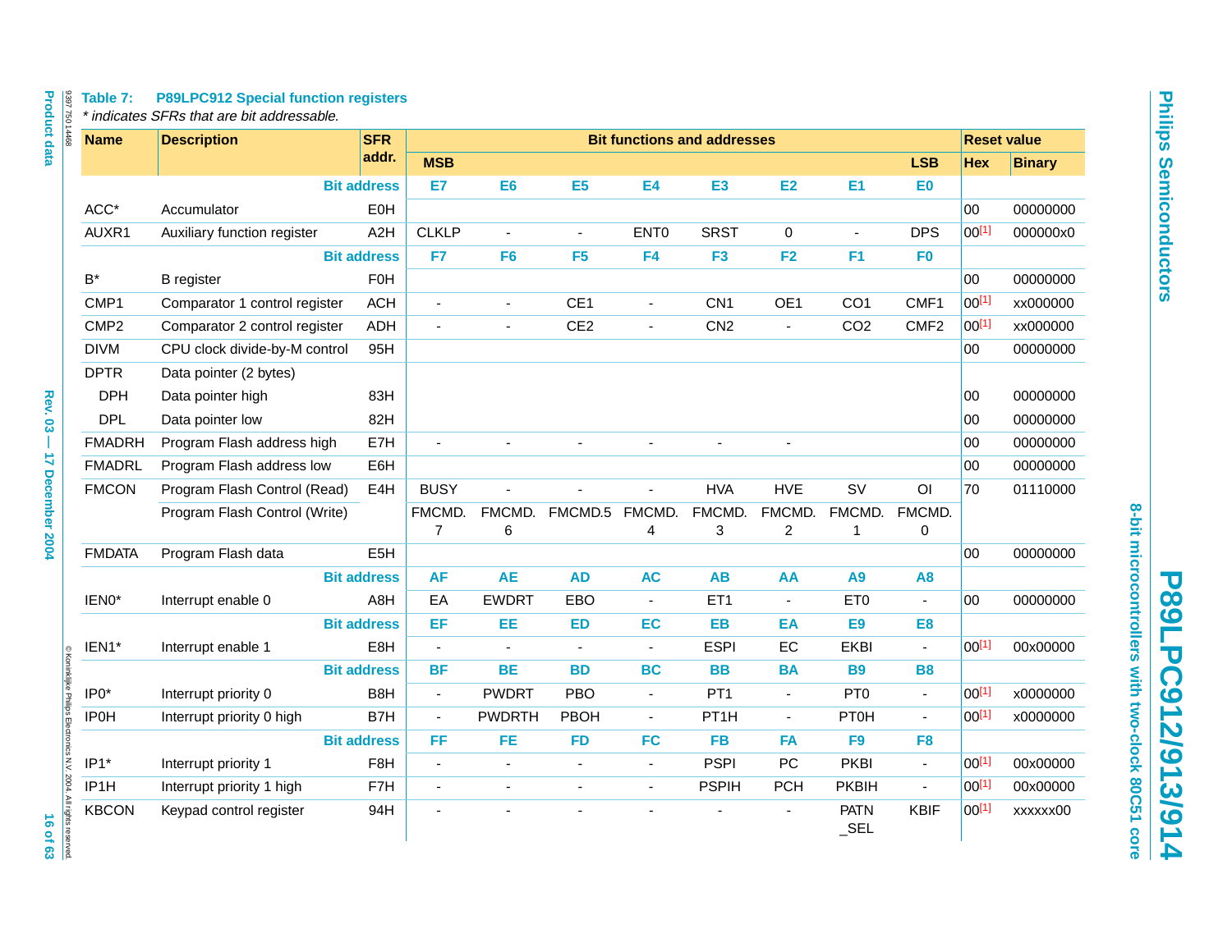**Table 7: P89LPC912 Special function registers**

*\* indicates SFRs that are bit addressable.*

| Name | Description | SFR addr. | Bit functions and addresses | | | | | | | | Reset value | |
|---|---|---|---|---|---|---|---|---|---|---|---|---|
| | | | MSB | | | | | | | LSB | Hex | Binary |
| | | Bit address | E7 | E6 | E5 | E4 | E3 | E2 | E1 | E0 | | |
| ACC* | Accumulator | E0H | | | | | | | | | 00 | 00000000 |
| AUXR1 | Auxiliary function register | A2H | CLKLP | - | - | ENT0 | SRST | 0 | - | DPS | 00[1] | 000000x0 |
| | | Bit address | F7 | F6 | F5 | F4 | F3 | F2 | F1 | F0 | | |
| B* | B register | F0H | | | | | | | | | 00 | 00000000 |
| CMP1 | Comparator 1 control register | ACH | - | - | CE1 | - | CN1 | OE1 | CO1 | CMF1 | 00[1] | xx000000 |
| CMP2 | Comparator 2 control register | ADH | - | - | CE2 | - | CN2 | - | CO2 | CMF2 | 00[1] | xx000000 |
| DIVM | CPU clock divide-by-M control | 95H | | | | | | | | | 00 | 00000000 |
| DPTR | Data pointer (2 bytes) | | | | | | | | | | | |
| DPH | Data pointer high | 83H | | | | | | | | | 00 | 00000000 |
| DPL | Data pointer low | 82H | | | | | | | | | 00 | 00000000 |
| FMADRH | Program Flash address high | E7H | - | - | - | - | - | - | | | 00 | 00000000 |
| FMADRL | Program Flash address low | E6H | | | | | | | | | 00 | 00000000 |
| FMCON | Program Flash Control (Read) | E4H | BUSY | - | - | - | HVA | HVE | SV | OI | 70 | 01110000 |
| | Program Flash Control (Write) | | FMCMD.7 | FMCMD.6 | FMCMD.5 | FMCMD.4 | FMCMD.3 | FMCMD.2 | FMCMD.1 | FMCMD.0 | | |
| FMDATA | Program Flash data | E5H | | | | | | | | | 00 | 00000000 |
| | | Bit address | AF | AE | AD | AC | AB | AA | A9 | A8 | | |
| IEN0* | Interrupt enable 0 | A8H | EA | EWDRT | EBO | - | ET1 | - | ET0 | - | 00 | 00000000 |
| | | Bit address | EF | EE | ED | EC | EB | EA | E9 | E8 | | |
| IEN1* | Interrupt enable 1 | E8H | - | - | - | - | ESPI | EC | EKBI | - | 00[1] | 00x00000 |
| | | Bit address | BF | BE | BD | BC | BB | BA | B9 | B8 | | |
| IP0* | Interrupt priority 0 | B8H | - | PWDRT | PBO | - | PT1 | - | PT0 | - | 00[1] | x0000000 |
| IP0H | Interrupt priority 0 high | B7H | - | PWDRTH | PBOH | - | PT1H | - | PT0H | - | 00[1] | x0000000 |
| | | Bit address | FF | FE | FD | FC | FB | FA | F9 | F8 | | |
| IP1* | Interrupt priority 1 | F8H | - | - | - | - | PSPI | PC | PKBI | - | 00[1] | 00x00000 |
| IP1H | Interrupt priority 1 high | F7H | - | - | - | - | PSPIH | PCH | PKBIH | - | 00[1] | 00x00000 |
| KBCON | Keypad control register | 94H | - | - | - | - | - | - | PATN_SEL | KBIF | 00[1] | xxxxxx00 |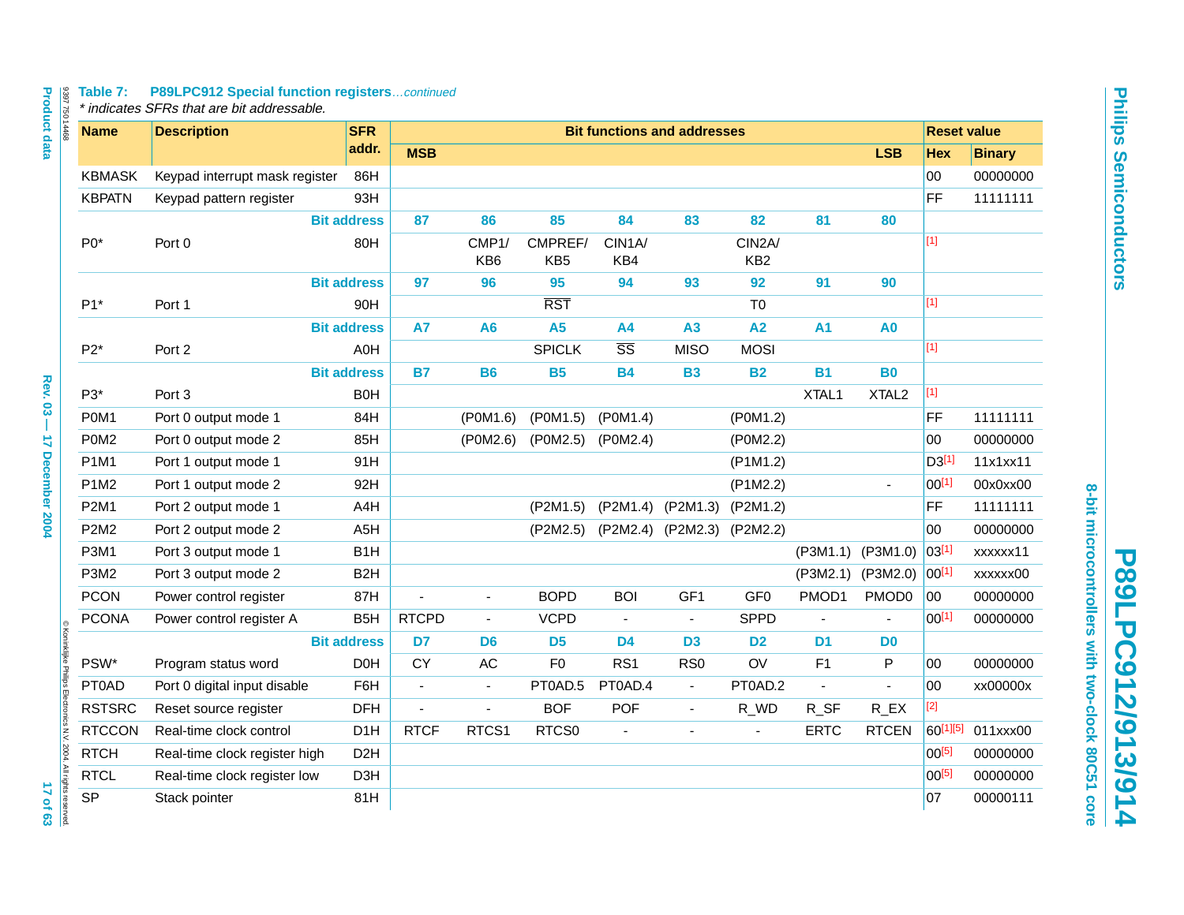**Table 7: P89LPC912 Special function registers**...*continued*

*\* indicates SFRs that are bit addressable.*

| Name | Description | SFR addr. | Bit functions and addresses | | | | | | | | Reset value | |
|---|---|---|---|---|---|---|---|---|---|---|---|---|
| | | | MSB | | | | | | | LSB | Hex | Binary |
| KBMASK | Keypad interrupt mask register | 86H | | | | | | | | | 00 | 00000000 |
| KBPATN | Keypad pattern register | 93H | | | | | | | | | FF | 11111111 |
| | | Bit address | 87 | 86 | 85 | 84 | 83 | 82 | 81 | 80 | | |
| P0* | Port 0 | 80H | | CMP1/ KB6 | CMPREF/ KB5 | CIN1A/ KB4 | | CIN2A/ KB2 | | | [1] | |
| | | Bit address | 97 | 96 | 95 | 94 | 93 | 92 | 91 | 90 | | |
| P1* | Port 1 | 90H | | | $\overline{RST}$ | | | T0 | | | [1] | |
| | | Bit address | A7 | A6 | A5 | A4 | A3 | A2 | A1 | A0 | | |
| P2* | Port 2 | A0H | | | SPICLK | $\overline{SS}$ | MISO | MOSI | | | [1] | |
| | | Bit address | B7 | B6 | B5 | B4 | B3 | B2 | B1 | B0 | | |
| P3* | Port 3 | B0H | | | | | | | XTAL1 | XTAL2 | [1] | |
| P0M1 | Port 0 output mode 1 | 84H | | (P0M1.6) | (P0M1.5) | (P0M1.4) | | (P0M1.2) | | | FF | 11111111 |
| P0M2 | Port 0 output mode 2 | 85H | | (P0M2.6) | (P0M2.5) | (P0M2.4) | | (P0M2.2) | | | 00 | 00000000 |
| P1M1 | Port 1 output mode 1 | 91H | | | | | | (P1M1.2) | | | D3[1] | 11x1xx11 |
| P1M2 | Port 1 output mode 2 | 92H | | | | | | (P1M2.2) | | - | 00[1] | 00x0xx00 |
| P2M1 | Port 2 output mode 1 | A4H | | | (P2M1.5) | (P2M1.4) | (P2M1.3) | (P2M1.2) | | | FF | 11111111 |
| P2M2 | Port 2 output mode 2 | A5H | | | (P2M2.5) | (P2M2.4) | (P2M2.3) | (P2M2.2) | | | 00 | 00000000 |
| P3M1 | Port 3 output mode 1 | B1H | | | | | | | (P3M1.1) | (P3M1.0) | 03[1] | xxxxxx11 |
| P3M2 | Port 3 output mode 2 | B2H | | | | | | | (P3M2.1) | (P3M2.0) | 00[1] | xxxxxx00 |
| PCON | Power control register | 87H | - | - | BOPD | BOI | GF1 | GF0 | PMOD1 | PMOD0 | 00 | 00000000 |
| PCONA | Power control register A | B5H | RTCPD | - | VCPD | - | - | SPPD | - | - | 00[1] | 00000000 |
| | | Bit address | D7 | D6 | D5 | D4 | D3 | D2 | D1 | D0 | | |
| PSW* | Program status word | D0H | CY | AC | F0 | RS1 | RS0 | OV | F1 | P | 00 | 00000000 |
| PT0AD | Port 0 digital input disable | F6H | - | - | PT0AD.5 | PT0AD.4 | - | PT0AD.2 | - | - | 00 | xx00000x |
| RSTSRC | Reset source register | DFH | - | - | BOF | POF | - | R_WD | R_SF | R_EX | [2] | |
| RTCCON | Real-time clock control | D1H | RTCF | RTCS1 | RTCS0 | - | - | - | ERTC | RTCEN | 60[1][5] | 011xxx00 |
| RTCH | Real-time clock register high | D2H | | | | | | | | | 00[5] | 00000000 |
| RTCL | Real-time clock register low | D3H | | | | | | | | | 00[5] | 00000000 |
| SP | Stack pointer | 81H | | | | | | | | | 07 | 00000111 |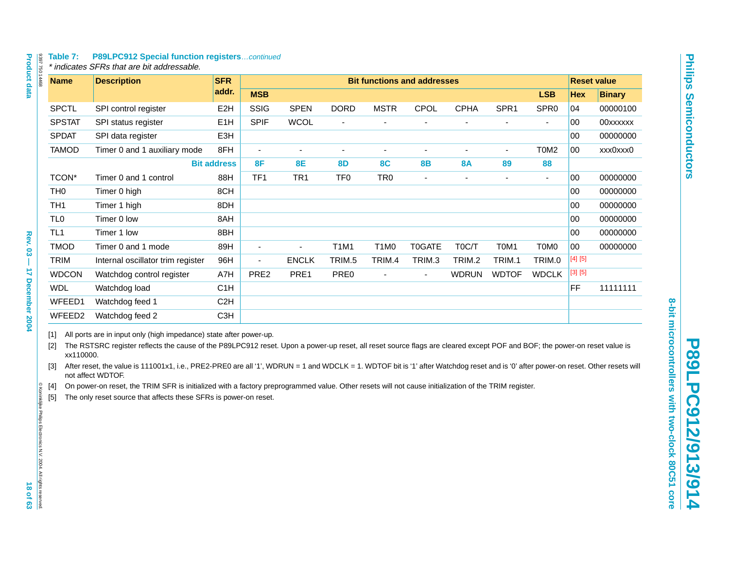**Table 7: P89LPC912 Special function registers**…*continued*

*\* indicates SFRs that are bit addressable.*

| Name | Description | SFR addr. | Bit functions and addresses | | | | | | | | Reset value | |
|---|---|---|---|---|---|---|---|---|---|---|---|---|
| | | | MSB | | | | | | | LSB | Hex | Binary |
| SPCTL | SPI control register | E2H | SSIG | SPEN | DORD | MSTR | CPOL | CPHA | SPR1 | SPR0 | 04 | 00000100 |
| SPSTAT | SPI status register | E1H | SPIF | WCOL | - | - | - | - | - | - | 00 | 00xxxxxx |
| SPDAT | SPI data register | E3H | | | | | | | | | 00 | 00000000 |
| TAMOD | Timer 0 and 1 auxiliary mode | 8FH | - | - | - | - | - | - | - | T0M2 | 00 | xxx0xxx0 |
| | | Bit address | 8F | 8E | 8D | 8C | 8B | 8A | 89 | 88 | | |
| TCON* | Timer 0 and 1 control | 88H | TF1 | TR1 | TF0 | TR0 | - | - | - | - | 00 | 00000000 |
| TH0 | Timer 0 high | 8CH | | | | | | | | | 00 | 00000000 |
| TH1 | Timer 1 high | 8DH | | | | | | | | | 00 | 00000000 |
| TL0 | Timer 0 low | 8AH | | | | | | | | | 00 | 00000000 |
| TL1 | Timer 1 low | 8BH | | | | | | | | | 00 | 00000000 |
| TMOD | Timer 0 and 1 mode | 89H | - | - | T1M1 | T1M0 | T0GATE | T0C/T | T0M1 | T0M0 | 00 | 00000000 |
| TRIM | Internal oscillator trim register | 96H | - | ENCLK | TRIM.5 | TRIM.4 | TRIM.3 | TRIM.2 | TRIM.1 | TRIM.0 | [4] [5] | |
| WDCON | Watchdog control register | A7H | PRE2 | PRE1 | PRE0 | - | - | WDRUN | WDTOF | WDCLK | [3] [5] | |
| WDL | Watchdog load | C1H | | | | | | | | | FF | 11111111 |
| WFEED1 | Watchdog feed 1 | C2H | | | | | | | | | | |
| WFEED2 | Watchdog feed 2 | C3H | | | | | | | | | | |

[1] All ports are in input only (high impedance) state after power-up.

[2] The RSTSRC register reflects the cause of the P89LPC912 reset. Upon a power-up reset, all reset source flags are cleared except POF and BOF; the power-on reset value is xx110000.

[3] After reset, the value is 111001x1, i.e., PRE2-PRE0 are all '1', WDRUN = 1 and WDCLK = 1. WDTOF bit is '1' after Watchdog reset and is '0' after power-on reset. Other resets will not affect WDTOF.

[4] On power-on reset, the TRIM SFR is initialized with a factory preprogrammed value. Other resets will not cause initialization of the TRIM register.

[5] The only reset source that affects these SFRs is power-on reset.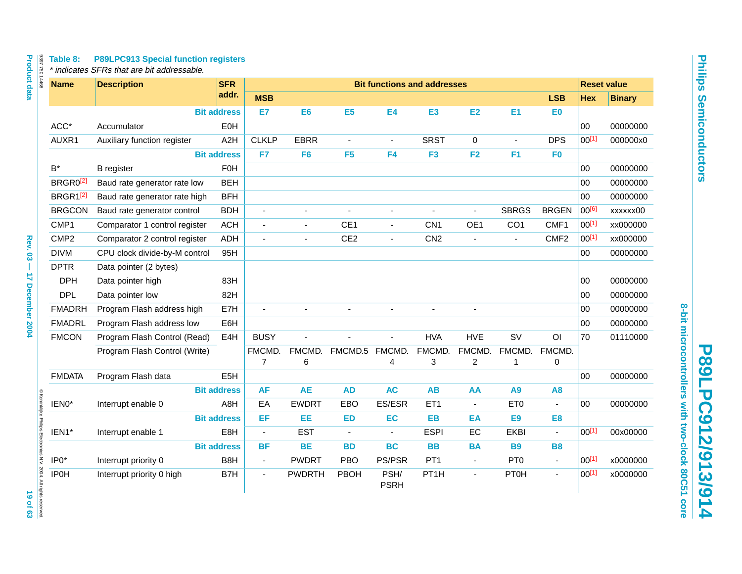**Table 8: P89LPC913 Special function registers**

*\* indicates SFRs that are bit addressable.*

| Name | Description | SFR addr. | Bit functions and addresses | | | | | | | | Reset value | |
|---|---|---|---|---|---|---|---|---|---|---|---|---|
| | | | MSB | | | | | | | LSB | Hex | Binary |
| | | Bit address | E7 | E6 | E5 | E4 | E3 | E2 | E1 | E0 | | |
| ACC* | Accumulator | E0H | | | | | | | | | 00 | 00000000 |
| AUXR1 | Auxiliary function register | A2H | CLKLP | EBRR | - | - | SRST | 0 | - | DPS | 00[1] | 000000x0 |
| | | Bit address | F7 | F6 | F5 | F4 | F3 | F2 | F1 | F0 | | |
| B* | B register | F0H | | | | | | | | | 00 | 00000000 |
| BRGR0[2] | Baud rate generator rate low | BEH | | | | | | | | | 00 | 00000000 |
| BRGR1[2] | Baud rate generator rate high | BFH | | | | | | | | | 00 | 00000000 |
| BRGCON | Baud rate generator control | BDH | - | - | - | - | - | - | SBRGS | BRGEN | 00[6] | xxxxxx00 |
| CMP1 | Comparator 1 control register | ACH | - | - | CE1 | - | CN1 | OE1 | CO1 | CMF1 | 00[1] | xx000000 |
| CMP2 | Comparator 2 control register | ADH | - | - | CE2 | - | CN2 | - | - | CMF2 | 00[1] | xx000000 |
| DIVM | CPU clock divide-by-M control | 95H | | | | | | | | | 00 | 00000000 |
| DPTR | Data pointer (2 bytes) | | | | | | | | | | | |
| DPH | Data pointer high | 83H | | | | | | | | | 00 | 00000000 |
| DPL | Data pointer low | 82H | | | | | | | | | 00 | 00000000 |
| FMADRH | Program Flash address high | E7H | - | - | - | - | - | - | | | 00 | 00000000 |
| FMADRL | Program Flash address low | E6H | | | | | | | | | 00 | 00000000 |
| FMCON | Program Flash Control (Read) | E4H | BUSY | - | - | - | HVA | HVE | SV | OI | 70 | 01110000 |
| | Program Flash Control (Write) | | FMCMD.7 | FMCMD.6 | FMCMD.5 | FMCMD.4 | FMCMD.3 | FMCMD.2 | FMCMD.1 | FMCMD.0 | | |
| FMDATA | Program Flash data | E5H | | | | | | | | | 00 | 00000000 |
| | | Bit address | AF | AE | AD | AC | AB | AA | A9 | A8 | | |
| IEN0* | Interrupt enable 0 | A8H | EA | EWDRT | EBO | ES/ESR | ET1 | - | ET0 | - | 00 | 00000000 |
| | | Bit address | EF | EE | ED | EC | EB | EA | E9 | E8 | | |
| IEN1* | Interrupt enable 1 | E8H | - | EST | - | - | ESPI | EC | EKBI | - | 00[1] | 00x00000 |
| | | Bit address | BF | BE | BD | BC | BB | BA | B9 | B8 | | |
| IP0* | Interrupt priority 0 | B8H | - | PWDRT | PBO | PS/PSR | PT1 | - | PT0 | - | 00[1] | x0000000 |
| IP0H | Interrupt priority 0 high | B7H | - | PWDRTH | PBOH | PSH/PSRH | PT1H | - | PT0H | - | 00[1] | x0000000 |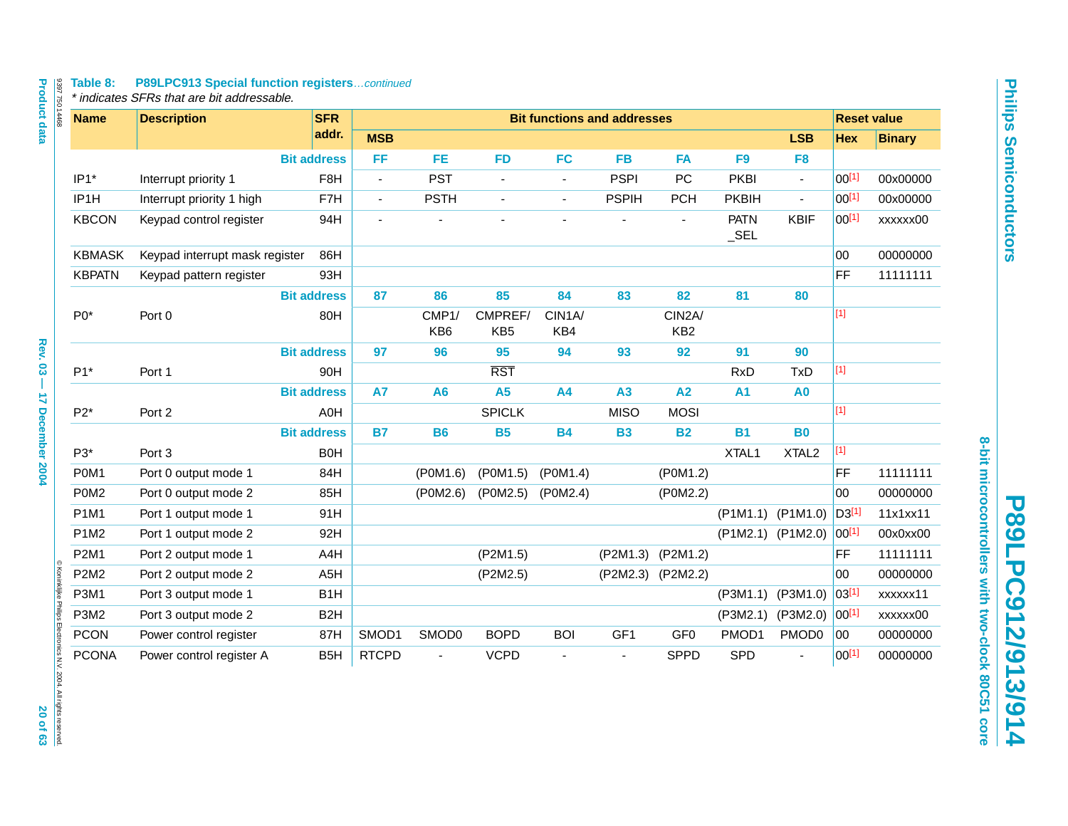**Table 8: P89LPC913 Special function registers** *…continued*

*\* indicates SFRs that are bit addressable.*

| Name | Description | SFR addr. | Bit functions and addresses | | | | | | | | Reset value | |
|---|---|---|---|---|---|---|---|---|---|---|---|---|
| | | | MSB | | | | | | | LSB | Hex | Binary |
| | | Bit address | FF | FE | FD | FC | FB | FA | F9 | F8 | | |
| IP1* | Interrupt priority 1 | F8H | - | PST | - | - | PSPI | PC | PKBI | - | 00[1] | 00x00000 |
| IP1H | Interrupt priority 1 high | F7H | - | PSTH | - | - | PSPIH | PCH | PKBIH | - | 00[1] | 00x00000 |
| KBCON | Keypad control register | 94H | - | - | - | - | - | - | PATN_SEL | KBIF | 00[1] | xxxxxx00 |
| KBMASK | Keypad interrupt mask register | 86H | | | | | | | | | 00 | 00000000 |
| KBPATN | Keypad pattern register | 93H | | | | | | | | | FF | 11111111 |
| | | Bit address | 87 | 86 | 85 | 84 | 83 | 82 | 81 | 80 | | |
| P0* | Port 0 | 80H | | CMP1/ KB6 | CMPREF/ KB5 | CIN1A/ KB4 | | CIN2A/ KB2 | | | [1] | |
| | | Bit address | 97 | 96 | 95 | 94 | 93 | 92 | 91 | 90 | | |
| P1* | Port 1 | 90H | | | $\overline{RST}$ | | | | RxD | TxD | [1] | |
| | | Bit address | A7 | A6 | A5 | A4 | A3 | A2 | A1 | A0 | | |
| P2* | Port 2 | A0H | | | SPICLK | | MISO | MOSI | | | [1] | |
| | | Bit address | B7 | B6 | B5 | B4 | B3 | B2 | B1 | B0 | | |
| P3* | Port 3 | B0H | | | | | | | XTAL1 | XTAL2 | [1] | |
| P0M1 | Port 0 output mode 1 | 84H | | (P0M1.6) | (P0M1.5) | (P0M1.4) | | (P0M1.2) | | | FF | 11111111 |
| P0M2 | Port 0 output mode 2 | 85H | | (P0M2.6) | (P0M2.5) | (P0M2.4) | | (P0M2.2) | | | 00 | 00000000 |
| P1M1 | Port 1 output mode 1 | 91H | | | | | | | (P1M1.1) | (P1M1.0) | D3[1] | 11x1xx11 |
| P1M2 | Port 1 output mode 2 | 92H | | | | | | | (P1M2.1) | (P1M2.0) | 00[1] | 00x0xx00 |
| P2M1 | Port 2 output mode 1 | A4H | | | (P2M1.5) | | (P2M1.3) | (P2M1.2) | | | FF | 11111111 |
| P2M2 | Port 2 output mode 2 | A5H | | | (P2M2.5) | | (P2M2.3) | (P2M2.2) | | | 00 | 00000000 |
| P3M1 | Port 3 output mode 1 | B1H | | | | | | | (P3M1.1) | (P3M1.0) | 03[1] | xxxxxx11 |
| P3M2 | Port 3 output mode 2 | B2H | | | | | | | (P3M2.1) | (P3M2.0) | 00[1] | xxxxxx00 |
| PCON | Power control register | 87H | SMOD1 | SMOD0 | BOPD | BOI | GF1 | GF0 | PMOD1 | PMOD0 | 00 | 00000000 |
| PCONA | Power control register A | B5H | RTCPD | - | VCPD | - | - | SPPD | SPD | - | 00[1] | 00000000 |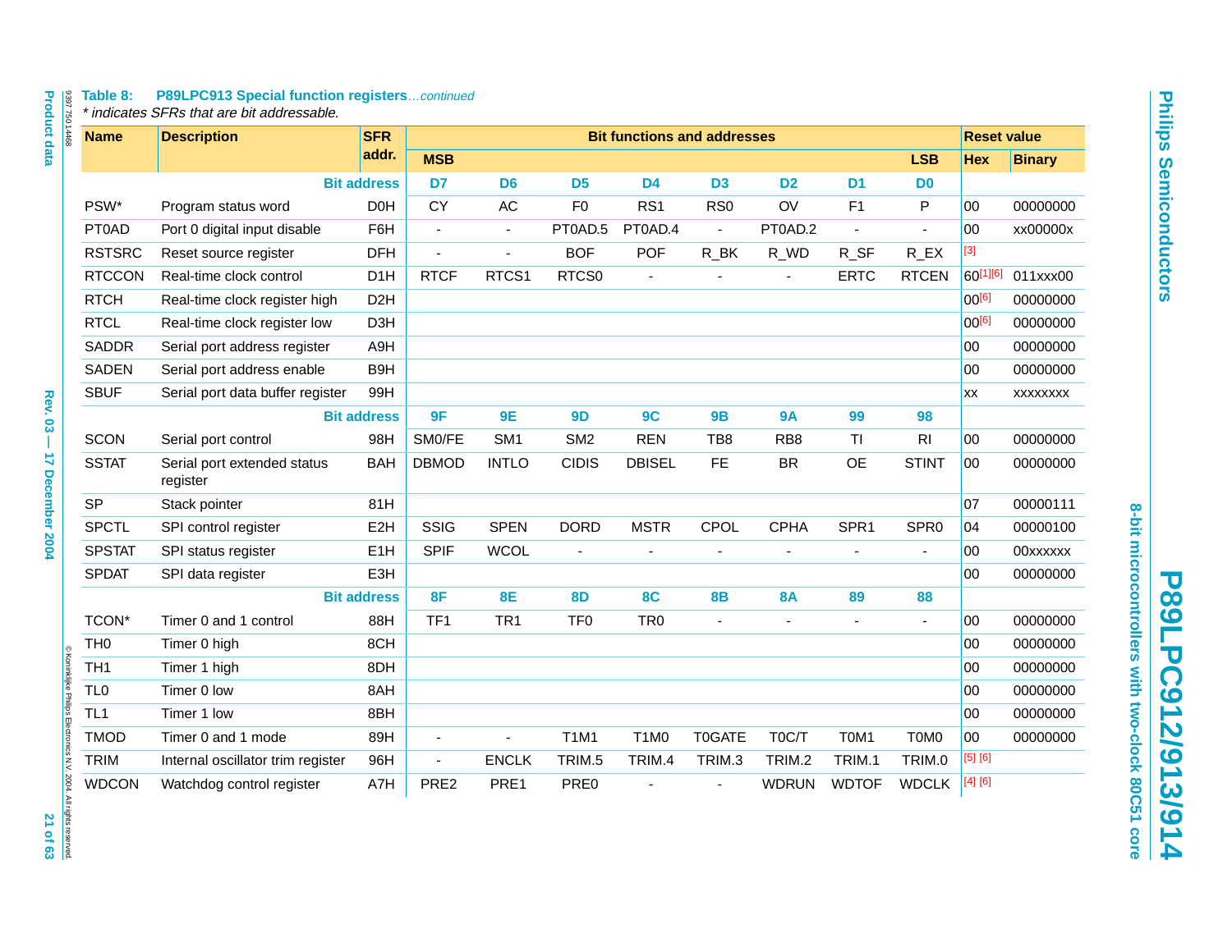**Table 8: P89LPC913 Special function registers**...*continued*

*\* indicates SFRs that are bit addressable.*

| Name | Description | SFR addr. | Bit functions and addresses | | | | | | | | Reset value | |
|---|---|---|---|---|---|---|---|---|---|---|---|---|
| | | | MSB | | | | | | | LSB | Hex | Binary |
| | | Bit address | D7 | D6 | D5 | D4 | D3 | D2 | D1 | D0 | | |
| PSW* | Program status word | D0H | CY | AC | F0 | RS1 | RS0 | OV | F1 | P | 00 | 00000000 |
| PT0AD | Port 0 digital input disable | F6H | - | - | PT0AD.5 | PT0AD.4 | - | PT0AD.2 | - | - | 00 | xx00000x |
| RSTSRC | Reset source register | DFH | - | - | BOF | POF | R_BK | R_WD | R_SF | R_EX | [3] | |
| RTCCON | Real-time clock control | D1H | RTCF | RTCS1 | RTCS0 | - | - | - | ERTC | RTCEN | 60[1][6] | 011xxx00 |
| RTCH | Real-time clock register high | D2H | | | | | | | | | 00[6] | 00000000 |
| RTCL | Real-time clock register low | D3H | | | | | | | | | 00[6] | 00000000 |
| SADDR | Serial port address register | A9H | | | | | | | | | 00 | 00000000 |
| SADEN | Serial port address enable | B9H | | | | | | | | | 00 | 00000000 |
| SBUF | Serial port data buffer register | 99H | | | | | | | | | xx | xxxxxxxx |
| | | Bit address | 9F | 9E | 9D | 9C | 9B | 9A | 99 | 98 | | |
| SCON | Serial port control | 98H | SM0/FE | SM1 | SM2 | REN | TB8 | RB8 | TI | RI | 00 | 00000000 |
| SSTAT | Serial port extended status register | BAH | DBMOD | INTLO | CIDIS | DBISEL | FE | BR | OE | STINT | 00 | 00000000 |
| SP | Stack pointer | 81H | | | | | | | | | 07 | 00000111 |
| SPCTL | SPI control register | E2H | SSIG | SPEN | DORD | MSTR | CPOL | CPHA | SPR1 | SPR0 | 04 | 00000100 |
| SPSTAT | SPI status register | E1H | SPIF | WCOL | - | - | - | - | - | - | 00 | 00xxxxxx |
| SPDAT | SPI data register | E3H | | | | | | | | | 00 | 00000000 |
| | | Bit address | 8F | 8E | 8D | 8C | 8B | 8A | 89 | 88 | | |
| TCON* | Timer 0 and 1 control | 88H | TF1 | TR1 | TF0 | TR0 | - | - | - | - | 00 | 00000000 |
| TH0 | Timer 0 high | 8CH | | | | | | | | | 00 | 00000000 |
| TH1 | Timer 1 high | 8DH | | | | | | | | | 00 | 00000000 |
| TL0 | Timer 0 low | 8AH | | | | | | | | | 00 | 00000000 |
| TL1 | Timer 1 low | 8BH | | | | | | | | | 00 | 00000000 |
| TMOD | Timer 0 and 1 mode | 89H | - | - | T1M1 | T1M0 | T0GATE | T0C/T | T0M1 | T0M0 | 00 | 00000000 |
| TRIM | Internal oscillator trim register | 96H | - | ENCLK | TRIM.5 | TRIM.4 | TRIM.3 | TRIM.2 | TRIM.1 | TRIM.0 | [5] [6] | |
| WDCON | Watchdog control register | A7H | PRE2 | PRE1 | PRE0 | - | - | WDRUN | WDTOF | WDCLK | [4] [6] | |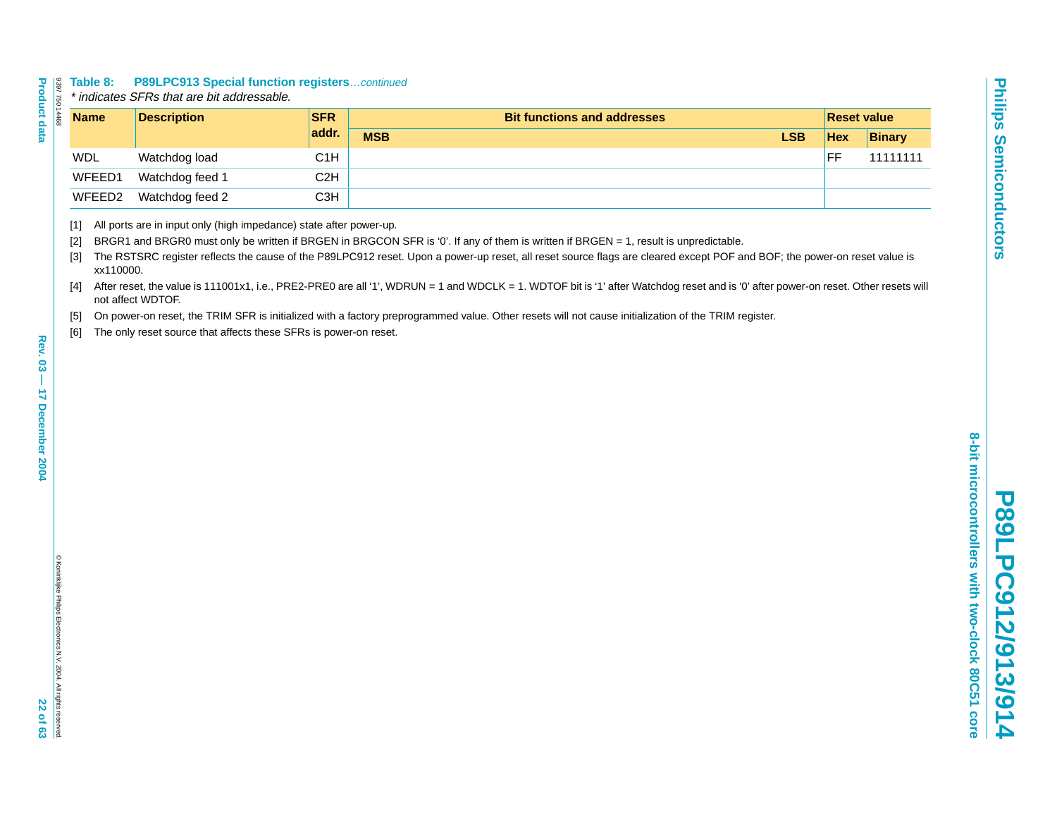**Table 8: P89LPC913 Special function registers**...*continued*

*\* indicates SFRs that are bit addressable.*

| Name | Description | SFR addr. | Bit functions and addresses | | Reset value | |
|---|---|---|---|---|---|---|
| | | | MSB | LSB | Hex | Binary |
| WDL | Watchdog load | C1H | | | FF | 11111111 |
| WFEED1 | Watchdog feed 1 | C2H | | | | |
| WFEED2 | Watchdog feed 2 | C3H | | | | |

[1] All ports are in input only (high impedance) state after power-up.

[2] BRGR1 and BRGR0 must only be written if BRGEN in BRGCON SFR is '0'. If any of them is written if BRGEN = 1, result is unpredictable.

[3] The RSTSRC register reflects the cause of the P89LPC912 reset. Upon a power-up reset, all reset source flags are cleared except POF and BOF; the power-on reset value is xx110000.

[4] After reset, the value is 111001x1, i.e., PRE2-PRE0 are all '1', WDRUN = 1 and WDCLK = 1. WDTOF bit is '1' after Watchdog reset and is '0' after power-on reset. Other resets will not affect WDTOF.

[5] On power-on reset, the TRIM SFR is initialized with a factory preprogrammed value. Other resets will not cause initialization of the TRIM register.

[6] The only reset source that affects these SFRs is power-on reset.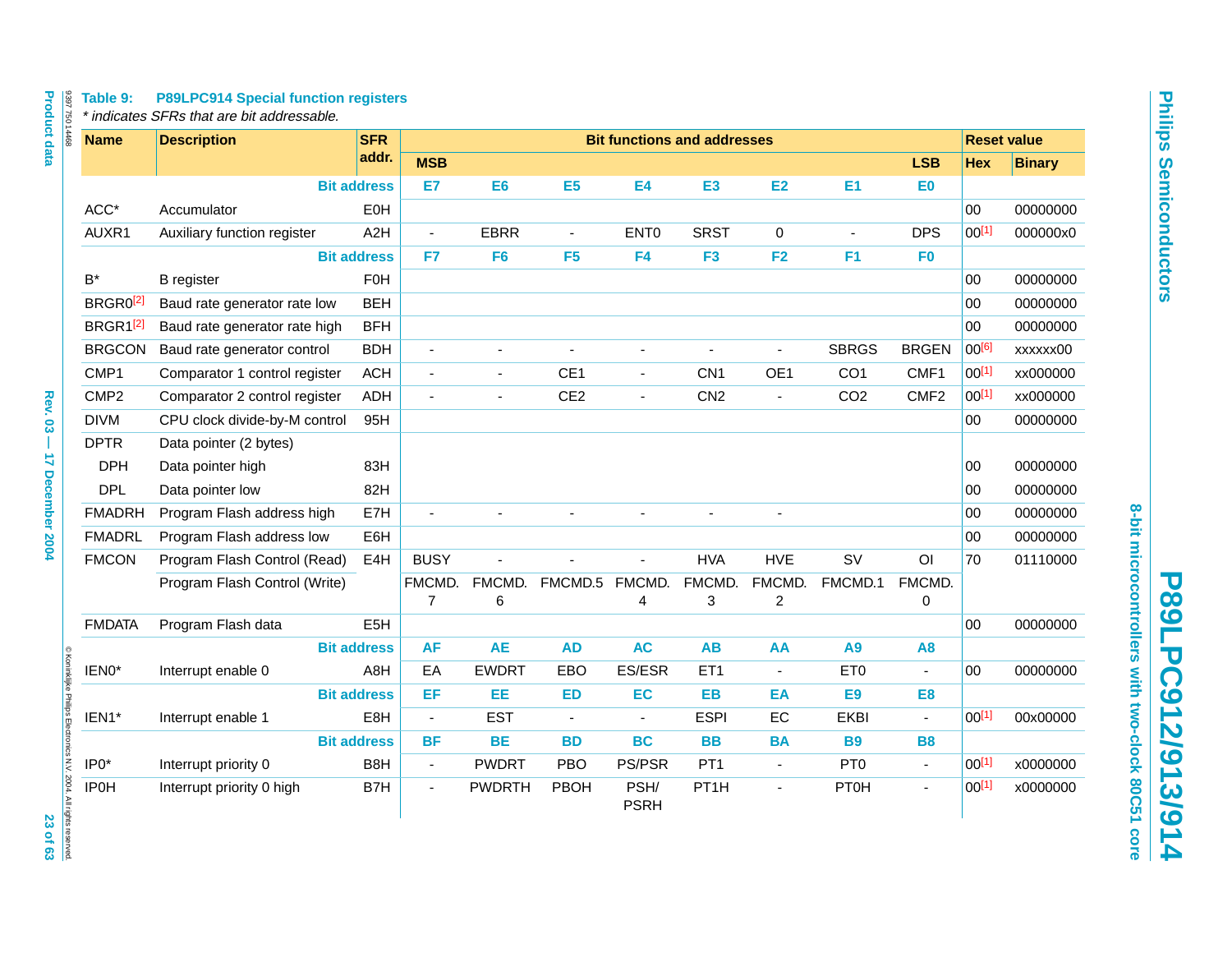**Table 9: P89LPC914 Special function registers**

*\* indicates SFRs that are bit addressable.*

| Name | Description | SFR addr. | Bit functions and addresses | | | | | | | | Reset value | |
|---|---|---|---|---|---|---|---|---|---|---|---|---|
| | | | MSB | | | | | | | LSB | Hex | Binary |
| | | Bit address | E7 | E6 | E5 | E4 | E3 | E2 | E1 | E0 | | |
| ACC* | Accumulator | E0H | | | | | | | | | 00 | 00000000 |
| AUXR1 | Auxiliary function register | A2H | - | EBRR | - | ENT0 | SRST | 0 | - | DPS | 00[1] | 000000x0 |
| | | Bit address | F7 | F6 | F5 | F4 | F3 | F2 | F1 | F0 | | |
| B* | B register | F0H | | | | | | | | | 00 | 00000000 |
| BRGR0[2] | Baud rate generator rate low | BEH | | | | | | | | | 00 | 00000000 |
| BRGR1[2] | Baud rate generator rate high | BFH | | | | | | | | | 00 | 00000000 |
| BRGCON | Baud rate generator control | BDH | - | - | - | - | - | - | SBRGS | BRGEN | 00[6] | xxxxxx00 |
| CMP1 | Comparator 1 control register | ACH | - | - | CE1 | - | CN1 | OE1 | CO1 | CMF1 | 00[1] | xx000000 |
| CMP2 | Comparator 2 control register | ADH | - | - | CE2 | - | CN2 | - | CO2 | CMF2 | 00[1] | xx000000 |
| DIVM | CPU clock divide-by-M control | 95H | | | | | | | | | 00 | 00000000 |
| DPTR | Data pointer (2 bytes) | | | | | | | | | | | |
| DPH | Data pointer high | 83H | | | | | | | | | 00 | 00000000 |
| DPL | Data pointer low | 82H | | | | | | | | | 00 | 00000000 |
| FMADRH | Program Flash address high | E7H | - | - | - | - | - | - | | | 00 | 00000000 |
| FMADRL | Program Flash address low | E6H | | | | | | | | | 00 | 00000000 |
| FMCON | Program Flash Control (Read) | E4H | BUSY | - | - | - | HVA | HVE | SV | OI | 70 | 01110000 |
| | Program Flash Control (Write) | | FMCMD.7 | FMCMD.6 | FMCMD.5 | FMCMD.4 | FMCMD.3 | FMCMD.2 | FMCMD.1 | FMCMD.0 | | |
| FMDATA | Program Flash data | E5H | | | | | | | | | 00 | 00000000 |
| | | Bit address | AF | AE | AD | AC | AB | AA | A9 | A8 | | |
| IEN0* | Interrupt enable 0 | A8H | EA | EWDRT | EBO | ES/ESR | ET1 | - | ET0 | - | 00 | 00000000 |
| | | Bit address | EF | EE | ED | EC | EB | EA | E9 | E8 | | |
| IEN1* | Interrupt enable 1 | E8H | - | EST | - | - | ESPI | EC | EKBI | - | 00[1] | 00x00000 |
| | | Bit address | BF | BE | BD | BC | BB | BA | B9 | B8 | | |
| IP0* | Interrupt priority 0 | B8H | - | PWDRT | PBO | PS/PSR | PT1 | - | PT0 | - | 00[1] | x0000000 |
| IP0H | Interrupt priority 0 high | B7H | - | PWDRTH | PBOH | PSH/ PSRH | PT1H | - | PT0H | - | 00[1] | x0000000 |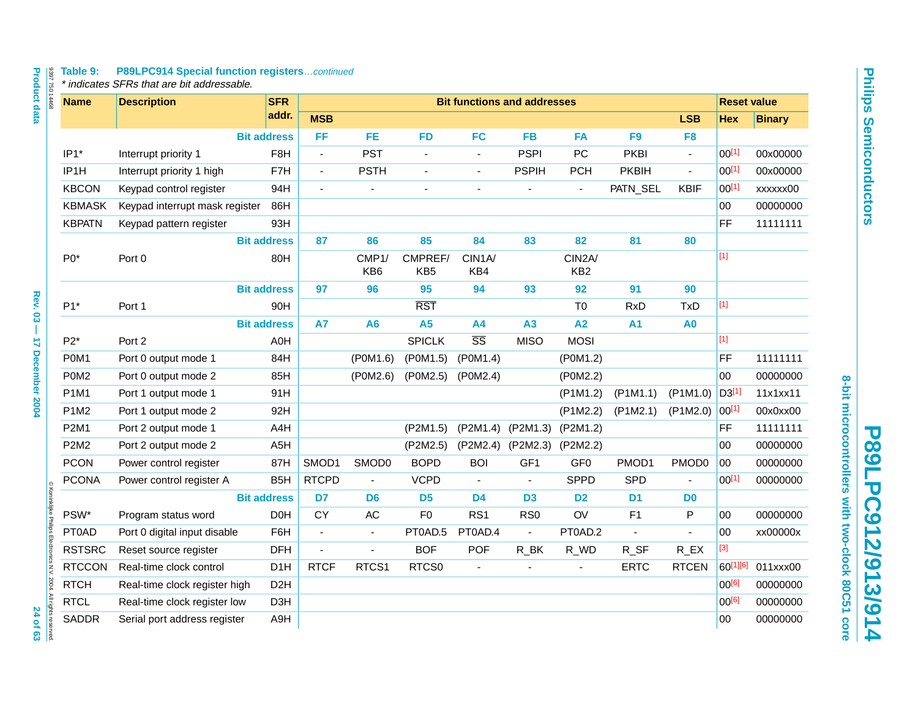**Table 9: P89LPC914 Special function registers**...*continued*

\* indicates SFRs that are bit addressable.

| Name | Description | SFR addr. | Bit functions and addresses | | | | | | | | Reset value | |
|---|---|---|---|---|---|---|---|---|---|---|---|---|
| | | | MSB | | | | | | | LSB | Hex | Binary |
| | | Bit address | FF | FE | FD | FC | FB | FA | F9 | F8 | | |
| IP1* | Interrupt priority 1 | F8H | - | PST | - | - | PSPI | PC | PKBI | - | 00[1] | 00x00000 |
| IP1H | Interrupt priority 1 high | F7H | - | PSTH | - | - | PSPIH | PCH | PKBIH | - | 00[1] | 00x00000 |
| KBCON | Keypad control register | 94H | - | - | - | - | - | - | PATN_SEL | KBIF | 00[1] | xxxxxx00 |
| KBMASK | Keypad interrupt mask register | 86H | | | | | | | | | 00 | 00000000 |
| KBPATN | Keypad pattern register | 93H | | | | | | | | | FF | 11111111 |
| | | Bit address | 87 | 86 | 85 | 84 | 83 | 82 | 81 | 80 | | |
| P0* | Port 0 | 80H | | CMP1/ KB6 | CMPREF/ KB5 | CIN1A/ KB4 | | CIN2A/ KB2 | | | [1] | |
| | | Bit address | 97 | 96 | 95 | 94 | 93 | 92 | 91 | 90 | | |
| P1* | Port 1 | 90H | | | $\overline{RST}$ | | | T0 | RxD | TxD | [1] | |
| | | Bit address | A7 | A6 | A5 | A4 | A3 | A2 | A1 | A0 | | |
| P2* | Port 2 | A0H | | | SPICLK | $\overline{SS}$ | MISO | MOSI | | | [1] | |
| P0M1 | Port 0 output mode 1 | 84H | | (P0M1.6) | (P0M1.5) | (P0M1.4) | | (P0M1.2) | | | FF | 11111111 |
| P0M2 | Port 0 output mode 2 | 85H | | (P0M2.6) | (P0M2.5) | (P0M2.4) | | (P0M2.2) | | | 00 | 00000000 |
| P1M1 | Port 1 output mode 1 | 91H | | | | | | (P1M1.2) | (P1M1.1) | (P1M1.0) | D3[1] | 11x1xx11 |
| P1M2 | Port 1 output mode 2 | 92H | | | | | | (P1M2.2) | (P1M2.1) | (P1M2.0) | 00[1] | 00x0xx00 |
| P2M1 | Port 2 output mode 1 | A4H | | | (P2M1.5) | (P2M1.4) | (P2M1.3) | (P2M1.2) | | | FF | 11111111 |
| P2M2 | Port 2 output mode 2 | A5H | | | (P2M2.5) | (P2M2.4) | (P2M2.3) | (P2M2.2) | | | 00 | 00000000 |
| PCON | Power control register | 87H | SMOD1 | SMOD0 | BOPD | BOI | GF1 | GF0 | PMOD1 | PMOD0 | 00 | 00000000 |
| PCONA | Power control register A | B5H | RTCPD | - | VCPD | - | - | SPPD | SPD | - | 00[1] | 00000000 |
| | | Bit address | D7 | D6 | D5 | D4 | D3 | D2 | D1 | D0 | | |
| PSW* | Program status word | D0H | CY | AC | F0 | RS1 | RS0 | OV | F1 | P | 00 | 00000000 |
| PT0AD | Port 0 digital input disable | F6H | - | - | PT0AD.5 | PT0AD.4 | - | PT0AD.2 | - | - | 00 | xx00000x |
| RSTSRC | Reset source register | DFH | - | - | BOF | POF | R_BK | R_WD | R_SF | R_EX | [3] | |
| RTCCON | Real-time clock control | D1H | RTCF | RTCS1 | RTCS0 | - | - | - | ERTC | RTCEN | 60[1][6] | 011xxx00 |
| RTCH | Real-time clock register high | D2H | | | | | | | | | 00[6] | 00000000 |
| RTCL | Real-time clock register low | D3H | | | | | | | | | 00[6] | 00000000 |
| SADDR | Serial port address register | A9H | | | | | | | | | 00 | 00000000 |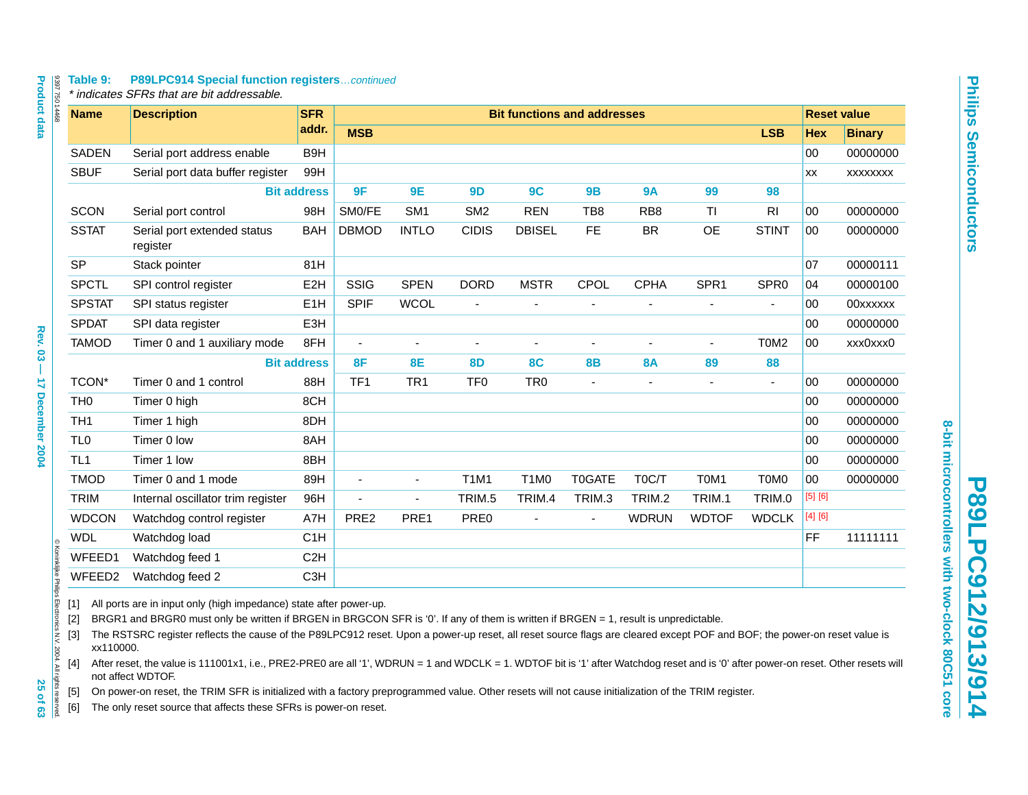**Table 9: P89LPC914 Special function registers**...*continued*

*\* indicates SFRs that are bit addressable.*

| Name | Description | SFR addr. | Bit functions and addresses | | | | | | | | Reset value | |
|---|---|---|---|---|---|---|---|---|---|---|---|---|
| | | | MSB | | | | | | | LSB | Hex | Binary |
| SADEN | Serial port address enable | B9H | | | | | | | | | 00 | 00000000 |
| SBUF | Serial port data buffer register | 99H | | | | | | | | | xx | xxxxxxxx |
| | | Bit address | 9F | 9E | 9D | 9C | 9B | 9A | 99 | 98 | | |
| SCON | Serial port control | 98H | SM0/FE | SM1 | SM2 | REN | TB8 | RB8 | TI | RI | 00 | 00000000 |
| SSTAT | Serial port extended status register | BAH | DBMOD | INTLO | CIDIS | DBISEL | FE | BR | OE | STINT | 00 | 00000000 |
| SP | Stack pointer | 81H | | | | | | | | | 07 | 00000111 |
| SPCTL | SPI control register | E2H | SSIG | SPEN | DORD | MSTR | CPOL | CPHA | SPR1 | SPR0 | 04 | 00000100 |
| SPSTAT | SPI status register | E1H | SPIF | WCOL | - | - | - | - | - | - | 00 | 00xxxxxx |
| SPDAT | SPI data register | E3H | | | | | | | | | 00 | 00000000 |
| TAMOD | Timer 0 and 1 auxiliary mode | 8FH | - | - | - | - | - | - | - | T0M2 | 00 | xxx0xxx0 |
| | | Bit address | 8F | 8E | 8D | 8C | 8B | 8A | 89 | 88 | | |
| TCON* | Timer 0 and 1 control | 88H | TF1 | TR1 | TF0 | TR0 | - | - | - | - | 00 | 00000000 |
| TH0 | Timer 0 high | 8CH | | | | | | | | | 00 | 00000000 |
| TH1 | Timer 1 high | 8DH | | | | | | | | | 00 | 00000000 |
| TL0 | Timer 0 low | 8AH | | | | | | | | | 00 | 00000000 |
| TL1 | Timer 1 low | 8BH | | | | | | | | | 00 | 00000000 |
| TMOD | Timer 0 and 1 mode | 89H | - | - | T1M1 | T1M0 | T0GATE | T0C/T | T0M1 | T0M0 | 00 | 00000000 |
| TRIM | Internal oscillator trim register | 96H | - | - | TRIM.5 | TRIM.4 | TRIM.3 | TRIM.2 | TRIM.1 | TRIM.0 | [5] [6] | |
| WDCON | Watchdog control register | A7H | PRE2 | PRE1 | PRE0 | - | - | WDRUN | WDTOF | WDCLK | [4] [6] | |
| WDL | Watchdog load | C1H | | | | | | | | | FF | 11111111 |
| WFEED1 | Watchdog feed 1 | C2H | | | | | | | | | | |
| WFEED2 | Watchdog feed 2 | C3H | | | | | | | | | | |

[1] All ports are in input only (high impedance) state after power-up.

[2] BRGR1 and BRGR0 must only be written if BRGEN in BRGCON SFR is '0'. If any of them is written if BRGEN = 1, result is unpredictable.

[3] The RSTSRC register reflects the cause of the P89LPC912 reset. Upon a power-up reset, all reset source flags are cleared except POF and BOF; the power-on reset value is xx110000.

[4] After reset, the value is 111001x1, i.e., PRE2-PRE0 are all '1', WDRUN = 1 and WDCLK = 1. WDTOF bit is '1' after Watchdog reset and is '0' after power-on reset. Other resets will not affect WDTOF.

[5] On power-on reset, the TRIM SFR is initialized with a factory preprogrammed value. Other resets will not cause initialization of the TRIM register.

[6] The only reset source that affects these SFRs is power-on reset.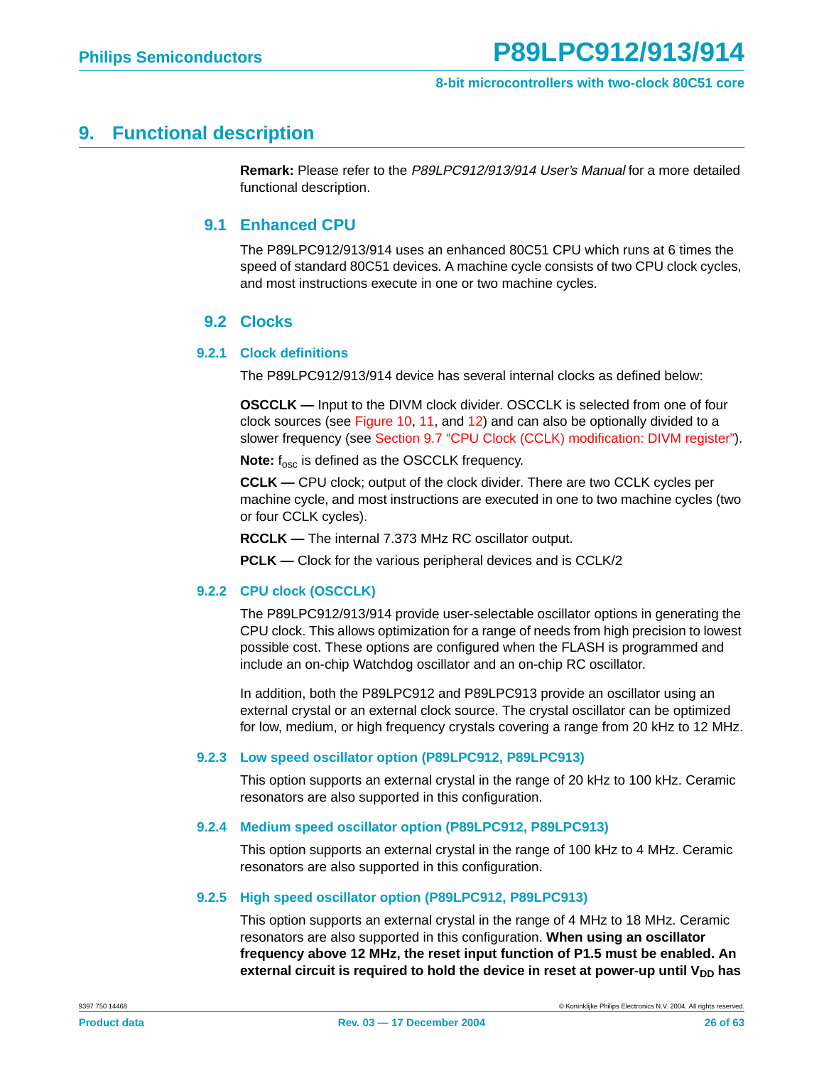# 9. Functional description

**Remark:** Please refer to the *P89LPC912/913/914 User's Manual* for a more detailed functional description.

## 9.1 Enhanced CPU

The P89LPC912/913/914 uses an enhanced 80C51 CPU which runs at 6 times the speed of standard 80C51 devices. A machine cycle consists of two CPU clock cycles, and most instructions execute in one or two machine cycles.

## 9.2 Clocks

### 9.2.1 Clock definitions

The P89LPC912/913/914 device has several internal clocks as defined below:

**OSCCLK —** Input to the DIVM clock divider. OSCCLK is selected from one of four clock sources (see Figure 10, 11, and 12) and can also be optionally divided to a slower frequency (see Section 9.7 "CPU Clock (CCLK) modification: DIVM register").

**Note:** $f_{osc}$ is defined as the OSCCLK frequency.

**CCLK —** CPU clock; output of the clock divider. There are two CCLK cycles per machine cycle, and most instructions are executed in one to two machine cycles (two or four CCLK cycles).

**RCCLK —** The internal 7.373 MHz RC oscillator output.

**PCLK —** Clock for the various peripheral devices and is CCLK/2

### 9.2.2 CPU clock (OSCCLK)

The P89LPC912/913/914 provide user-selectable oscillator options in generating the CPU clock. This allows optimization for a range of needs from high precision to lowest possible cost. These options are configured when the FLASH is programmed and include an on-chip Watchdog oscillator and an on-chip RC oscillator.

In addition, both the P89LPC912 and P89LPC913 provide an oscillator using an external crystal or an external clock source. The crystal oscillator can be optimized for low, medium, or high frequency crystals covering a range from 20 kHz to 12 MHz.

### 9.2.3 Low speed oscillator option (P89LPC912, P89LPC913)

This option supports an external crystal in the range of 20 kHz to 100 kHz. Ceramic resonators are also supported in this configuration.

### 9.2.4 Medium speed oscillator option (P89LPC912, P89LPC913)

This option supports an external crystal in the range of 100 kHz to 4 MHz. Ceramic resonators are also supported in this configuration.

### 9.2.5 High speed oscillator option (P89LPC912, P89LPC913)

This option supports an external crystal in the range of 4 MHz to 18 MHz. Ceramic resonators are also supported in this configuration. **When using an oscillator frequency above 12 MHz, the reset input function of P1.5 must be enabled. An external circuit is required to hold the device in reset at power-up until $V_{DD}$ has**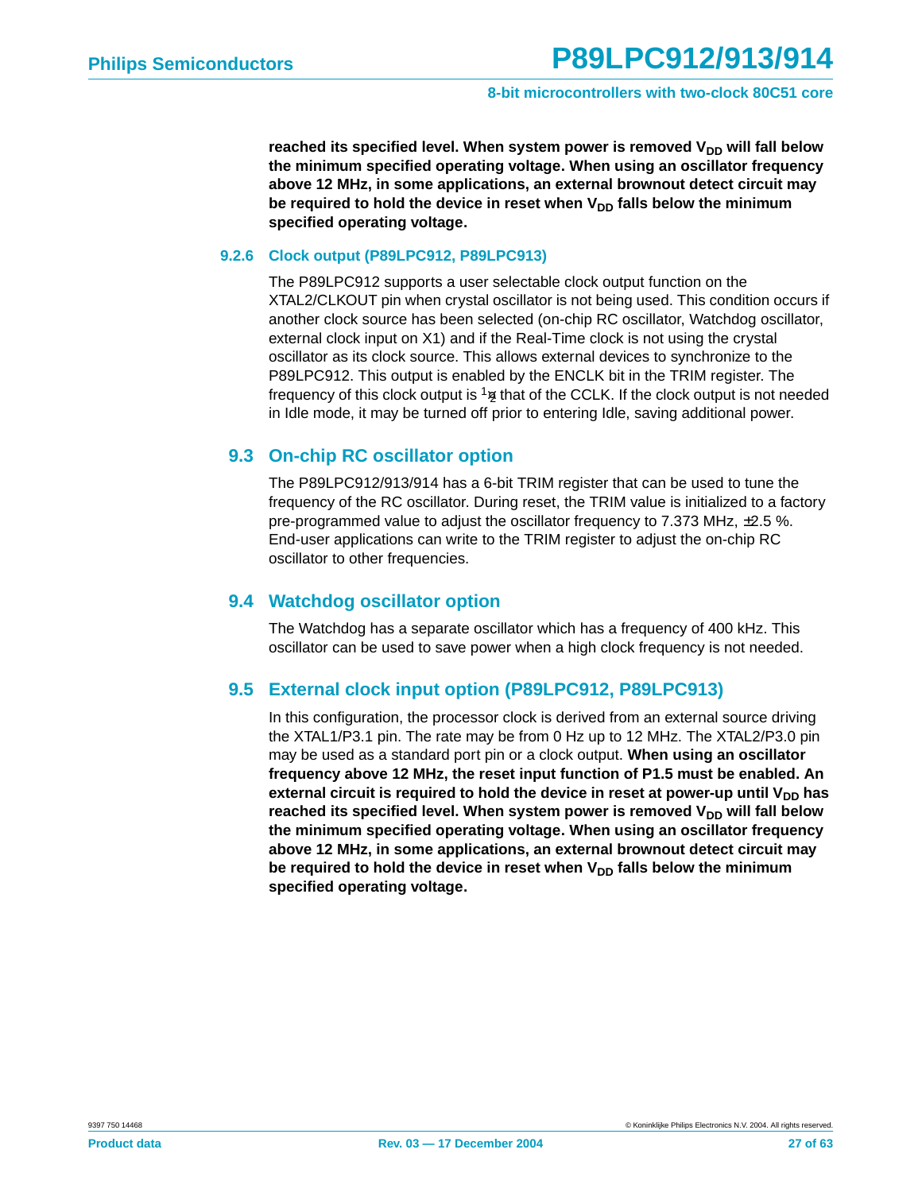**reached its specified level. When system power is removed $V_{DD}$ will fall below the minimum specified operating voltage. When using an oscillator frequency above 12 MHz, in some applications, an external brownout detect circuit may be required to hold the device in reset when $V_{DD}$ falls below the minimum specified operating voltage.**

#### 9.2.6 Clock output (P89LPC912, P89LPC913)

The P89LPC912 supports a user selectable clock output function on the XTAL2/CLKOUT pin when crystal oscillator is not being used. This condition occurs if another clock source has been selected (on-chip RC oscillator, Watchdog oscillator, external clock input on X1) and if the Real-Time clock is not using the crystal oscillator as its clock source. This allows external devices to synchronize to the P89LPC912. This output is enabled by the ENCLK bit in the TRIM register. The frequency of this clock output is ½ that of the CCLK. If the clock output is not needed in Idle mode, it may be turned off prior to entering Idle, saving additional power.

## 9.3 On-chip RC oscillator option

The P89LPC912/913/914 has a 6-bit TRIM register that can be used to tune the frequency of the RC oscillator. During reset, the TRIM value is initialized to a factory pre-programmed value to adjust the oscillator frequency to 7.373 MHz, ±2.5 %. End-user applications can write to the TRIM register to adjust the on-chip RC oscillator to other frequencies.

## 9.4 Watchdog oscillator option

The Watchdog has a separate oscillator which has a frequency of 400 kHz. This oscillator can be used to save power when a high clock frequency is not needed.

## 9.5 External clock input option (P89LPC912, P89LPC913)

In this configuration, the processor clock is derived from an external source driving the XTAL1/P3.1 pin. The rate may be from 0 Hz up to 12 MHz. The XTAL2/P3.0 pin may be used as a standard port pin or a clock output. **When using an oscillator frequency above 12 MHz, the reset input function of P1.5 must be enabled. An external circuit is required to hold the device in reset at power-up until $V_{DD}$ has reached its specified level. When system power is removed $V_{DD}$ will fall below the minimum specified operating voltage. When using an oscillator frequency above 12 MHz, in some applications, an external brownout detect circuit may be required to hold the device in reset when $V_{DD}$ falls below the minimum specified operating voltage.**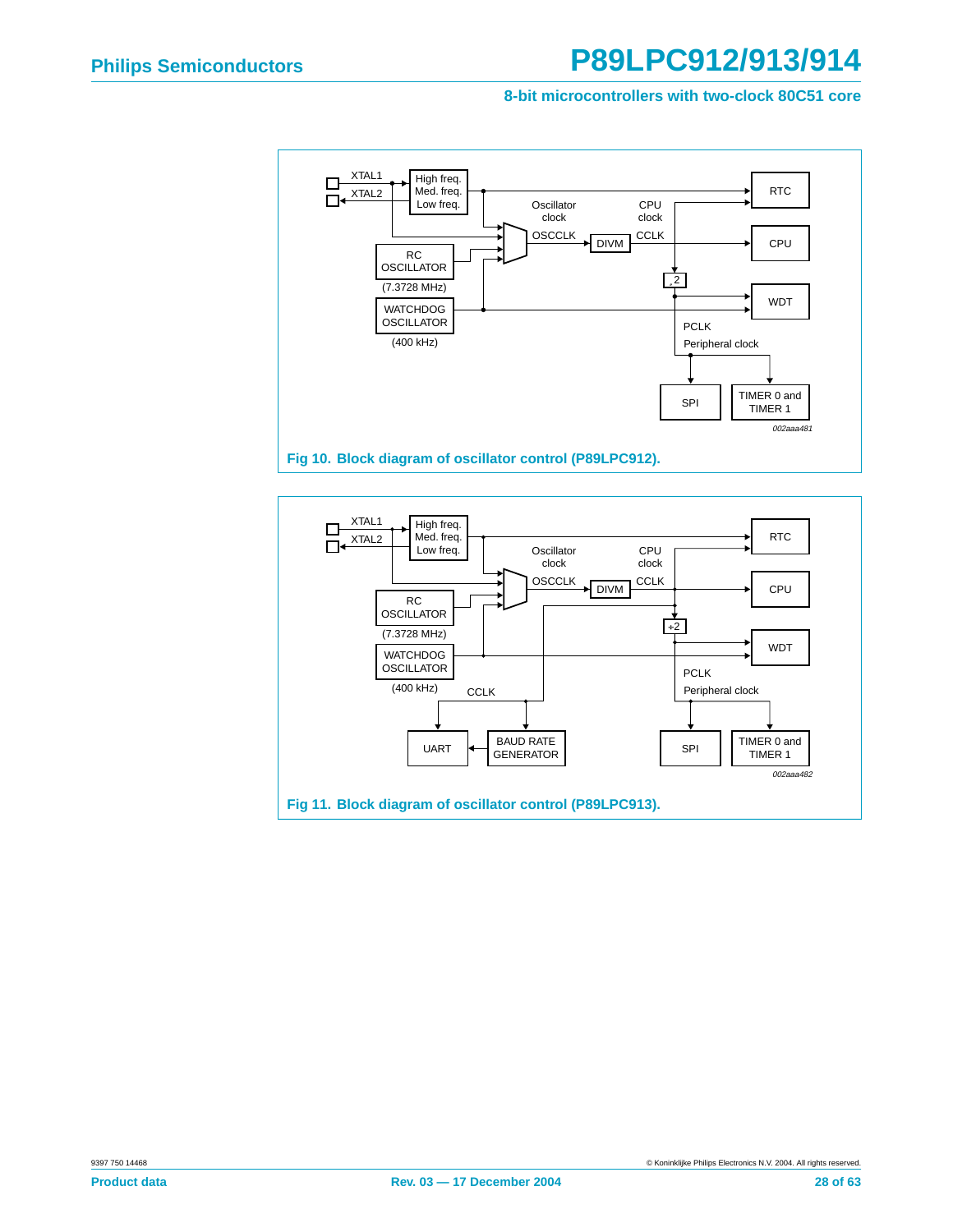XTAL1

XTAL2

High freq.
Med. freq.
Low freq.

RTC

Oscillator clock

CPU clock

OSCCLK

DIVM

CCLK

CPU

RC OSCILLATOR

(7.3728 MHz)

÷2

WATCHDOG OSCILLATOR

WDT

(400 kHz)

PCLK

Peripheral clock

SPI

TIMER 0 and TIMER 1

002aaa481

**Fig 10. Block diagram of oscillator control (P89LPC912).**

XTAL1

XTAL2

High freq.
Med. freq.
Low freq.

RTC

Oscillator clock

CPU clock

OSCCLK

DIVM

CCLK

CPU

RC OSCILLATOR

(7.3728 MHz)

÷2

WATCHDOG OSCILLATOR

WDT

(400 kHz)

CCLK

PCLK

Peripheral clock

UART

BAUD RATE GENERATOR

SPI

TIMER 0 and TIMER 1

002aaa482

**Fig 11. Block diagram of oscillator control (P89LPC913).**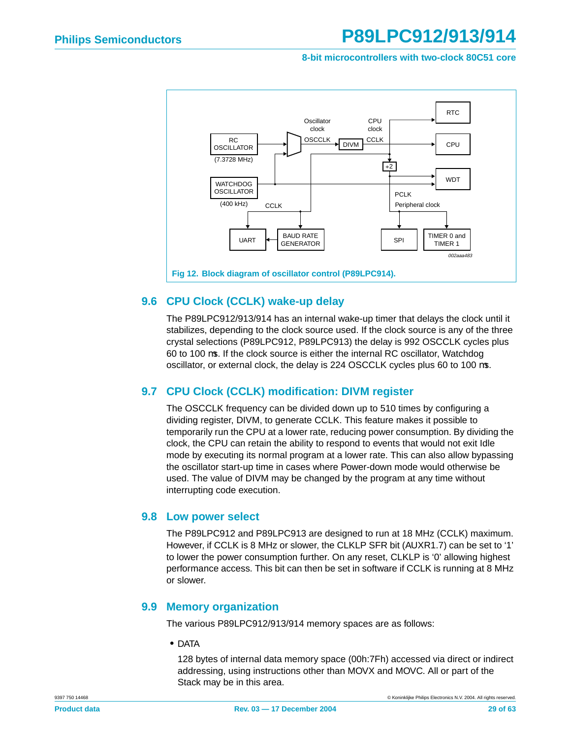Fig 12. Block diagram of oscillator control (P89LPC914).

## 9.6 CPU Clock (CCLK) wake-up delay

The P89LPC912/913/914 has an internal wake-up timer that delays the clock until it stabilizes, depending to the clock source used. If the clock source is any of the three crystal selections (P89LPC912, P89LPC913) the delay is 992 OSCCLK cycles plus 60 to 100 μs. If the clock source is either the internal RC oscillator, Watchdog oscillator, or external clock, the delay is 224 OSCCLK cycles plus 60 to 100 μs.

## 9.7 CPU Clock (CCLK) modification: DIVM register

The OSCCLK frequency can be divided down up to 510 times by configuring a dividing register, DIVM, to generate CCLK. This feature makes it possible to temporarily run the CPU at a lower rate, reducing power consumption. By dividing the clock, the CPU can retain the ability to respond to events that would not exit Idle mode by executing its normal program at a lower rate. This can also allow bypassing the oscillator start-up time in cases where Power-down mode would otherwise be used. The value of DIVM may be changed by the program at any time without interrupting code execution.

## 9.8 Low power select

The P89LPC912 and P89LPC913 are designed to run at 18 MHz (CCLK) maximum. However, if CCLK is 8 MHz or slower, the CLKLP SFR bit (AUXR1.7) can be set to '1' to lower the power consumption further. On any reset, CLKLP is '0' allowing highest performance access. This bit can then be set in software if CCLK is running at 8 MHz or slower.

## 9.9 Memory organization

The various P89LPC912/913/914 memory spaces are as follows:

- DATA

  128 bytes of internal data memory space (00h:7Fh) accessed via direct or indirect addressing, using instructions other than MOVX and MOVC. All or part of the Stack may be in this area.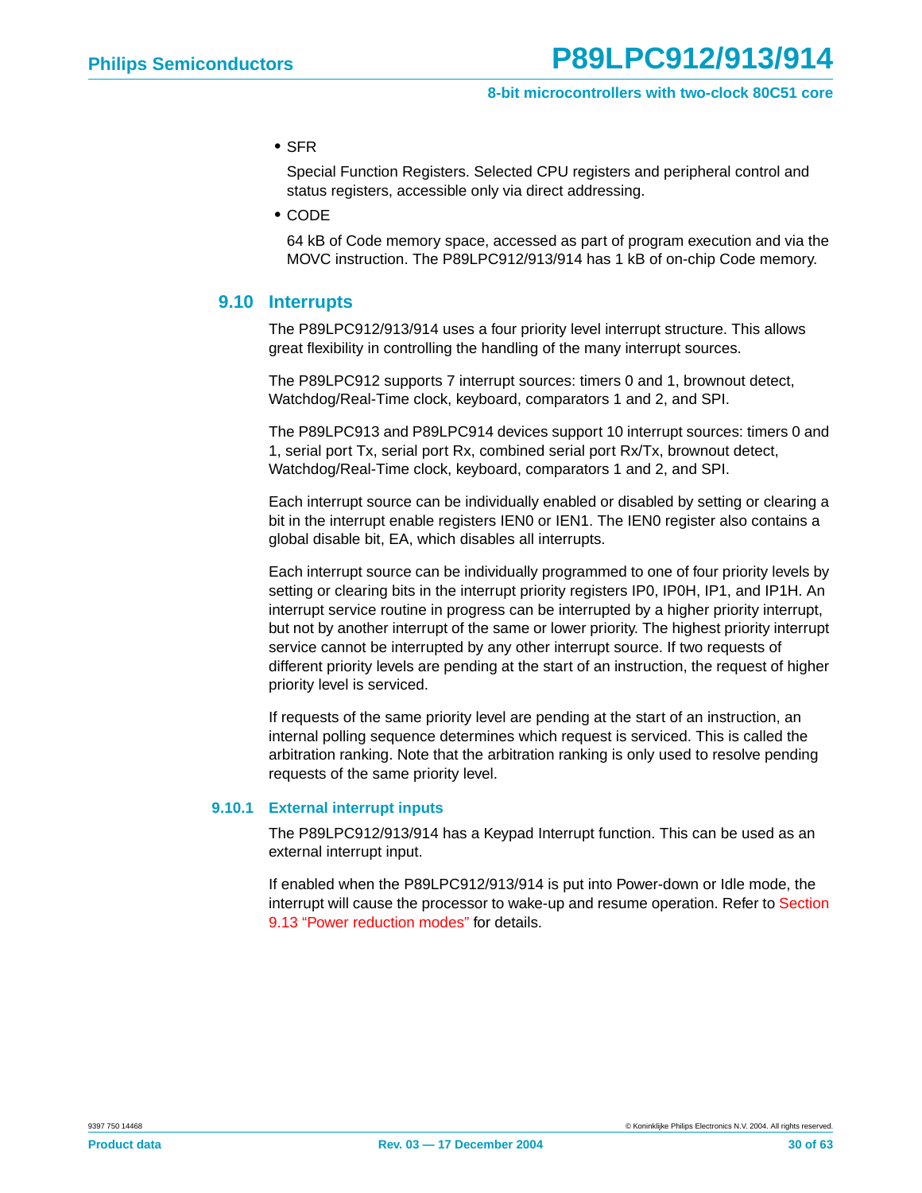- SFR

  Special Function Registers. Selected CPU registers and peripheral control and status registers, accessible only via direct addressing.

- CODE

  64 kB of Code memory space, accessed as part of program execution and via the MOVC instruction. The P89LPC912/913/914 has 1 kB of on-chip Code memory.

## 9.10 Interrupts

The P89LPC912/913/914 uses a four priority level interrupt structure. This allows great flexibility in controlling the handling of the many interrupt sources.

The P89LPC912 supports 7 interrupt sources: timers 0 and 1, brownout detect, Watchdog/Real-Time clock, keyboard, comparators 1 and 2, and SPI.

The P89LPC913 and P89LPC914 devices support 10 interrupt sources: timers 0 and 1, serial port Tx, serial port Rx, combined serial port Rx/Tx, brownout detect, Watchdog/Real-Time clock, keyboard, comparators 1 and 2, and SPI.

Each interrupt source can be individually enabled or disabled by setting or clearing a bit in the interrupt enable registers IEN0 or IEN1. The IEN0 register also contains a global disable bit, EA, which disables all interrupts.

Each interrupt source can be individually programmed to one of four priority levels by setting or clearing bits in the interrupt priority registers IP0, IP0H, IP1, and IP1H. An interrupt service routine in progress can be interrupted by a higher priority interrupt, but not by another interrupt of the same or lower priority. The highest priority interrupt service cannot be interrupted by any other interrupt source. If two requests of different priority levels are pending at the start of an instruction, the request of higher priority level is serviced.

If requests of the same priority level are pending at the start of an instruction, an internal polling sequence determines which request is serviced. This is called the arbitration ranking. Note that the arbitration ranking is only used to resolve pending requests of the same priority level.

### 9.10.1 External interrupt inputs

The P89LPC912/913/914 has a Keypad Interrupt function. This can be used as an external interrupt input.

If enabled when the P89LPC912/913/914 is put into Power-down or Idle mode, the interrupt will cause the processor to wake-up and resume operation. Refer to Section 9.13 “Power reduction modes” for details.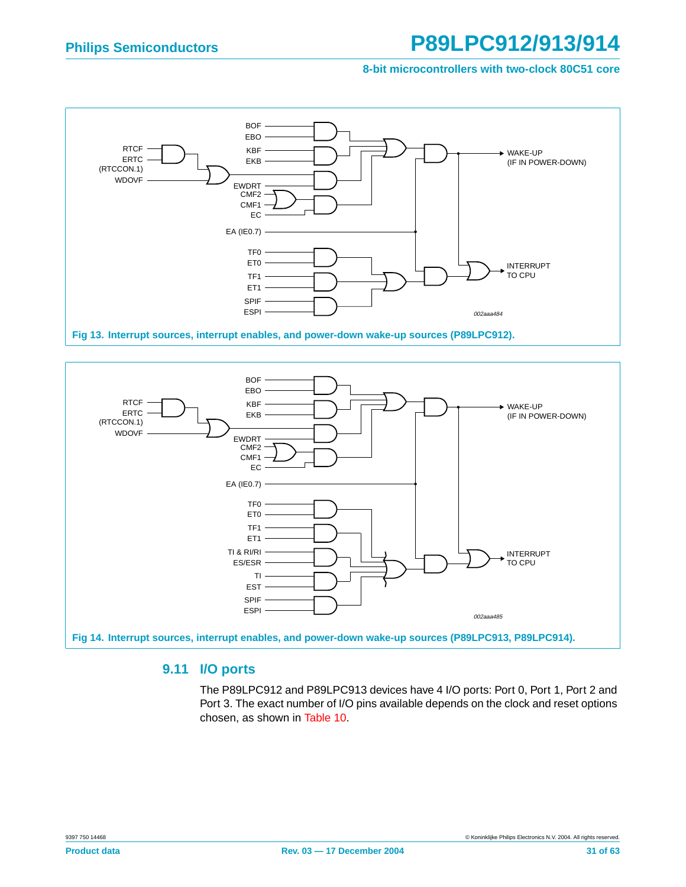Fig 13. Interrupt sources, interrupt enables, and power-down wake-up sources (P89LPC912).

Fig 14. Interrupt sources, interrupt enables, and power-down wake-up sources (P89LPC913, P89LPC914).

## 9.11 I/O ports

The P89LPC912 and P89LPC913 devices have 4 I/O ports: Port 0, Port 1, Port 2 and Port 3. The exact number of I/O pins available depends on the clock and reset options chosen, as shown in Table 10.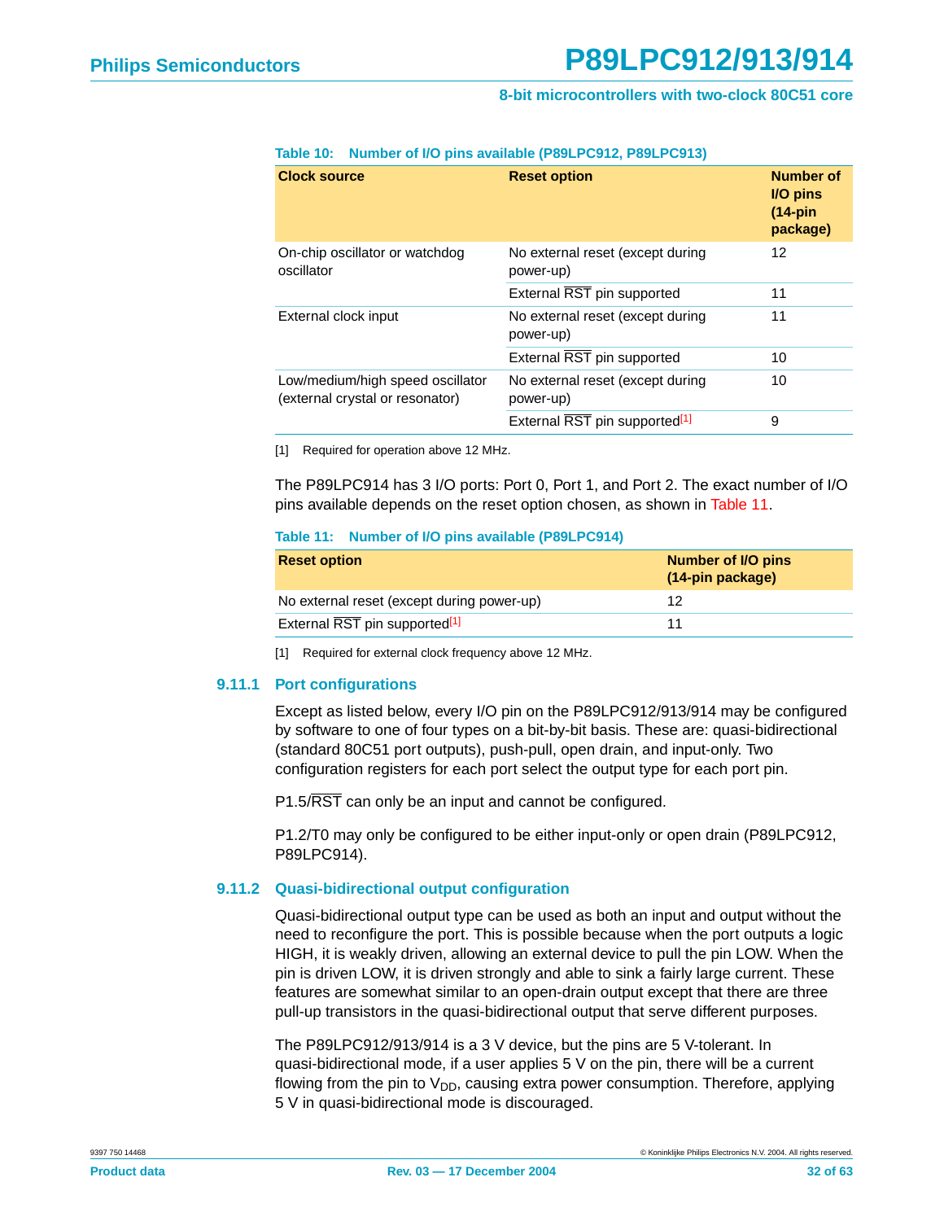**Table 10: Number of I/O pins available (P89LPC912, P89LPC913)**

| Clock source | Reset option | Number of I/O pins (14-pin package) |
|---|---|---|
| On-chip oscillator or watchdog oscillator | No external reset (except during power-up) | 12 |
| | External $\overline{RST}$ pin supported | 11 |
| External clock input | No external reset (except during power-up) | 11 |
| | External $\overline{RST}$ pin supported | 10 |
| Low/medium/high speed oscillator (external crystal or resonator) | No external reset (except during power-up) | 10 |
| | External $\overline{RST}$ pin supported[1] | 9 |

[1] Required for operation above 12 MHz.

The P89LPC914 has 3 I/O ports: Port 0, Port 1, and Port 2. The exact number of I/O pins available depends on the reset option chosen, as shown in Table 11.

**Table 11: Number of I/O pins available (P89LPC914)**

| Reset option | Number of I/O pins (14-pin package) |
|---|---|
| No external reset (except during power-up) | 12 |
| External $\overline{RST}$ pin supported[1] | 11 |

[1] Required for external clock frequency above 12 MHz.

### 9.11.1 Port configurations

Except as listed below, every I/O pin on the P89LPC912/913/914 may be configured by software to one of four types on a bit-by-bit basis. These are: quasi-bidirectional (standard 80C51 port outputs), push-pull, open drain, and input-only. Two configuration registers for each port select the output type for each port pin.

P1.5/$\overline{RST}$ can only be an input and cannot be configured.

P1.2/T0 may only be configured to be either input-only or open drain (P89LPC912, P89LPC914).

### 9.11.2 Quasi-bidirectional output configuration

Quasi-bidirectional output type can be used as both an input and output without the need to reconfigure the port. This is possible because when the port outputs a logic HIGH, it is weakly driven, allowing an external device to pull the pin LOW. When the pin is driven LOW, it is driven strongly and able to sink a fairly large current. These features are somewhat similar to an open-drain output except that there are three pull-up transistors in the quasi-bidirectional output that serve different purposes.

The P89LPC912/913/914 is a 3 V device, but the pins are 5 V-tolerant. In quasi-bidirectional mode, if a user applies 5 V on the pin, there will be a current flowing from the pin to $V_{DD}$, causing extra power consumption. Therefore, applying 5 V in quasi-bidirectional mode is discouraged.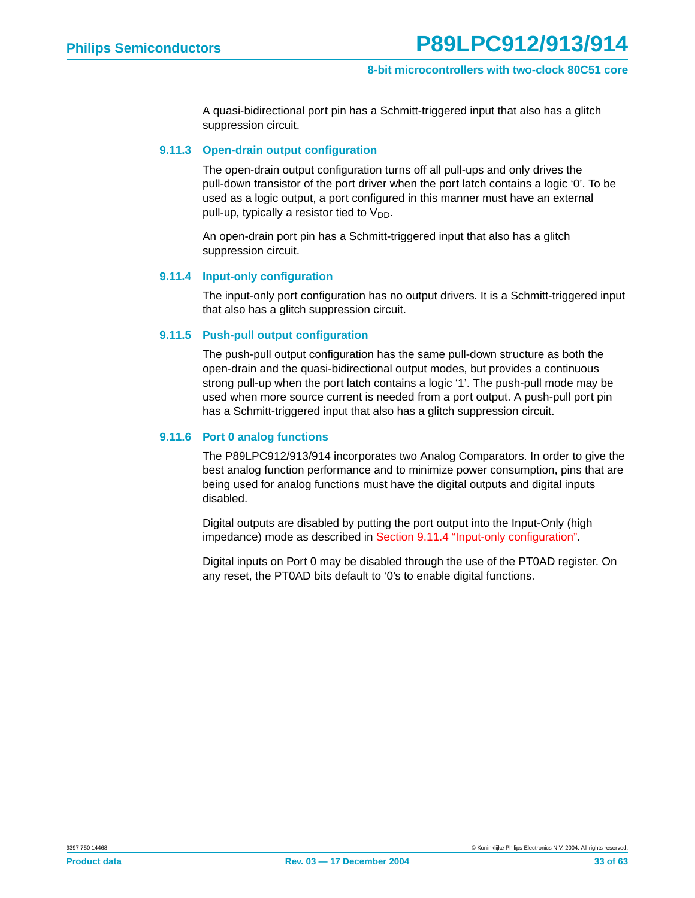A quasi-bidirectional port pin has a Schmitt-triggered input that also has a glitch suppression circuit.

### 9.11.3 Open-drain output configuration

The open-drain output configuration turns off all pull-ups and only drives the pull-down transistor of the port driver when the port latch contains a logic '0'. To be used as a logic output, a port configured in this manner must have an external pull-up, typically a resistor tied to $V_{DD}$.

An open-drain port pin has a Schmitt-triggered input that also has a glitch suppression circuit.

### 9.11.4 Input-only configuration

The input-only port configuration has no output drivers. It is a Schmitt-triggered input that also has a glitch suppression circuit.

### 9.11.5 Push-pull output configuration

The push-pull output configuration has the same pull-down structure as both the open-drain and the quasi-bidirectional output modes, but provides a continuous strong pull-up when the port latch contains a logic '1'. The push-pull mode may be used when more source current is needed from a port output. A push-pull port pin has a Schmitt-triggered input that also has a glitch suppression circuit.

### 9.11.6 Port 0 analog functions

The P89LPC912/913/914 incorporates two Analog Comparators. In order to give the best analog function performance and to minimize power consumption, pins that are being used for analog functions must have the digital outputs and digital inputs disabled.

Digital outputs are disabled by putting the port output into the Input-Only (high impedance) mode as described in Section 9.11.4 "Input-only configuration".

Digital inputs on Port 0 may be disabled through the use of the PT0AD register. On any reset, the PT0AD bits default to '0's to enable digital functions.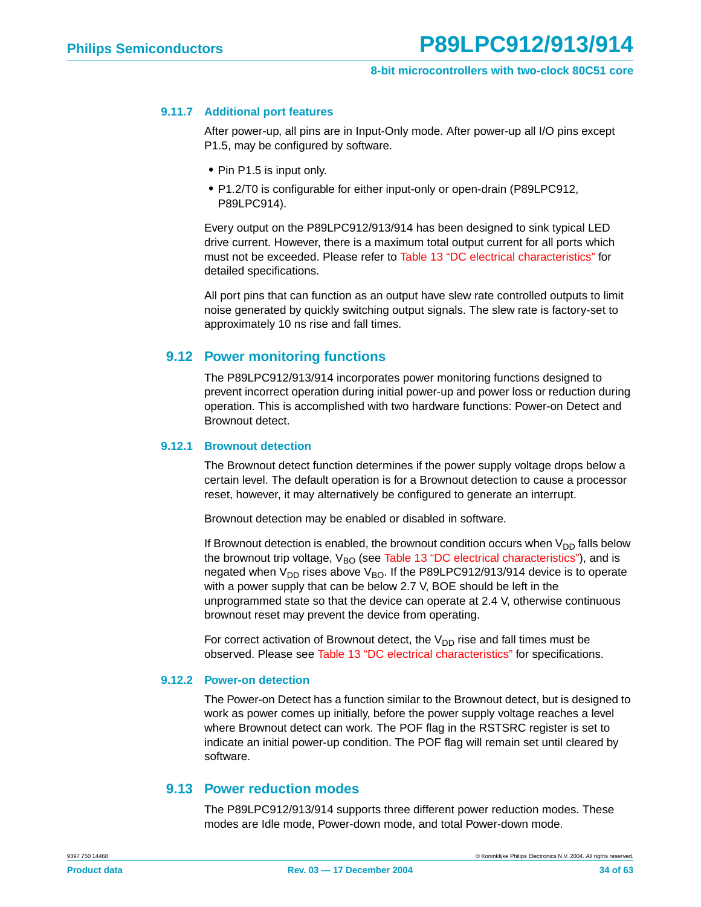#### 9.11.7 Additional port features

After power-up, all pins are in Input-Only mode. After power-up all I/O pins except P1.5, may be configured by software.

- Pin P1.5 is input only.
- P1.2/T0 is configurable for either input-only or open-drain (P89LPC912, P89LPC914).

Every output on the P89LPC912/913/914 has been designed to sink typical LED drive current. However, there is a maximum total output current for all ports which must not be exceeded. Please refer to Table 13 “DC electrical characteristics” for detailed specifications.

All port pins that can function as an output have slew rate controlled outputs to limit noise generated by quickly switching output signals. The slew rate is factory-set to approximately 10 ns rise and fall times.

### 9.12 Power monitoring functions

The P89LPC912/913/914 incorporates power monitoring functions designed to prevent incorrect operation during initial power-up and power loss or reduction during operation. This is accomplished with two hardware functions: Power-on Detect and Brownout detect.

#### 9.12.1 Brownout detection

The Brownout detect function determines if the power supply voltage drops below a certain level. The default operation is for a Brownout detection to cause a processor reset, however, it may alternatively be configured to generate an interrupt.

Brownout detection may be enabled or disabled in software.

If Brownout detection is enabled, the brownout condition occurs when $V_{DD}$ falls below the brownout trip voltage, $V_{BO}$ (see Table 13 “DC electrical characteristics”), and is negated when $V_{DD}$ rises above $V_{BO}$. If the P89LPC912/913/914 device is to operate with a power supply that can be below 2.7 V, BOE should be left in the unprogrammed state so that the device can operate at 2.4 V, otherwise continuous brownout reset may prevent the device from operating.

For correct activation of Brownout detect, the $V_{DD}$ rise and fall times must be observed. Please see Table 13 “DC electrical characteristics” for specifications.

#### 9.12.2 Power-on detection

The Power-on Detect has a function similar to the Brownout detect, but is designed to work as power comes up initially, before the power supply voltage reaches a level where Brownout detect can work. The POF flag in the RSTSRC register is set to indicate an initial power-up condition. The POF flag will remain set until cleared by software.

### 9.13 Power reduction modes

The P89LPC912/913/914 supports three different power reduction modes. These modes are Idle mode, Power-down mode, and total Power-down mode.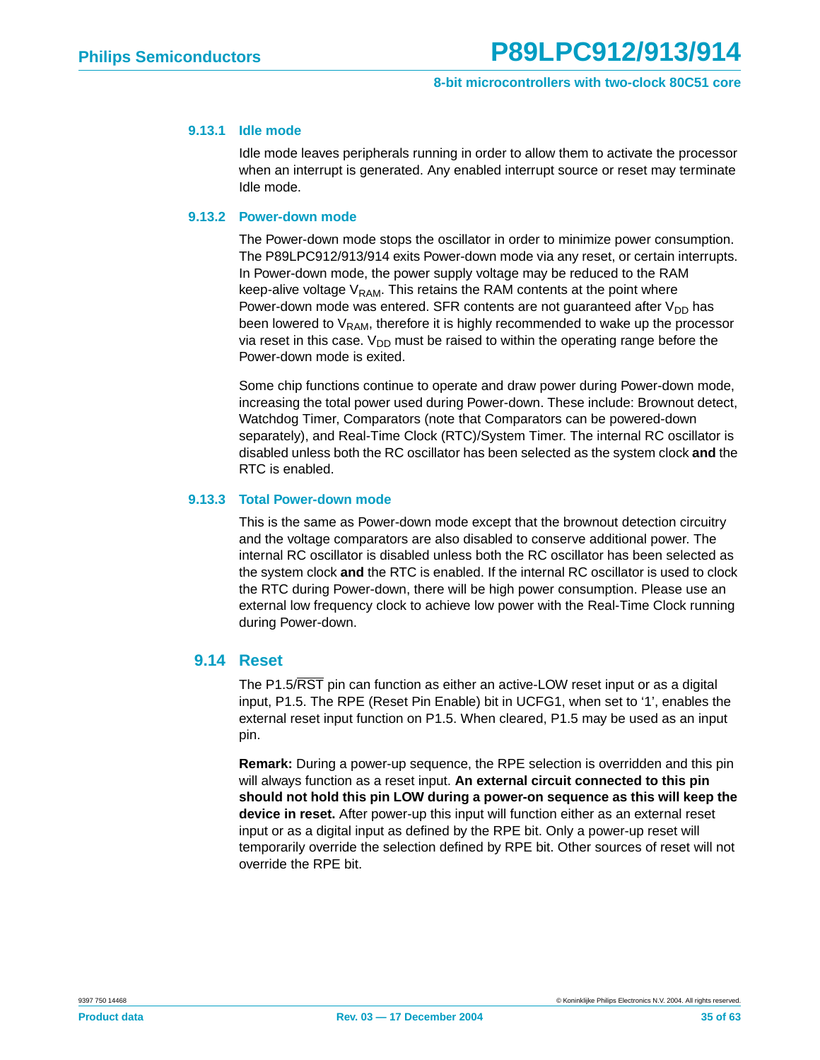#### 9.13.1 Idle mode

Idle mode leaves peripherals running in order to allow them to activate the processor when an interrupt is generated. Any enabled interrupt source or reset may terminate Idle mode.

#### 9.13.2 Power-down mode

The Power-down mode stops the oscillator in order to minimize power consumption. The P89LPC912/913/914 exits Power-down mode via any reset, or certain interrupts. In Power-down mode, the power supply voltage may be reduced to the RAM keep-alive voltage $V_{RAM}$. This retains the RAM contents at the point where Power-down mode was entered. SFR contents are not guaranteed after $V_{DD}$ has been lowered to $V_{RAM}$, therefore it is highly recommended to wake up the processor via reset in this case. $V_{DD}$ must be raised to within the operating range before the Power-down mode is exited.

Some chip functions continue to operate and draw power during Power-down mode, increasing the total power used during Power-down. These include: Brownout detect, Watchdog Timer, Comparators (note that Comparators can be powered-down separately), and Real-Time Clock (RTC)/System Timer. The internal RC oscillator is disabled unless both the RC oscillator has been selected as the system clock **and** the RTC is enabled.

#### 9.13.3 Total Power-down mode

This is the same as Power-down mode except that the brownout detection circuitry and the voltage comparators are also disabled to conserve additional power. The internal RC oscillator is disabled unless both the RC oscillator has been selected as the system clock **and** the RTC is enabled. If the internal RC oscillator is used to clock the RTC during Power-down, there will be high power consumption. Please use an external low frequency clock to achieve low power with the Real-Time Clock running during Power-down.

### 9.14 Reset

The P1.5/$\overline{\text{RST}}$ pin can function as either an active-LOW reset input or as a digital input, P1.5. The RPE (Reset Pin Enable) bit in UCFG1, when set to '1', enables the external reset input function on P1.5. When cleared, P1.5 may be used as an input pin.

**Remark:** During a power-up sequence, the RPE selection is overridden and this pin will always function as a reset input. **An external circuit connected to this pin should not hold this pin LOW during a power-on sequence as this will keep the device in reset.** After power-up this input will function either as an external reset input or as a digital input as defined by the RPE bit. Only a power-up reset will temporarily override the selection defined by RPE bit. Other sources of reset will not override the RPE bit.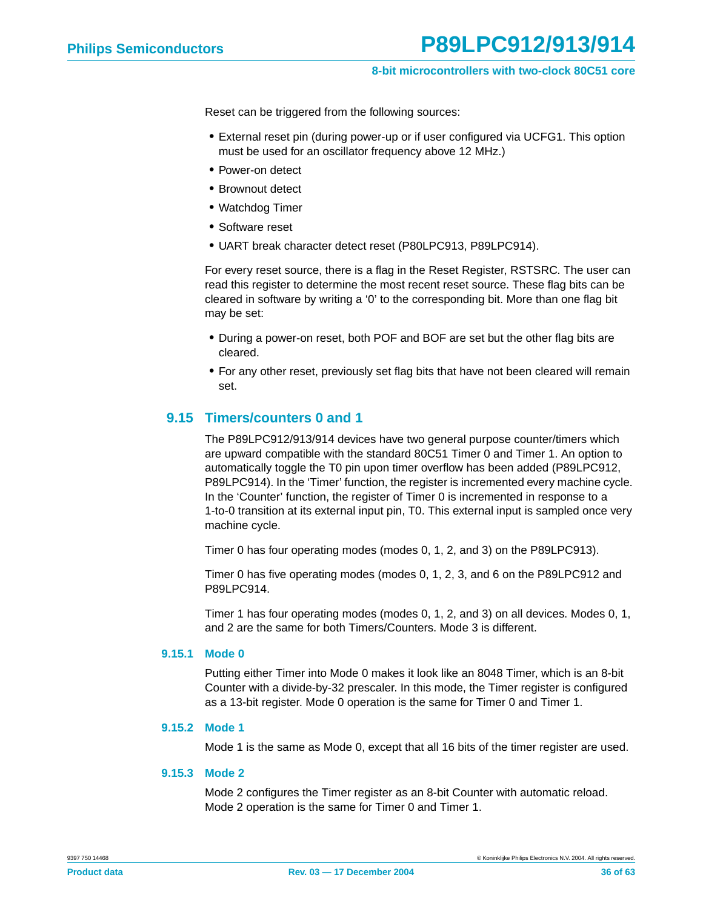Reset can be triggered from the following sources:

- External reset pin (during power-up or if user configured via UCFG1. This option must be used for an oscillator frequency above 12 MHz.)
- Power-on detect
- Brownout detect
- Watchdog Timer
- Software reset
- UART break character detect reset (P80LPC913, P89LPC914).

For every reset source, there is a flag in the Reset Register, RSTSRC. The user can read this register to determine the most recent reset source. These flag bits can be cleared in software by writing a '0' to the corresponding bit. More than one flag bit may be set:

- During a power-on reset, both POF and BOF are set but the other flag bits are cleared.
- For any other reset, previously set flag bits that have not been cleared will remain set.

## 9.15 Timers/counters 0 and 1

The P89LPC912/913/914 devices have two general purpose counter/timers which are upward compatible with the standard 80C51 Timer 0 and Timer 1. An option to automatically toggle the T0 pin upon timer overflow has been added (P89LPC912, P89LPC914). In the 'Timer' function, the register is incremented every machine cycle. In the 'Counter' function, the register of Timer 0 is incremented in response to a 1-to-0 transition at its external input pin, T0. This external input is sampled once very machine cycle.

Timer 0 has four operating modes (modes 0, 1, 2, and 3) on the P89LPC913).

Timer 0 has five operating modes (modes 0, 1, 2, 3, and 6 on the P89LPC912 and P89LPC914.

Timer 1 has four operating modes (modes 0, 1, 2, and 3) on all devices. Modes 0, 1, and 2 are the same for both Timers/Counters. Mode 3 is different.

### 9.15.1 Mode 0

Putting either Timer into Mode 0 makes it look like an 8048 Timer, which is an 8-bit Counter with a divide-by-32 prescaler. In this mode, the Timer register is configured as a 13-bit register. Mode 0 operation is the same for Timer 0 and Timer 1.

### 9.15.2 Mode 1

Mode 1 is the same as Mode 0, except that all 16 bits of the timer register are used.

### 9.15.3 Mode 2

Mode 2 configures the Timer register as an 8-bit Counter with automatic reload. Mode 2 operation is the same for Timer 0 and Timer 1.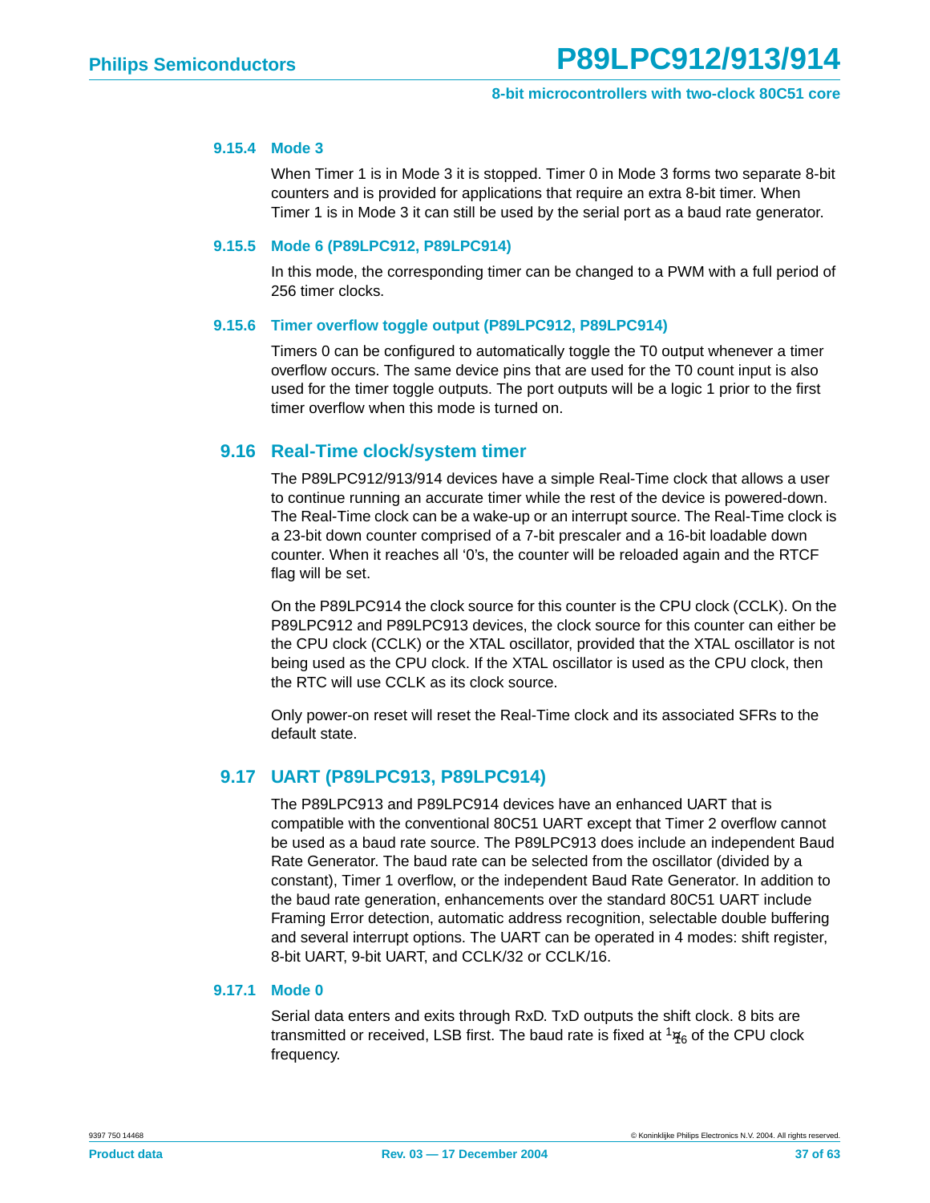#### 9.15.4 Mode 3

When Timer 1 is in Mode 3 it is stopped. Timer 0 in Mode 3 forms two separate 8-bit counters and is provided for applications that require an extra 8-bit timer. When Timer 1 is in Mode 3 it can still be used by the serial port as a baud rate generator.

#### 9.15.5 Mode 6 (P89LPC912, P89LPC914)

In this mode, the corresponding timer can be changed to a PWM with a full period of 256 timer clocks.

#### 9.15.6 Timer overflow toggle output (P89LPC912, P89LPC914)

Timers 0 can be configured to automatically toggle the T0 output whenever a timer overflow occurs. The same device pins that are used for the T0 count input is also used for the timer toggle outputs. The port outputs will be a logic 1 prior to the first timer overflow when this mode is turned on.

### 9.16 Real-Time clock/system timer

The P89LPC912/913/914 devices have a simple Real-Time clock that allows a user to continue running an accurate timer while the rest of the device is powered-down. The Real-Time clock can be a wake-up or an interrupt source. The Real-Time clock is a 23-bit down counter comprised of a 7-bit prescaler and a 16-bit loadable down counter. When it reaches all '0's, the counter will be reloaded again and the RTCF flag will be set.

On the P89LPC914 the clock source for this counter is the CPU clock (CCLK). On the P89LPC912 and P89LPC913 devices, the clock source for this counter can either be the CPU clock (CCLK) or the XTAL oscillator, provided that the XTAL oscillator is not being used as the CPU clock. If the XTAL oscillator is used as the CPU clock, then the RTC will use CCLK as its clock source.

Only power-on reset will reset the Real-Time clock and its associated SFRs to the default state.

### 9.17 UART (P89LPC913, P89LPC914)

The P89LPC913 and P89LPC914 devices have an enhanced UART that is compatible with the conventional 80C51 UART except that Timer 2 overflow cannot be used as a baud rate source. The P89LPC913 does include an independent Baud Rate Generator. The baud rate can be selected from the oscillator (divided by a constant), Timer 1 overflow, or the independent Baud Rate Generator. In addition to the baud rate generation, enhancements over the standard 80C51 UART include Framing Error detection, automatic address recognition, selectable double buffering and several interrupt options. The UART can be operated in 4 modes: shift register, 8-bit UART, 9-bit UART, and CCLK/32 or CCLK/16.

#### 9.17.1 Mode 0

Serial data enters and exits through RxD. TxD outputs the shift clock. 8 bits are transmitted or received, LSB first. The baud rate is fixed at $\frac{1}{16}$ of the CPU clock frequency.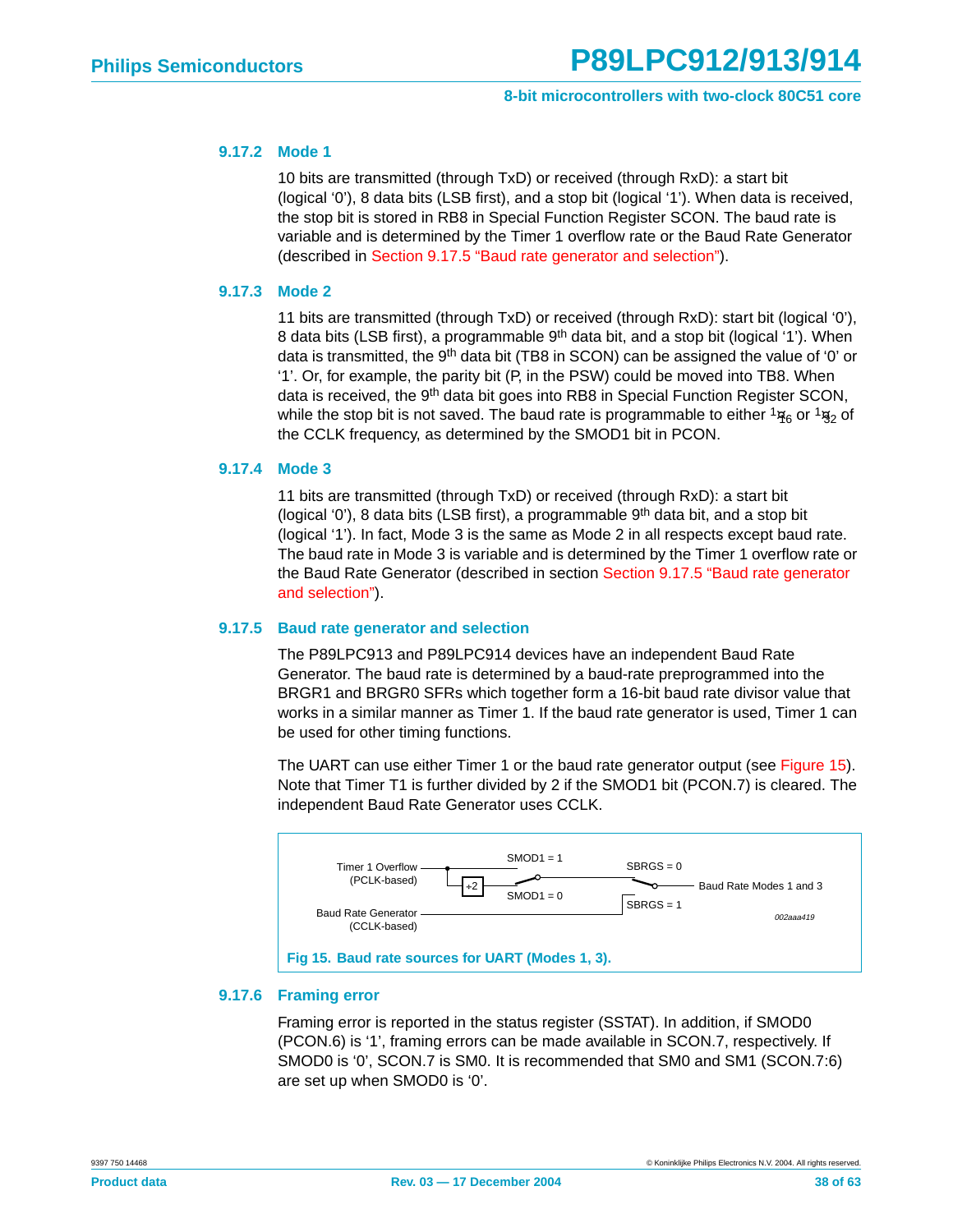### 9.17.2 Mode 1

10 bits are transmitted (through TxD) or received (through RxD): a start bit (logical '0'), 8 data bits (LSB first), and a stop bit (logical '1'). When data is received, the stop bit is stored in RB8 in Special Function Register SCON. The baud rate is variable and is determined by the Timer 1 overflow rate or the Baud Rate Generator (described in Section 9.17.5 "Baud rate generator and selection").

### 9.17.3 Mode 2

11 bits are transmitted (through TxD) or received (through RxD): start bit (logical '0'), 8 data bits (LSB first), a programmable 9th data bit, and a stop bit (logical '1'). When data is transmitted, the 9th data bit (TB8 in SCON) can be assigned the value of '0' or '1'. Or, for example, the parity bit (P, in the PSW) could be moved into TB8. When data is received, the 9th data bit goes into RB8 in Special Function Register SCON, while the stop bit is not saved. The baud rate is programmable to either $1/16$ or $1/32$ of the CCLK frequency, as determined by the SMOD1 bit in PCON.

### 9.17.4 Mode 3

11 bits are transmitted (through TxD) or received (through RxD): a start bit (logical '0'), 8 data bits (LSB first), a programmable 9th data bit, and a stop bit (logical '1'). In fact, Mode 3 is the same as Mode 2 in all respects except baud rate. The baud rate in Mode 3 is variable and is determined by the Timer 1 overflow rate or the Baud Rate Generator (described in section Section 9.17.5 "Baud rate generator and selection").

### 9.17.5 Baud rate generator and selection

The P89LPC913 and P89LPC914 devices have an independent Baud Rate Generator. The baud rate is determined by a baud-rate preprogrammed into the BRGR1 and BRGR0 SFRs which together form a 16-bit baud rate divisor value that works in a similar manner as Timer 1. If the baud rate generator is used, Timer 1 can be used for other timing functions.

The UART can use either Timer 1 or the baud rate generator output (see Figure 15). Note that Timer T1 is further divided by 2 if the SMOD1 bit (PCON.7) is cleared. The independent Baud Rate Generator uses CCLK.

Timer 1 Overflow (PCLK-based) — SMOD1 = 1 / ÷2 SMOD1 = 0 — SBRGS = 0 / SBRGS = 1 — Baud Rate Modes 1 and 3

Baud Rate Generator (CCLK-based)

002aaa419

**Fig 15. Baud rate sources for UART (Modes 1, 3).**

### 9.17.6 Framing error

Framing error is reported in the status register (SSTAT). In addition, if SMOD0 (PCON.6) is '1', framing errors can be made available in SCON.7, respectively. If SMOD0 is '0', SCON.7 is SM0. It is recommended that SM0 and SM1 (SCON.7:6) are set up when SMOD0 is '0'.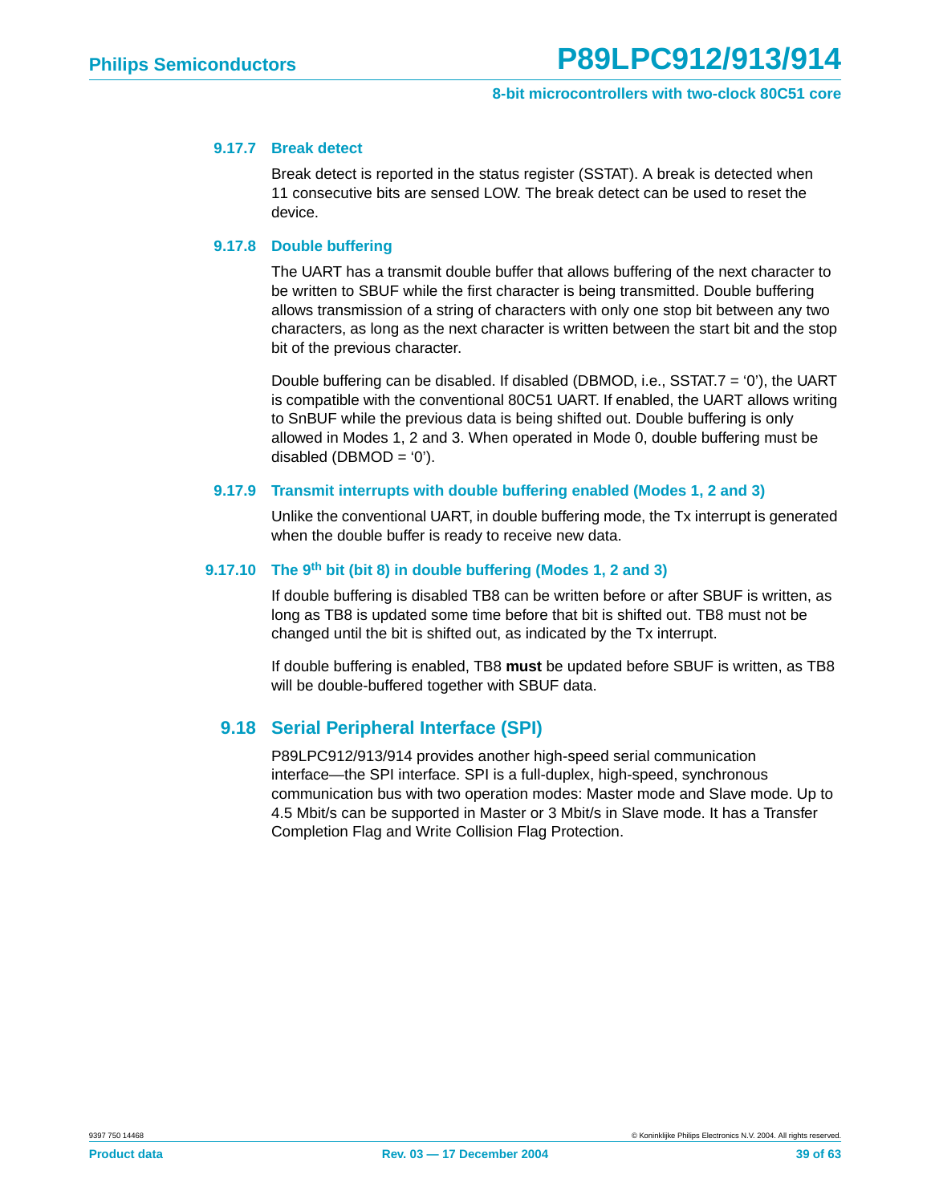#### 9.17.7 Break detect

Break detect is reported in the status register (SSTAT). A break is detected when 11 consecutive bits are sensed LOW. The break detect can be used to reset the device.

#### 9.17.8 Double buffering

The UART has a transmit double buffer that allows buffering of the next character to be written to SBUF while the first character is being transmitted. Double buffering allows transmission of a string of characters with only one stop bit between any two characters, as long as the next character is written between the start bit and the stop bit of the previous character.

Double buffering can be disabled. If disabled (DBMOD, i.e., SSTAT.7 = '0'), the UART is compatible with the conventional 80C51 UART. If enabled, the UART allows writing to SnBUF while the previous data is being shifted out. Double buffering is only allowed in Modes 1, 2 and 3. When operated in Mode 0, double buffering must be disabled (DBMOD = '0').

#### 9.17.9 Transmit interrupts with double buffering enabled (Modes 1, 2 and 3)

Unlike the conventional UART, in double buffering mode, the Tx interrupt is generated when the double buffer is ready to receive new data.

#### 9.17.10 The 9th bit (bit 8) in double buffering (Modes 1, 2 and 3)

If double buffering is disabled TB8 can be written before or after SBUF is written, as long as TB8 is updated some time before that bit is shifted out. TB8 must not be changed until the bit is shifted out, as indicated by the Tx interrupt.

If double buffering is enabled, TB8 **must** be updated before SBUF is written, as TB8 will be double-buffered together with SBUF data.

### 9.18 Serial Peripheral Interface (SPI)

P89LPC912/913/914 provides another high-speed serial communication interface—the SPI interface. SPI is a full-duplex, high-speed, synchronous communication bus with two operation modes: Master mode and Slave mode. Up to 4.5 Mbit/s can be supported in Master or 3 Mbit/s in Slave mode. It has a Transfer Completion Flag and Write Collision Flag Protection.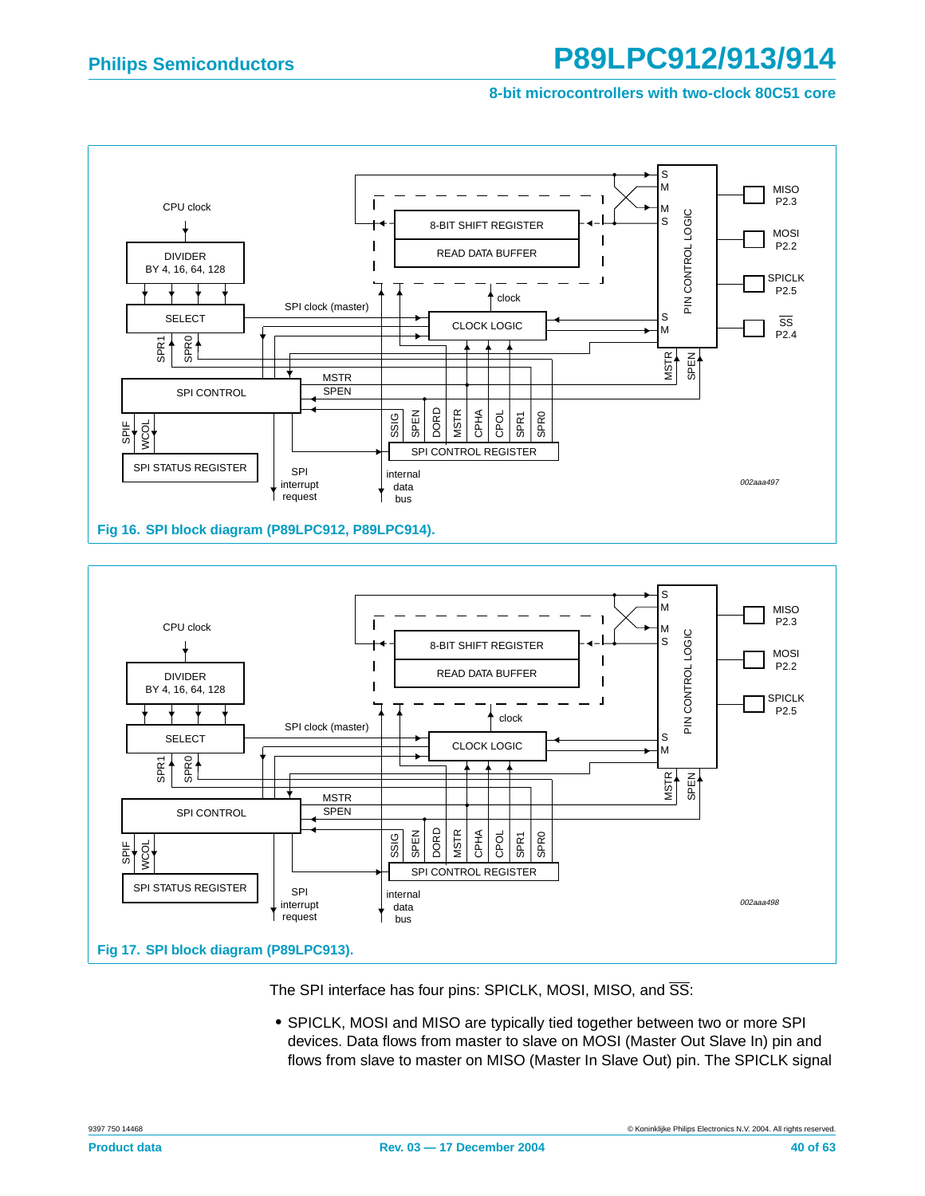Fig 16. SPI block diagram (P89LPC912, P89LPC914).

Fig 17. SPI block diagram (P89LPC913).

The SPI interface has four pins: SPICLK, MOSI, MISO, and $\overline{SS}$:

- SPICLK, MOSI and MISO are typically tied together between two or more SPI devices. Data flows from master to slave on MOSI (Master Out Slave In) pin and flows from slave to master on MISO (Master In Slave Out) pin. The SPICLK signal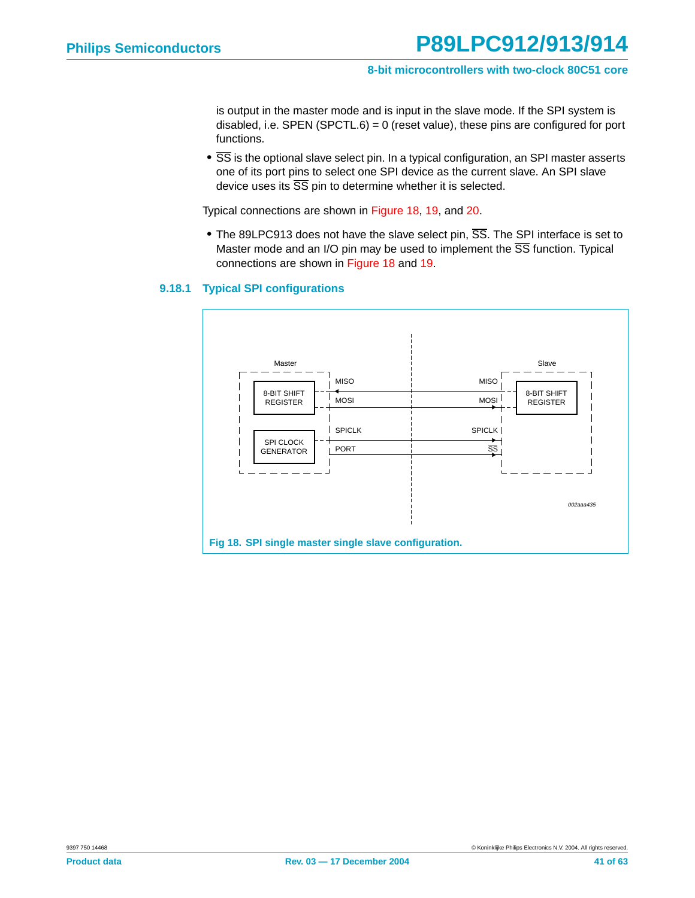is output in the master mode and is input in the slave mode. If the SPI system is disabled, i.e. SPEN (SPCTL.6) = 0 (reset value), these pins are configured for port functions.

- $\overline{SS}$ is the optional slave select pin. In a typical configuration, an SPI master asserts one of its port pins to select one SPI device as the current slave. An SPI slave device uses its $\overline{SS}$ pin to determine whether it is selected.

Typical connections are shown in Figure 18, 19, and 20.

- The 89LPC913 does not have the slave select pin, $\overline{SS}$. The SPI interface is set to Master mode and an I/O pin may be used to implement the $\overline{SS}$ function. Typical connections are shown in Figure 18 and 19.

### 9.18.1 Typical SPI configurations

Fig 18. SPI single master single slave configuration.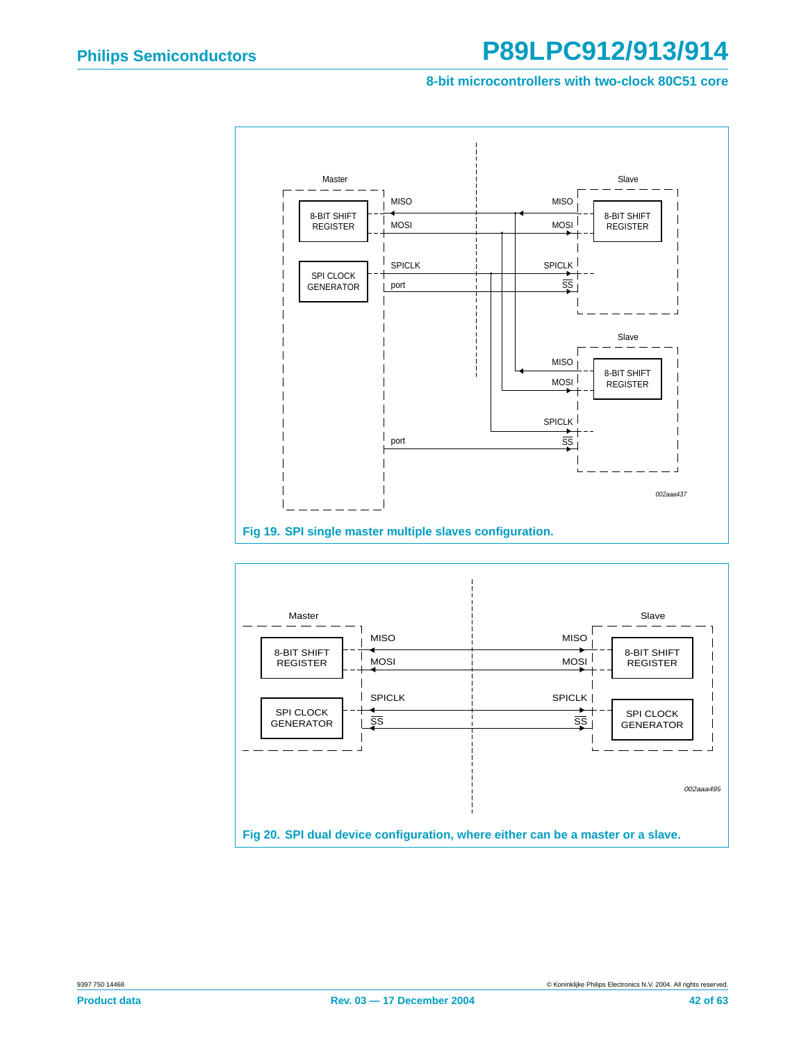Master

8-BIT SHIFT REGISTER

SPI CLOCK GENERATOR

MISO

MOSI

SPICLK

port

port

Slave

MISO

MOSI

SPICLK

$\overline{SS}$

8-BIT SHIFT REGISTER

Slave

MISO

MOSI

SPICLK

$\overline{SS}$

8-BIT SHIFT REGISTER

002aaa437

**Fig 19. SPI single master multiple slaves configuration.**

Master

8-BIT SHIFT REGISTER

SPI CLOCK GENERATOR

MISO

MOSI

SPICLK

$\overline{SS}$

Slave

MISO

MOSI

SPICLK

$\overline{SS}$

8-BIT SHIFT REGISTER

SPI CLOCK GENERATOR

002aaa499

**Fig 20. SPI dual device configuration, where either can be a master or a slave.**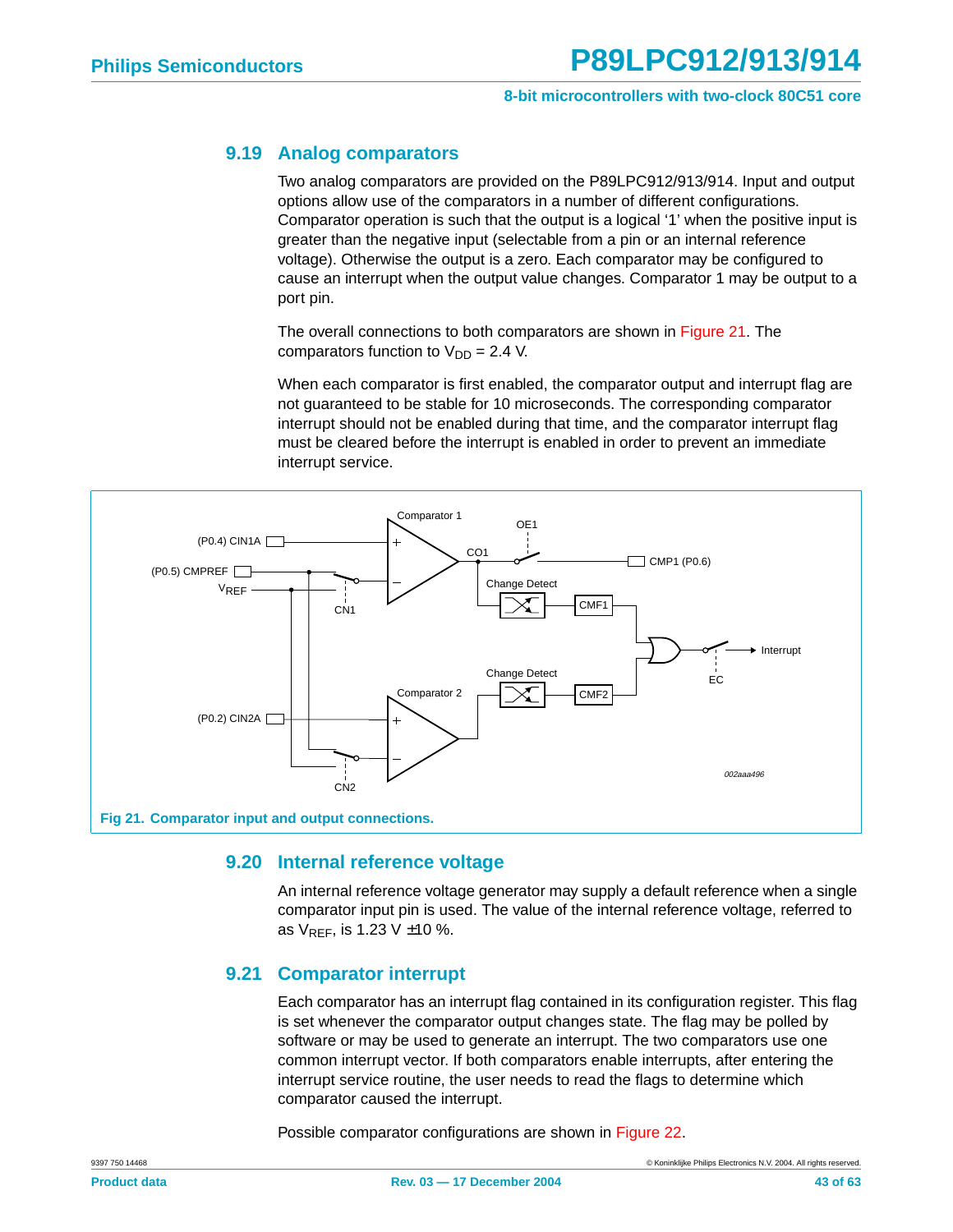## 9.19 Analog comparators

Two analog comparators are provided on the P89LPC912/913/914. Input and output options allow use of the comparators in a number of different configurations. Comparator operation is such that the output is a logical '1' when the positive input is greater than the negative input (selectable from a pin or an internal reference voltage). Otherwise the output is a zero. Each comparator may be configured to cause an interrupt when the output value changes. Comparator 1 may be output to a port pin.

The overall connections to both comparators are shown in Figure 21. The comparators function to $V_{DD}$ = 2.4 V.

When each comparator is first enabled, the comparator output and interrupt flag are not guaranteed to be stable for 10 microseconds. The corresponding comparator interrupt should not be enabled during that time, and the comparator interrupt flag must be cleared before the interrupt is enabled in order to prevent an immediate interrupt service.

Fig 21. Comparator input and output connections.

## 9.20 Internal reference voltage

An internal reference voltage generator may supply a default reference when a single comparator input pin is used. The value of the internal reference voltage, referred to as $V_{REF}$, is 1.23 V ±10 %.

## 9.21 Comparator interrupt

Each comparator has an interrupt flag contained in its configuration register. This flag is set whenever the comparator output changes state. The flag may be polled by software or may be used to generate an interrupt. The two comparators use one common interrupt vector. If both comparators enable interrupts, after entering the interrupt service routine, the user needs to read the flags to determine which comparator caused the interrupt.

Possible comparator configurations are shown in Figure 22.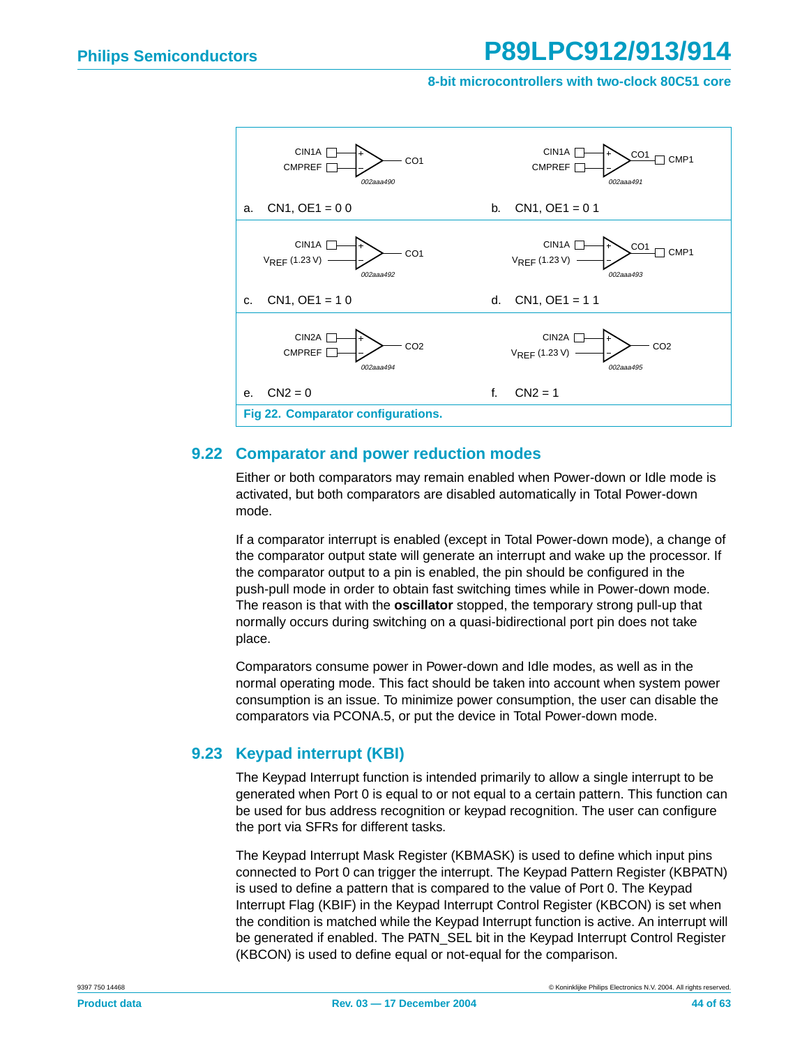a. CN1, OE1 = 0 0

b. CN1, OE1 = 0 1

c. CN1, OE1 = 1 0

d. CN1, OE1 = 1 1

e. CN2 = 0

f. CN2 = 1

**Fig 22. Comparator configurations.**

## 9.22 Comparator and power reduction modes

Either or both comparators may remain enabled when Power-down or Idle mode is activated, but both comparators are disabled automatically in Total Power-down mode.

If a comparator interrupt is enabled (except in Total Power-down mode), a change of the comparator output state will generate an interrupt and wake up the processor. If the comparator output to a pin is enabled, the pin should be configured in the push-pull mode in order to obtain fast switching times while in Power-down mode. The reason is that with the **oscillator** stopped, the temporary strong pull-up that normally occurs during switching on a quasi-bidirectional port pin does not take place.

Comparators consume power in Power-down and Idle modes, as well as in the normal operating mode. This fact should be taken into account when system power consumption is an issue. To minimize power consumption, the user can disable the comparators via PCONA.5, or put the device in Total Power-down mode.

## 9.23 Keypad interrupt (KBI)

The Keypad Interrupt function is intended primarily to allow a single interrupt to be generated when Port 0 is equal to or not equal to a certain pattern. This function can be used for bus address recognition or keypad recognition. The user can configure the port via SFRs for different tasks.

The Keypad Interrupt Mask Register (KBMASK) is used to define which input pins connected to Port 0 can trigger the interrupt. The Keypad Pattern Register (KBPATN) is used to define a pattern that is compared to the value of Port 0. The Keypad Interrupt Flag (KBIF) in the Keypad Interrupt Control Register (KBCON) is set when the condition is matched while the Keypad Interrupt function is active. An interrupt will be generated if enabled. The PATN_SEL bit in the Keypad Interrupt Control Register (KBCON) is used to define equal or not-equal for the comparison.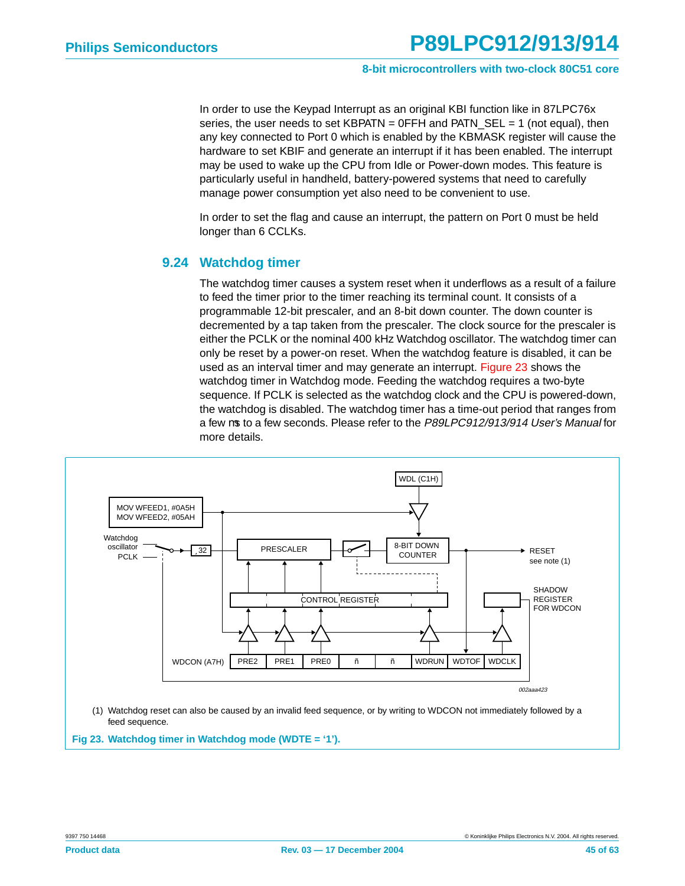In order to use the Keypad Interrupt as an original KBI function like in 87LPC76x series, the user needs to set KBPATN = 0FFH and PATN_SEL = 1 (not equal), then any key connected to Port 0 which is enabled by the KBMASK register will cause the hardware to set KBIF and generate an interrupt if it has been enabled. The interrupt may be used to wake up the CPU from Idle or Power-down modes. This feature is particularly useful in handheld, battery-powered systems that need to carefully manage power consumption yet also need to be convenient to use.

In order to set the flag and cause an interrupt, the pattern on Port 0 must be held longer than 6 CCLKs.

## 9.24 Watchdog timer

The watchdog timer causes a system reset when it underflows as a result of a failure to feed the timer prior to the timer reaching its terminal count. It consists of a programmable 12-bit prescaler, and an 8-bit down counter. The down counter is decremented by a tap taken from the prescaler. The clock source for the prescaler is either the PCLK or the nominal 400 kHz Watchdog oscillator. The watchdog timer can only be reset by a power-on reset. When the watchdog feature is disabled, it can be used as an interval timer and may generate an interrupt. Figure 23 shows the watchdog timer in Watchdog mode. Feeding the watchdog requires a two-byte sequence. If PCLK is selected as the watchdog clock and the CPU is powered-down, the watchdog is disabled. The watchdog timer has a time-out period that ranges from a few ms to a few seconds. Please refer to the *P89LPC912/913/914 User's Manual* for more details.

(1) Watchdog reset can also be caused by an invalid feed sequence, or by writing to WDCON not immediately followed by a feed sequence.

**Fig 23. Watchdog timer in Watchdog mode (WDTE = '1').**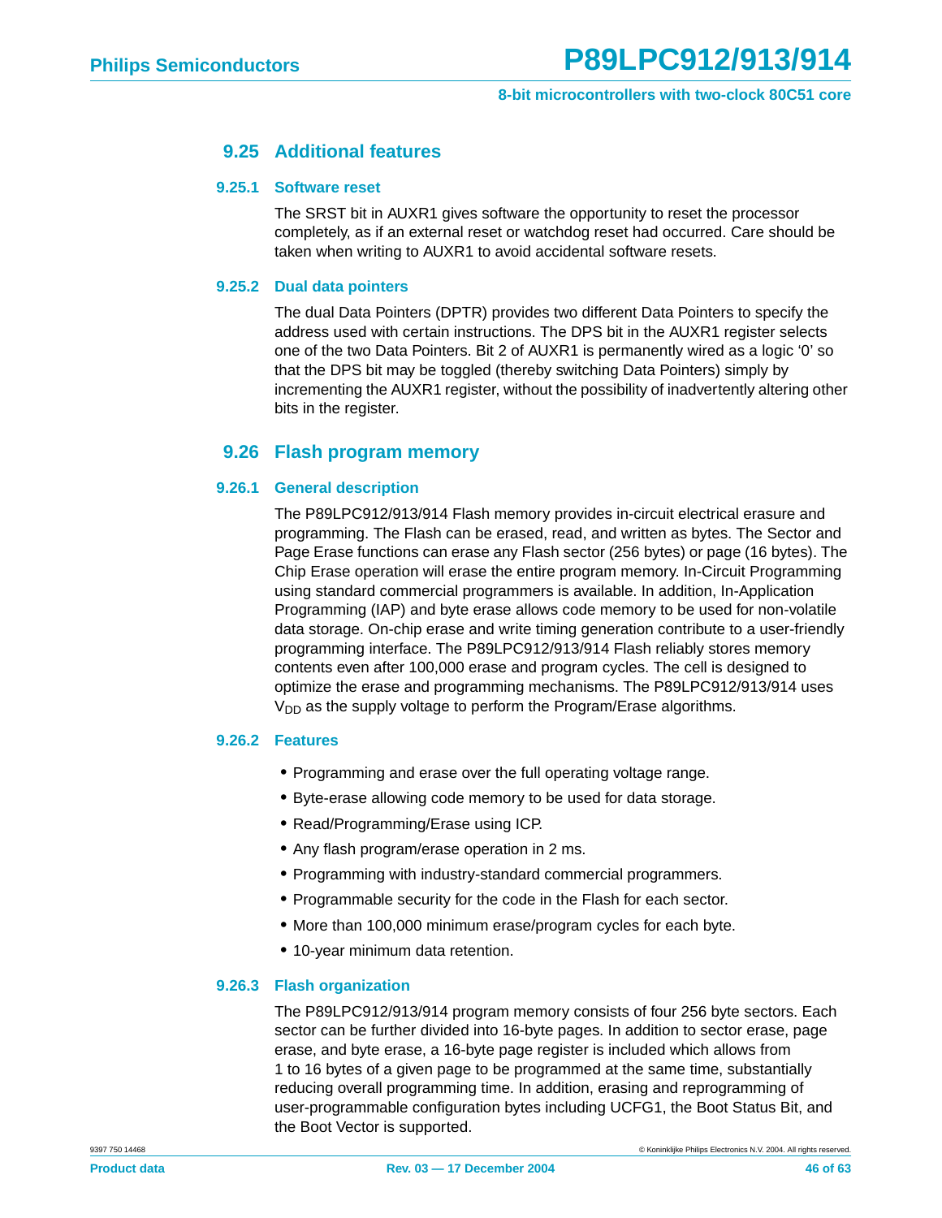## 9.25 Additional features

### 9.25.1 Software reset

The SRST bit in AUXR1 gives software the opportunity to reset the processor completely, as if an external reset or watchdog reset had occurred. Care should be taken when writing to AUXR1 to avoid accidental software resets.

### 9.25.2 Dual data pointers

The dual Data Pointers (DPTR) provides two different Data Pointers to specify the address used with certain instructions. The DPS bit in the AUXR1 register selects one of the two Data Pointers. Bit 2 of AUXR1 is permanently wired as a logic '0' so that the DPS bit may be toggled (thereby switching Data Pointers) simply by incrementing the AUXR1 register, without the possibility of inadvertently altering other bits in the register.

## 9.26 Flash program memory

### 9.26.1 General description

The P89LPC912/913/914 Flash memory provides in-circuit electrical erasure and programming. The Flash can be erased, read, and written as bytes. The Sector and Page Erase functions can erase any Flash sector (256 bytes) or page (16 bytes). The Chip Erase operation will erase the entire program memory. In-Circuit Programming using standard commercial programmers is available. In addition, In-Application Programming (IAP) and byte erase allows code memory to be used for non-volatile data storage. On-chip erase and write timing generation contribute to a user-friendly programming interface. The P89LPC912/913/914 Flash reliably stores memory contents even after 100,000 erase and program cycles. The cell is designed to optimize the erase and programming mechanisms. The P89LPC912/913/914 uses $V_{DD}$ as the supply voltage to perform the Program/Erase algorithms.

### 9.26.2 Features

- Programming and erase over the full operating voltage range.
- Byte-erase allowing code memory to be used for data storage.
- Read/Programming/Erase using ICP.
- Any flash program/erase operation in 2 ms.
- Programming with industry-standard commercial programmers.
- Programmable security for the code in the Flash for each sector.
- More than 100,000 minimum erase/program cycles for each byte.
- 10-year minimum data retention.

### 9.26.3 Flash organization

The P89LPC912/913/914 program memory consists of four 256 byte sectors. Each sector can be further divided into 16-byte pages. In addition to sector erase, page erase, and byte erase, a 16-byte page register is included which allows from 1 to 16 bytes of a given page to be programmed at the same time, substantially reducing overall programming time. In addition, erasing and reprogramming of user-programmable configuration bytes including UCFG1, the Boot Status Bit, and the Boot Vector is supported.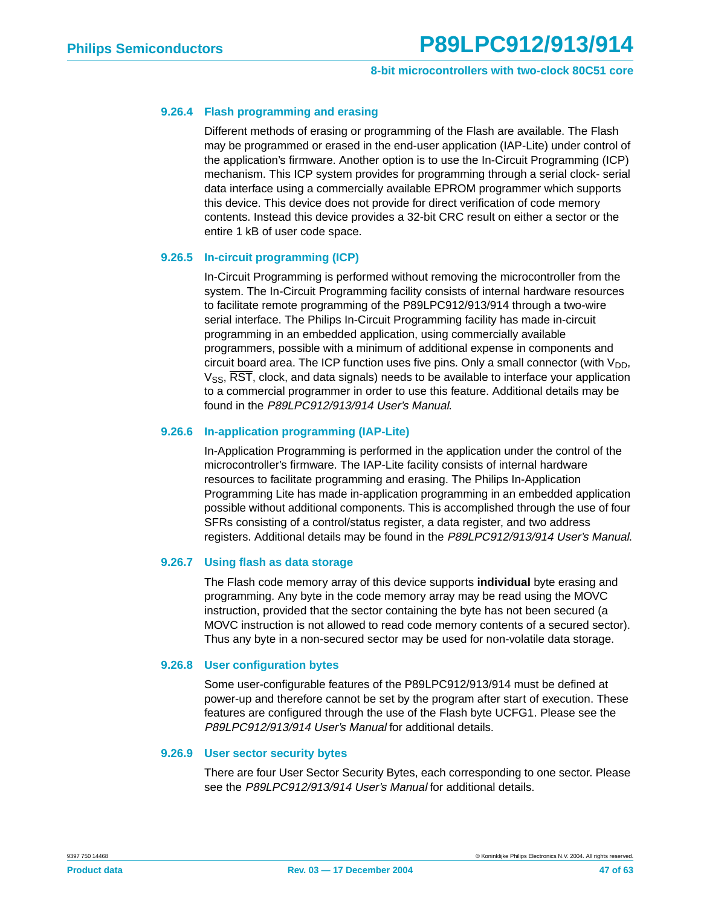#### 9.26.4 Flash programming and erasing

Different methods of erasing or programming of the Flash are available. The Flash may be programmed or erased in the end-user application (IAP-Lite) under control of the application's firmware. Another option is to use the In-Circuit Programming (ICP) mechanism. This ICP system provides for programming through a serial clock- serial data interface using a commercially available EPROM programmer which supports this device. This device does not provide for direct verification of code memory contents. Instead this device provides a 32-bit CRC result on either a sector or the entire 1 kB of user code space.

#### 9.26.5 In-circuit programming (ICP)

In-Circuit Programming is performed without removing the microcontroller from the system. The In-Circuit Programming facility consists of internal hardware resources to facilitate remote programming of the P89LPC912/913/914 through a two-wire serial interface. The Philips In-Circuit Programming facility has made in-circuit programming in an embedded application, using commercially available programmers, possible with a minimum of additional expense in components and circuit board area. The ICP function uses five pins. Only a small connector (with $V_{DD}$, $V_{SS}$, $\overline{RST}$, clock, and data signals) needs to be available to interface your application to a commercial programmer in order to use this feature. Additional details may be found in the *P89LPC912/913/914 User's Manual*.

#### 9.26.6 In-application programming (IAP-Lite)

In-Application Programming is performed in the application under the control of the microcontroller's firmware. The IAP-Lite facility consists of internal hardware resources to facilitate programming and erasing. The Philips In-Application Programming Lite has made in-application programming in an embedded application possible without additional components. This is accomplished through the use of four SFRs consisting of a control/status register, a data register, and two address registers. Additional details may be found in the *P89LPC912/913/914 User's Manual*.

#### 9.26.7 Using flash as data storage

The Flash code memory array of this device supports **individual** byte erasing and programming. Any byte in the code memory array may be read using the MOVC instruction, provided that the sector containing the byte has not been secured (a MOVC instruction is not allowed to read code memory contents of a secured sector). Thus any byte in a non-secured sector may be used for non-volatile data storage.

#### 9.26.8 User configuration bytes

Some user-configurable features of the P89LPC912/913/914 must be defined at power-up and therefore cannot be set by the program after start of execution. These features are configured through the use of the Flash byte UCFG1. Please see the *P89LPC912/913/914 User's Manual* for additional details.

#### 9.26.9 User sector security bytes

There are four User Sector Security Bytes, each corresponding to one sector. Please see the *P89LPC912/913/914 User's Manual* for additional details.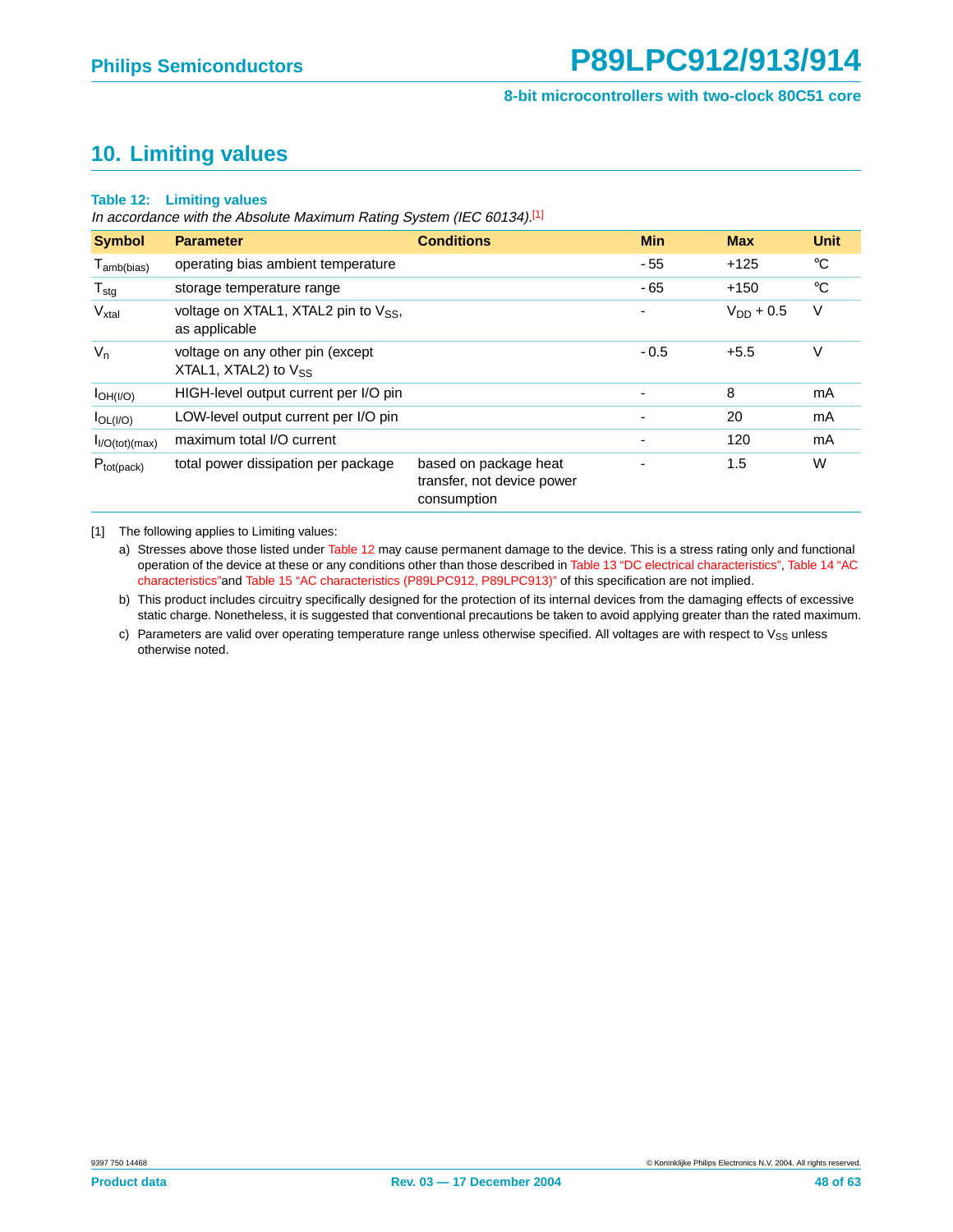## 10. Limiting values

**Table 12: Limiting values**

*In accordance with the Absolute Maximum Rating System (IEC 60134).*[1]

| Symbol | Parameter | Conditions | Min | Max | Unit |
|---|---|---|---|---|---|
| $T_{amb(bias)}$ | operating bias ambient temperature | | -55 | +125 | °C |
| $T_{stg}$ | storage temperature range | | -65 | +150 | °C |
| $V_{xtal}$ | voltage on XTAL1, XTAL2 pin to $V_{SS}$, as applicable | | - | $V_{DD}$ + 0.5 | V |
| $V_n$ | voltage on any other pin (except XTAL1, XTAL2) to $V_{SS}$ | | -0.5 | +5.5 | V |
| $I_{OH(I/O)}$ | HIGH-level output current per I/O pin | | - | 8 | mA |
| $I_{OL(I/O)}$ | LOW-level output current per I/O pin | | - | 20 | mA |
| $I_{I/O(tot)(max)}$ | maximum total I/O current | | - | 120 | mA |
| $P_{tot(pack)}$ | total power dissipation per package | based on package heat transfer, not device power consumption | - | 1.5 | W |

[1] The following applies to Limiting values:

a) Stresses above those listed under Table 12 may cause permanent damage to the device. This is a stress rating only and functional operation of the device at these or any conditions other than those described in Table 13 "DC electrical characteristics", Table 14 "AC characteristics" and Table 15 "AC characteristics (P89LPC912, P89LPC913)" of this specification are not implied.

b) This product includes circuitry specifically designed for the protection of its internal devices from the damaging effects of excessive static charge. Nonetheless, it is suggested that conventional precautions be taken to avoid applying greater than the rated maximum.

c) Parameters are valid over operating temperature range unless otherwise specified. All voltages are with respect to $V_{SS}$ unless otherwise noted.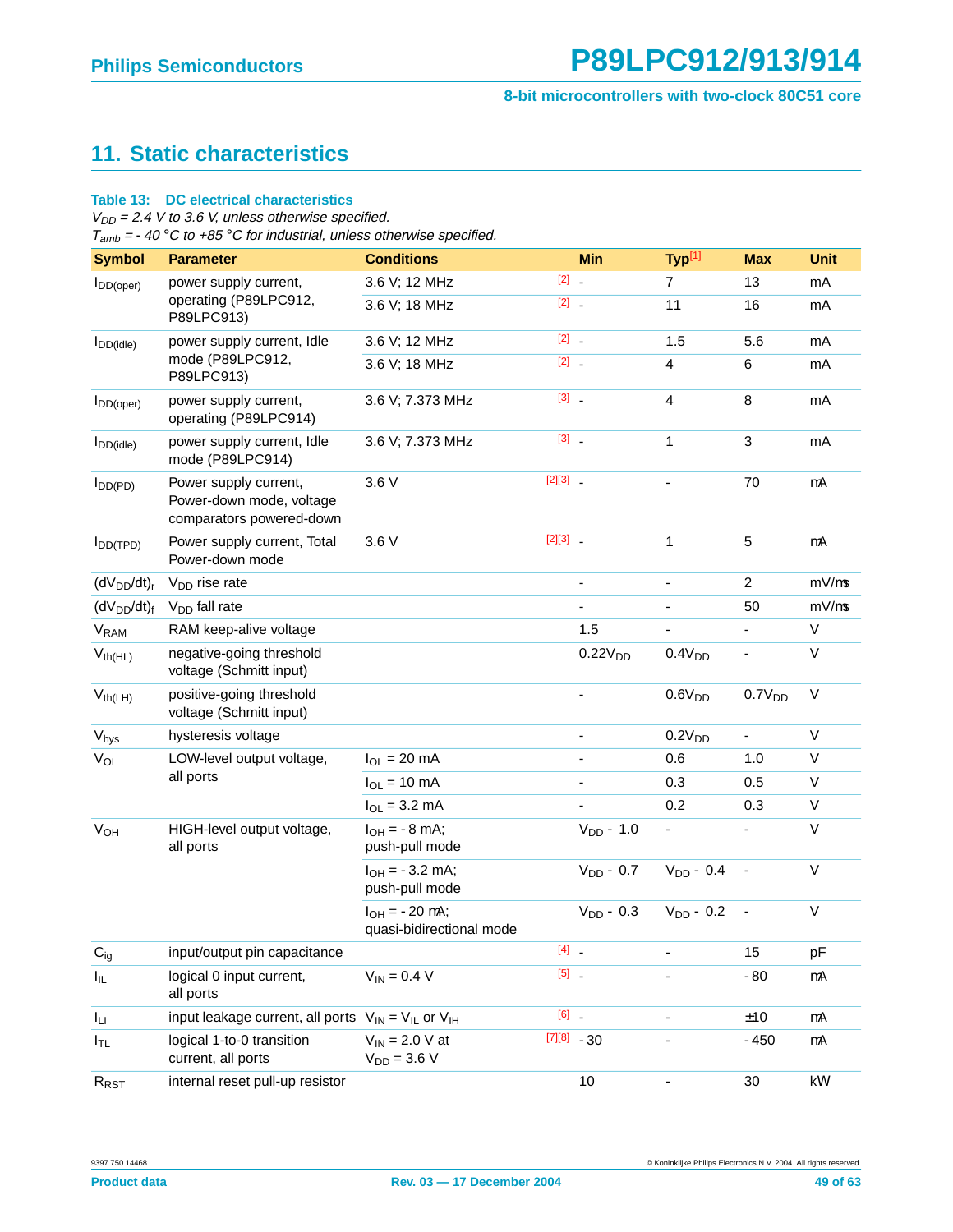# 11. Static characteristics

**Table 13: DC electrical characteristics**

*$V_{DD}$ = 2.4 V to 3.6 V, unless otherwise specified.*
*$T_{amb}$ = - 40 °C to +85 °C for industrial, unless otherwise specified.*

| Symbol | Parameter | Conditions | | Min | Typ[1] | Max | Unit |
|---|---|---|---|---|---|---|---|
| $I_{DD(oper)}$ | power supply current, operating (P89LPC912, P89LPC913) | 3.6 V; 12 MHz | [2] | - | 7 | 13 | mA |
| | | 3.6 V; 18 MHz | [2] | - | 11 | 16 | mA |
| $I_{DD(idle)}$ | power supply current, Idle mode (P89LPC912, P89LPC913) | 3.6 V; 12 MHz | [2] | - | 1.5 | 5.6 | mA |
| | | 3.6 V; 18 MHz | [2] | - | 4 | 6 | mA |
| $I_{DD(oper)}$ | power supply current, operating (P89LPC914) | 3.6 V; 7.373 MHz | [3] | - | 4 | 8 | mA |
| $I_{DD(idle)}$ | power supply current, Idle mode (P89LPC914) | 3.6 V; 7.373 MHz | [3] | - | 1 | 3 | mA |
| $I_{DD(PD)}$ | Power supply current, Power-down mode, voltage comparators powered-down | 3.6 V | [2][3] | - | - | 70 | μA |
| $I_{DD(TPD)}$ | Power supply current, Total Power-down mode | 3.6 V | [2][3] | - | 1 | 5 | μA |
| $(dV_{DD}/dt)_r$ | $V_{DD}$ rise rate | | | - | - | 2 | mV/μs |
| $(dV_{DD}/dt)_f$ | $V_{DD}$ fall rate | | | - | - | 50 | mV/μs |
| $V_{RAM}$ | RAM keep-alive voltage | | | 1.5 | - | - | V |
| $V_{th(HL)}$ | negative-going threshold voltage (Schmitt input) | | | $0.22V_{DD}$ | $0.4V_{DD}$ | - | V |
| $V_{th(LH)}$ | positive-going threshold voltage (Schmitt input) | | | - | $0.6V_{DD}$ | $0.7V_{DD}$ | V |
| $V_{hys}$ | hysteresis voltage | | | - | $0.2V_{DD}$ | - | V |
| $V_{OL}$ | LOW-level output voltage, all ports | $I_{OL}$ = 20 mA | | - | 0.6 | 1.0 | V |
| | | $I_{OL}$ = 10 mA | | - | 0.3 | 0.5 | V |
| | | $I_{OL}$ = 3.2 mA | | - | 0.2 | 0.3 | V |
| $V_{OH}$ | HIGH-level output voltage, all ports | $I_{OH}$ = - 8 mA; push-pull mode | | $V_{DD}$ - 1.0 | - | - | V |
| | | $I_{OH}$ = - 3.2 mA; push-pull mode | | $V_{DD}$ - 0.7 | $V_{DD}$ - 0.4 | - | V |
| | | $I_{OH}$ = - 20 μA; quasi-bidirectional mode | | $V_{DD}$ - 0.3 | $V_{DD}$ - 0.2 | - | V |
| $C_{ig}$ | input/output pin capacitance | | [4] | - | - | 15 | pF |
| $I_{IL}$ | logical 0 input current, all ports | $V_{IN}$ = 0.4 V | [5] | - | - | - 80 | μA |
| $I_{LI}$ | input leakage current, all ports | $V_{IN}$ = $V_{IL}$ or $V_{IH}$ | [6] | - | - | ±10 | μA |
| $I_{TL}$ | logical 1-to-0 transition current, all ports | $V_{IN}$ = 2.0 V at $V_{DD}$ = 3.6 V | [7][8] | - 30 | - | - 450 | μA |
| $R_{RST}$ | internal reset pull-up resistor | | | 10 | - | 30 | kΩ |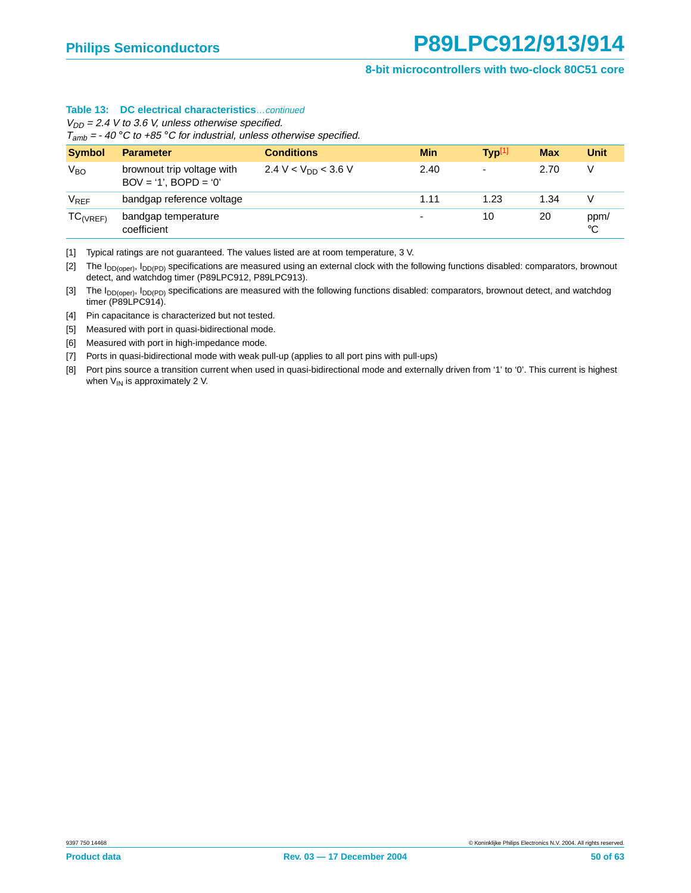**Table 13: DC electrical characteristics**...*continued*

*$V_{DD}$ = 2.4 V to 3.6 V, unless otherwise specified.*
*$T_{amb}$ = - 40 °C to +85 °C for industrial, unless otherwise specified.*

| Symbol | Parameter | Conditions | Min | Typ[1] | Max | Unit |
|---|---|---|---|---|---|---|
| $V_{BO}$ | brownout trip voltage with BOV = ‘1’, BOPD = ‘0’ | 2.4 V < $V_{DD}$ < 3.6 V | 2.40 | - | 2.70 | V |
| $V_{REF}$ | bandgap reference voltage | | 1.11 | 1.23 | 1.34 | V |
| $TC_{(VREF)}$ | bandgap temperature coefficient | | - | 10 | 20 | ppm/ °C |

[1] Typical ratings are not guaranteed. The values listed are at room temperature, 3 V.

[2] The $I_{DD(oper)}$, $I_{DD(PD)}$ specifications are measured using an external clock with the following functions disabled: comparators, brownout detect, and watchdog timer (P89LPC912, P89LPC913).

[3] The $I_{DD(oper)}$, $I_{DD(PD)}$ specifications are measured with the following functions disabled: comparators, brownout detect, and watchdog timer (P89LPC914).

[4] Pin capacitance is characterized but not tested.

[5] Measured with port in quasi-bidirectional mode.

[6] Measured with port in high-impedance mode.

[7] Ports in quasi-bidirectional mode with weak pull-up (applies to all port pins with pull-ups)

[8] Port pins source a transition current when used in quasi-bidirectional mode and externally driven from ‘1’ to ‘0’. This current is highest when $V_{IN}$ is approximately 2 V.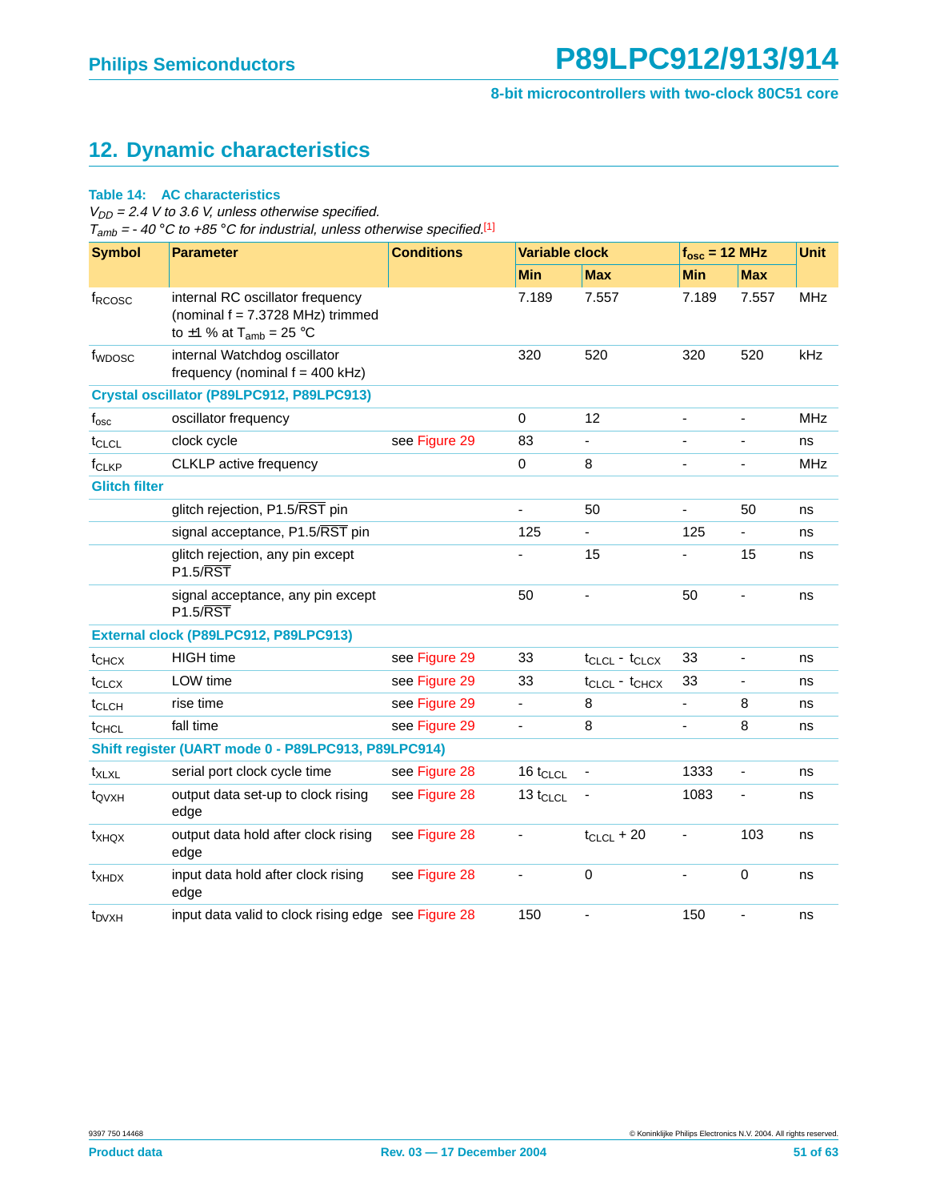## 12. Dynamic characteristics

**Table 14: AC characteristics**

*$V_{DD}$ = 2.4 V to 3.6 V, unless otherwise specified.*
*$T_{amb}$ = - 40 °C to +85 °C for industrial, unless otherwise specified.*[1]

| Symbol | Parameter | Conditions | Variable clock | | $f_{osc}$ = 12 MHz | | Unit |
|---|---|---|---|---|---|---|---|
| | | | Min | Max | Min | Max | |
| $f_{RCOSC}$ | internal RC oscillator frequency (nominal f = 7.3728 MHz) trimmed to ±1 % at $T_{amb}$ = 25 °C | | 7.189 | 7.557 | 7.189 | 7.557 | MHz |
| $f_{WDOSC}$ | internal Watchdog oscillator frequency (nominal f = 400 kHz) | | 320 | 520 | 320 | 520 | kHz |
| **Crystal oscillator (P89LPC912, P89LPC913)** | | | | | | | |
| $f_{osc}$ | oscillator frequency | | 0 | 12 | - | - | MHz |
| $t_{CLCL}$ | clock cycle | see Figure 29 | 83 | - | - | - | ns |
| $f_{CLKP}$ | CLKLP active frequency | | 0 | 8 | - | - | MHz |
| **Glitch filter** | | | | | | | |
| | glitch rejection, P1.5/$\overline{RST}$ pin | | - | 50 | - | 50 | ns |
| | signal acceptance, P1.5/$\overline{RST}$ pin | | 125 | - | 125 | - | ns |
| | glitch rejection, any pin except P1.5/$\overline{RST}$ | | - | 15 | - | 15 | ns |
| | signal acceptance, any pin except P1.5/$\overline{RST}$ | | 50 | - | 50 | - | ns |
| **External clock (P89LPC912, P89LPC913)** | | | | | | | |
| $t_{CHCX}$ | HIGH time | see Figure 29 | 33 | $t_{CLCL}$ - $t_{CLCX}$ | 33 | - | ns |
| $t_{CLCX}$ | LOW time | see Figure 29 | 33 | $t_{CLCL}$ - $t_{CHCX}$ | 33 | - | ns |
| $t_{CLCH}$ | rise time | see Figure 29 | - | 8 | - | 8 | ns |
| $t_{CHCL}$ | fall time | see Figure 29 | - | 8 | - | 8 | ns |
| **Shift register (UART mode 0 - P89LPC913, P89LPC914)** | | | | | | | |
| $t_{XLXL}$ | serial port clock cycle time | see Figure 28 | 16 $t_{CLCL}$ | - | 1333 | - | ns |
| $t_{QVXH}$ | output data set-up to clock rising edge | see Figure 28 | 13 $t_{CLCL}$ | - | 1083 | - | ns |
| $t_{XHQX}$ | output data hold after clock rising edge | see Figure 28 | - | $t_{CLCL}$ + 20 | - | 103 | ns |
| $t_{XHDX}$ | input data hold after clock rising edge | see Figure 28 | - | 0 | - | 0 | ns |
| $t_{DVXH}$ | input data valid to clock rising edge | see Figure 28 | 150 | - | 150 | - | ns |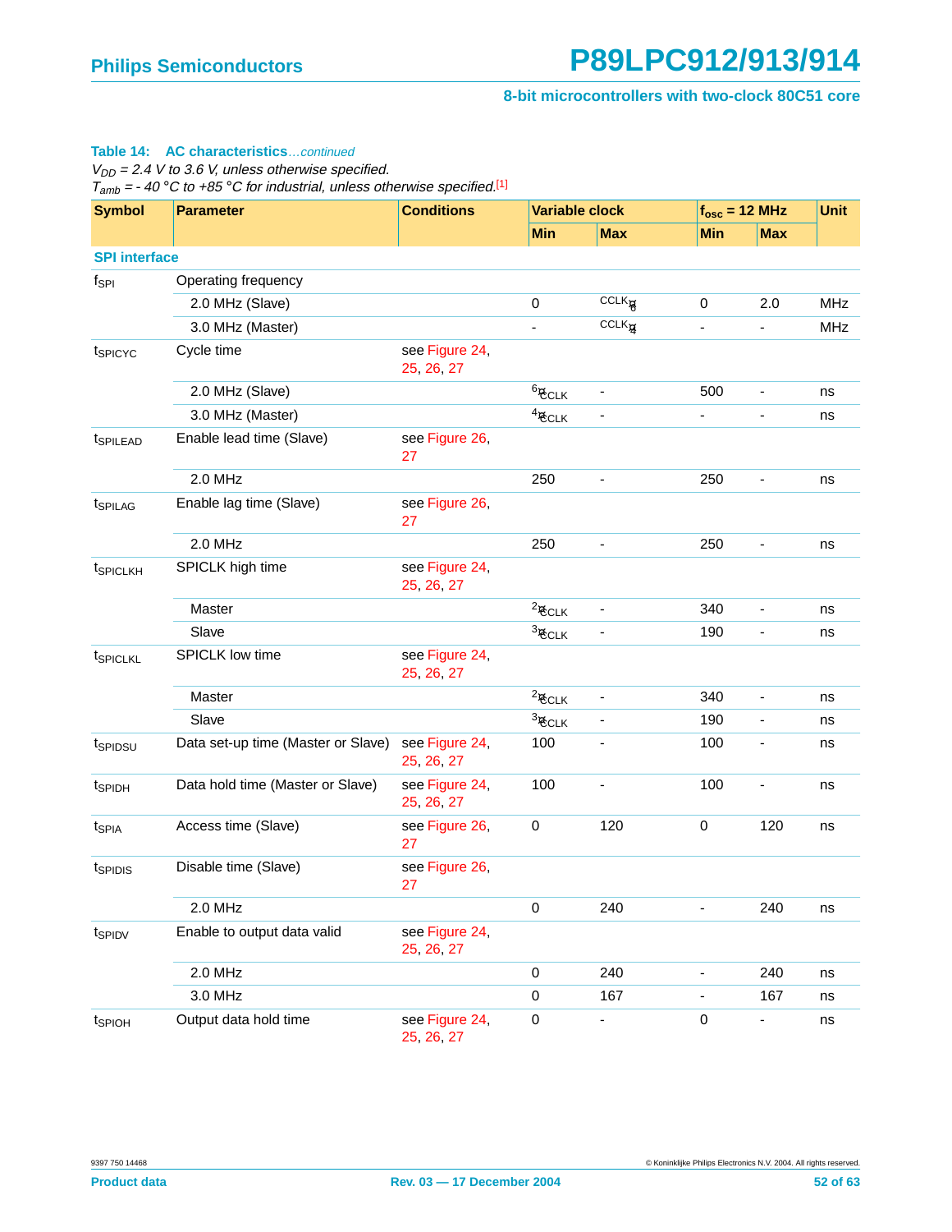**Table 14: AC characteristics**...*continued*

*$V_{DD}$ = 2.4 V to 3.6 V, unless otherwise specified.*
*$T_{amb}$ = - 40 °C to +85 °C for industrial, unless otherwise specified.*[1]

| Symbol | Parameter | Conditions | Variable clock | | $f_{osc}$ = 12 MHz | | Unit |
|---|---|---|---|---|---|---|---|
| | | | Min | Max | Min | Max | |
| **SPI interface** | | | | | | | |
| $f_{SPI}$ | Operating frequency | | | | | | |
| | 2.0 MHz (Slave) | | 0 | CCLK⁄6 | 0 | 2.0 | MHz |
| | 3.0 MHz (Master) | | - | CCLK⁄4 | - | - | MHz |
| $t_{SPICYC}$ | Cycle time | see Figure 24, 25, 26, 27 | | | | | |
| | 2.0 MHz (Slave) | | 6⁄CCLK | - | 500 | - | ns |
| | 3.0 MHz (Master) | | 4⁄CCLK | - | - | - | ns |
| $t_{SPILEAD}$ | Enable lead time (Slave) | see Figure 26, 27 | | | | | |
| | 2.0 MHz | | 250 | - | 250 | - | ns |
| $t_{SPILAG}$ | Enable lag time (Slave) | see Figure 26, 27 | | | | | |
| | 2.0 MHz | | 250 | - | 250 | - | ns |
| $t_{SPICLKH}$ | SPICLK high time | see Figure 24, 25, 26, 27 | | | | | |
| | Master | | 2⁄CCLK | - | 340 | - | ns |
| | Slave | | 3⁄CCLK | - | 190 | - | ns |
| $t_{SPICLKL}$ | SPICLK low time | see Figure 24, 25, 26, 27 | | | | | |
| | Master | | 2⁄CCLK | - | 340 | - | ns |
| | Slave | | 3⁄CCLK | - | 190 | - | ns |
| $t_{SPIDSU}$ | Data set-up time (Master or Slave) | see Figure 24, 25, 26, 27 | 100 | - | 100 | - | ns |
| $t_{SPIDH}$ | Data hold time (Master or Slave) | see Figure 24, 25, 26, 27 | 100 | - | 100 | - | ns |
| $t_{SPIA}$ | Access time (Slave) | see Figure 26, 27 | 0 | 120 | 0 | 120 | ns |
| $t_{SPIDIS}$ | Disable time (Slave) | see Figure 26, 27 | | | | | |
| | 2.0 MHz | | 0 | 240 | - | 240 | ns |
| $t_{SPIDV}$ | Enable to output data valid | see Figure 24, 25, 26, 27 | | | | | |
| | 2.0 MHz | | 0 | 240 | - | 240 | ns |
| | 3.0 MHz | | 0 | 167 | - | 167 | ns |
| $t_{SPIOH}$ | Output data hold time | see Figure 24, 25, 26, 27 | 0 | - | 0 | - | ns |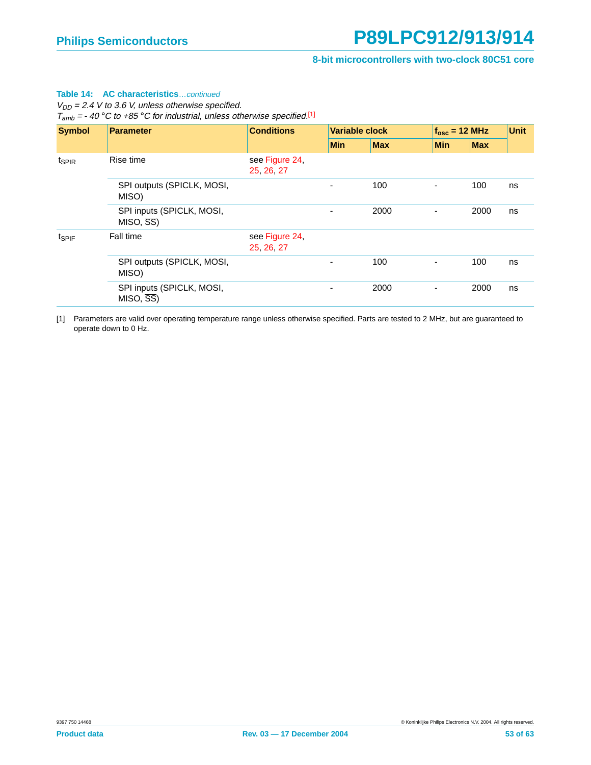**Table 14: AC characteristics** *...continued*

*$V_{DD}$ = 2.4 V to 3.6 V, unless otherwise specified.*

*$T_{amb}$ = - 40 °C to +85 °C for industrial, unless otherwise specified.*[1]

| Symbol | Parameter | Conditions | Variable clock | | $f_{osc}$ = 12 MHz | | Unit |
|---|---|---|---|---|---|---|---|
| | | | Min | Max | Min | Max | |
| $t_{SPIR}$ | Rise time | see Figure 24, 25, 26, 27 | | | | | |
| | SPI outputs (SPICLK, MOSI, MISO) | | - | 100 | - | 100 | ns |
| | SPI inputs (SPICLK, MOSI, MISO, $\overline{SS}$) | | - | 2000 | - | 2000 | ns |
| $t_{SPIF}$ | Fall time | see Figure 24, 25, 26, 27 | | | | | |
| | SPI outputs (SPICLK, MOSI, MISO) | | - | 100 | - | 100 | ns |
| | SPI inputs (SPICLK, MOSI, MISO, $\overline{SS}$) | | - | 2000 | - | 2000 | ns |

[1] Parameters are valid over operating temperature range unless otherwise specified. Parts are tested to 2 MHz, but are guaranteed to operate down to 0 Hz.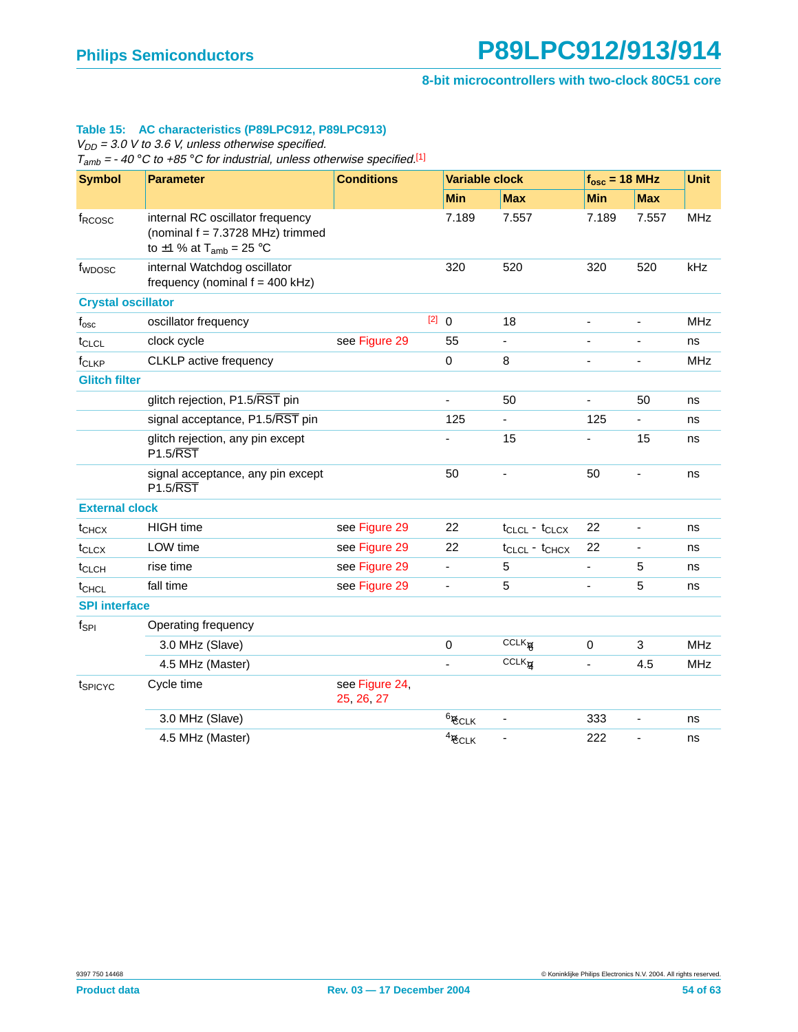**Table 15: AC characteristics (P89LPC912, P89LPC913)**

*$V_{DD}$ = 3.0 V to 3.6 V, unless otherwise specified.*

*$T_{amb}$ = - 40 °C to +85 °C for industrial, unless otherwise specified.*[1]

| Symbol | Parameter | Conditions | Variable clock | | $f_{osc}$ = 18 MHz | | Unit |
|---|---|---|---|---|---|---|---|
| | | | Min | Max | Min | Max | |
| $f_{RCOSC}$ | internal RC oscillator frequency (nominal f = 7.3728 MHz) trimmed to ±1 % at $T_{amb}$ = 25 °C | | 7.189 | 7.557 | 7.189 | 7.557 | MHz |
| $f_{WDOSC}$ | internal Watchdog oscillator frequency (nominal f = 400 kHz) | | 320 | 520 | 320 | 520 | kHz |
| **Crystal oscillator** | | | | | | | |
| $f_{osc}$ | oscillator frequency | [2] | 0 | 18 | - | - | MHz |
| $t_{CLCL}$ | clock cycle | see Figure 29 | 55 | - | - | - | ns |
| $f_{CLKP}$ | CLKLP active frequency | | 0 | 8 | - | - | MHz |
| **Glitch filter** | | | | | | | |
| | glitch rejection, P1.5/$\overline{RST}$ pin | | - | 50 | - | 50 | ns |
| | signal acceptance, P1.5/$\overline{RST}$ pin | | 125 | - | 125 | - | ns |
| | glitch rejection, any pin except P1.5/$\overline{RST}$ | | - | 15 | - | 15 | ns |
| | signal acceptance, any pin except P1.5/$\overline{RST}$ | | 50 | - | 50 | - | ns |
| **External clock** | | | | | | | |
| $t_{CHCX}$ | HIGH time | see Figure 29 | 22 | $t_{CLCL} - t_{CLCX}$ | 22 | - | ns |
| $t_{CLCX}$ | LOW time | see Figure 29 | 22 | $t_{CLCL} - t_{CHCX}$ | 22 | - | ns |
| $t_{CLCH}$ | rise time | see Figure 29 | - | 5 | - | 5 | ns |
| $t_{CHCL}$ | fall time | see Figure 29 | - | 5 | - | 5 | ns |
| **SPI interface** | | | | | | | |
| $f_{SPI}$ | Operating frequency | | | | | | |
| | 3.0 MHz (Slave) | | 0 | $CCLK/6$ | 0 | 3 | MHz |
| | 4.5 MHz (Master) | | - | $CCLK/4$ | - | 4.5 | MHz |
| $t_{SPICYC}$ | Cycle time | see Figure 24, 25, 26, 27 | | | | | |
| | 3.0 MHz (Slave) | | $6/CCLK$ | - | 333 | - | ns |
| | 4.5 MHz (Master) | | $4/CCLK$ | - | 222 | - | ns |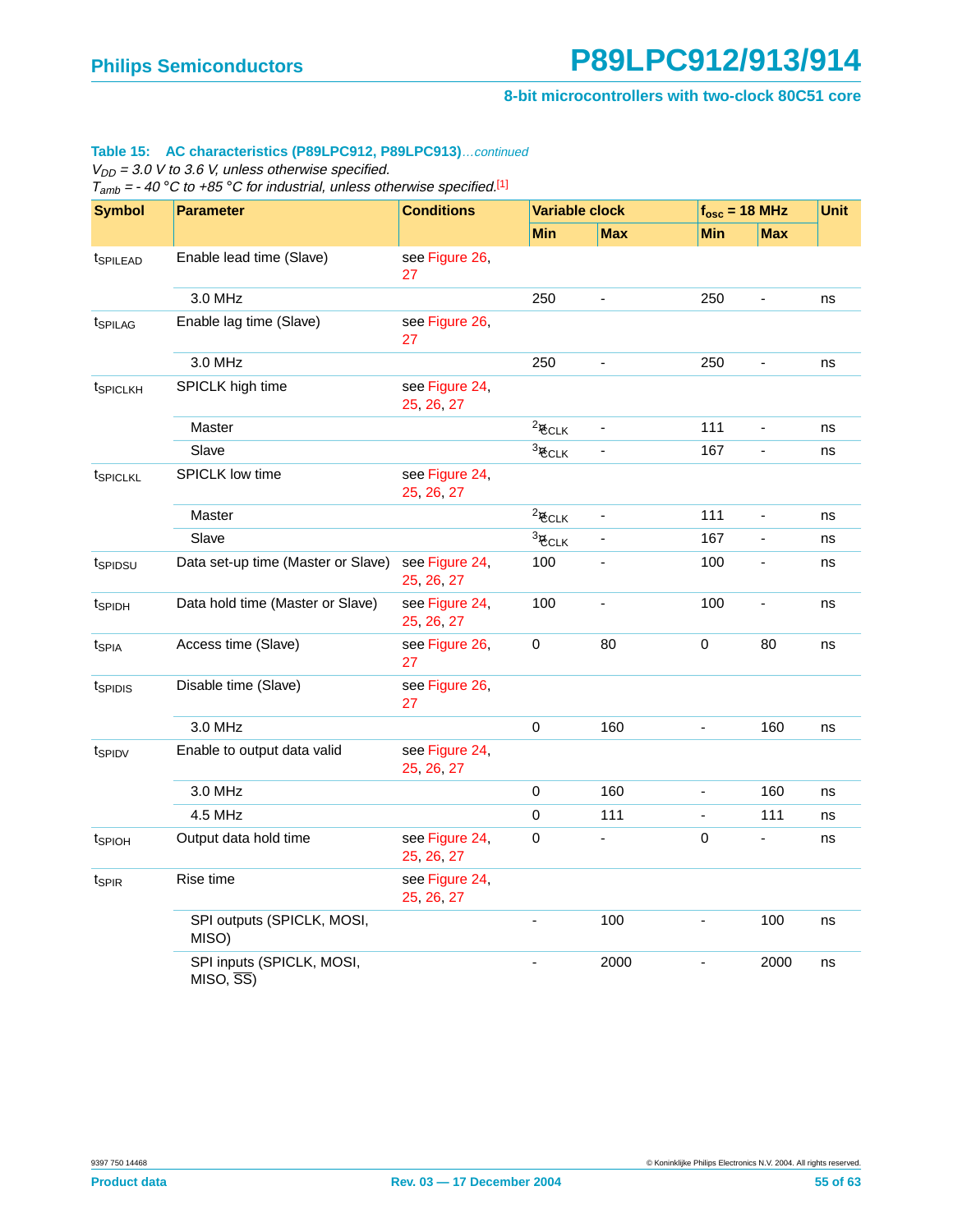**Table 15: AC characteristics (P89LPC912, P89LPC913)** *...continued*

*$V_{DD}$ = 3.0 V to 3.6 V, unless otherwise specified.*

*$T_{amb}$ = - 40 °C to +85 °C for industrial, unless otherwise specified.*[1]

| Symbol | Parameter | Conditions | Variable clock | | $f_{osc}$ = 18 MHz | | Unit |
|---|---|---|---|---|---|---|---|
| | | | Min | Max | Min | Max | |
| $t_{SPILEAD}$ | Enable lead time (Slave) | see Figure 26, 27 | | | | | |
| | 3.0 MHz | | 250 | - | 250 | - | ns |
| $t_{SPILAG}$ | Enable lag time (Slave) | see Figure 26, 27 | | | | | |
| | 3.0 MHz | | 250 | - | 250 | - | ns |
| $t_{SPICLKH}$ | SPICLK high time | see Figure 24, 25, 26, 27 | | | | | |
| | Master | | $2 t_{CCLK}$ | - | 111 | - | ns |
| | Slave | | $3 t_{CCLK}$ | - | 167 | - | ns |
| $t_{SPICLKL}$ | SPICLK low time | see Figure 24, 25, 26, 27 | | | | | |
| | Master | | $2 t_{CCLK}$ | - | 111 | - | ns |
| | Slave | | $3 t_{CCLK}$ | - | 167 | - | ns |
| $t_{SPIDSU}$ | Data set-up time (Master or Slave) | see Figure 24, 25, 26, 27 | 100 | - | 100 | - | ns |
| $t_{SPIDH}$ | Data hold time (Master or Slave) | see Figure 24, 25, 26, 27 | 100 | - | 100 | - | ns |
| $t_{SPIA}$ | Access time (Slave) | see Figure 26, 27 | 0 | 80 | 0 | 80 | ns |
| $t_{SPIDIS}$ | Disable time (Slave) | see Figure 26, 27 | | | | | |
| | 3.0 MHz | | 0 | 160 | - | 160 | ns |
| $t_{SPIDV}$ | Enable to output data valid | see Figure 24, 25, 26, 27 | | | | | |
| | 3.0 MHz | | 0 | 160 | - | 160 | ns |
| | 4.5 MHz | | 0 | 111 | - | 111 | ns |
| $t_{SPIOH}$ | Output data hold time | see Figure 24, 25, 26, 27 | 0 | - | 0 | - | ns |
| $t_{SPIR}$ | Rise time | see Figure 24, 25, 26, 27 | | | | | |
| | SPI outputs (SPICLK, MOSI, MISO) | | - | 100 | - | 100 | ns |
| | SPI inputs (SPICLK, MOSI, MISO, $\overline{SS}$) | | - | 2000 | - | 2000 | ns |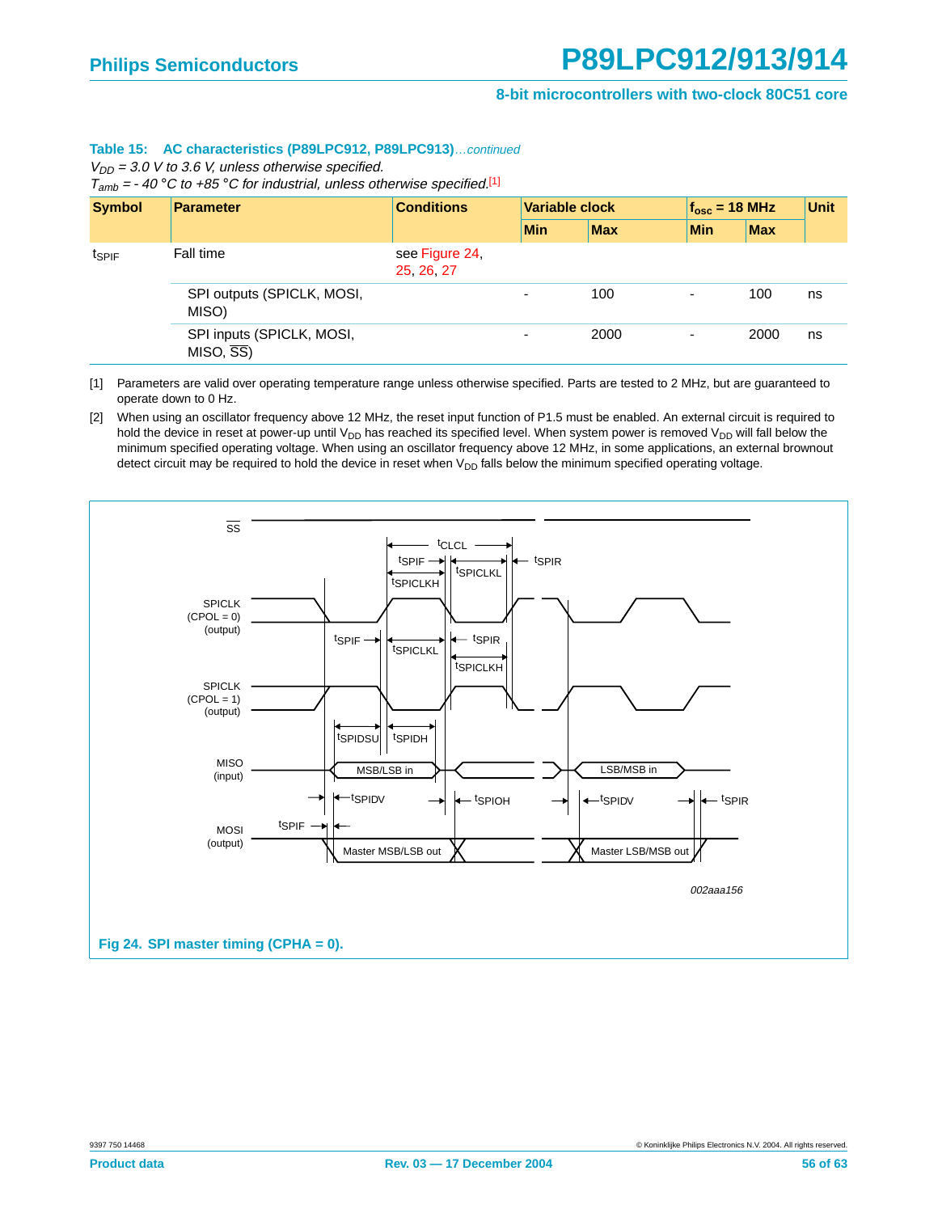**Table 15: AC characteristics (P89LPC912, P89LPC913)**...continued

*$V_{DD}$ = 3.0 V to 3.6 V, unless otherwise specified.*
*$T_{amb}$ = - 40 °C to +85 °C for industrial, unless otherwise specified.*[1]

| Symbol | Parameter | Conditions | Variable clock | | $f_{osc}$ = 18 MHz | | Unit |
|---|---|---|---|---|---|---|---|
| | | | Min | Max | Min | Max | |
| $t_{SPIF}$ | Fall time | see Figure 24, 25, 26, 27 | | | | | |
| | SPI outputs (SPICLK, MOSI, MISO) | | - | 100 | - | 100 | ns |
| | SPI inputs (SPICLK, MOSI, MISO, $\overline{SS}$) | | - | 2000 | - | 2000 | ns |

[1] Parameters are valid over operating temperature range unless otherwise specified. Parts are tested to 2 MHz, but are guaranteed to operate down to 0 Hz.

[2] When using an oscillator frequency above 12 MHz, the reset input function of P1.5 must be enabled. An external circuit is required to hold the device in reset at power-up until $V_{DD}$ has reached its specified level. When system power is removed $V_{DD}$ will fall below the minimum specified operating voltage. When using an oscillator frequency above 12 MHz, in some applications, an external brownout detect circuit may be required to hold the device in reset when $V_{DD}$ falls below the minimum specified operating voltage.

**Fig 24. SPI master timing (CPHA = 0).**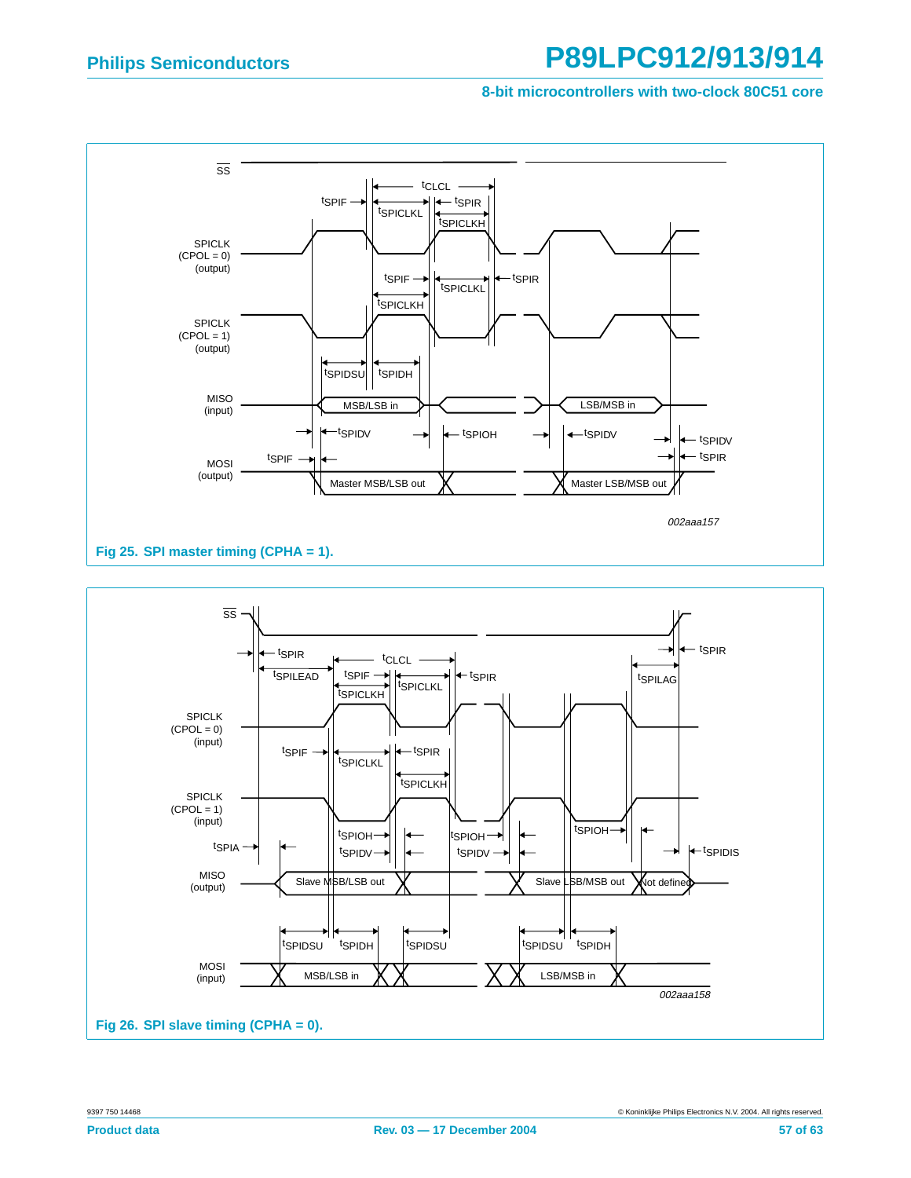Fig 25. SPI master timing (CPHA = 1).

Fig 26. SPI slave timing (CPHA = 0).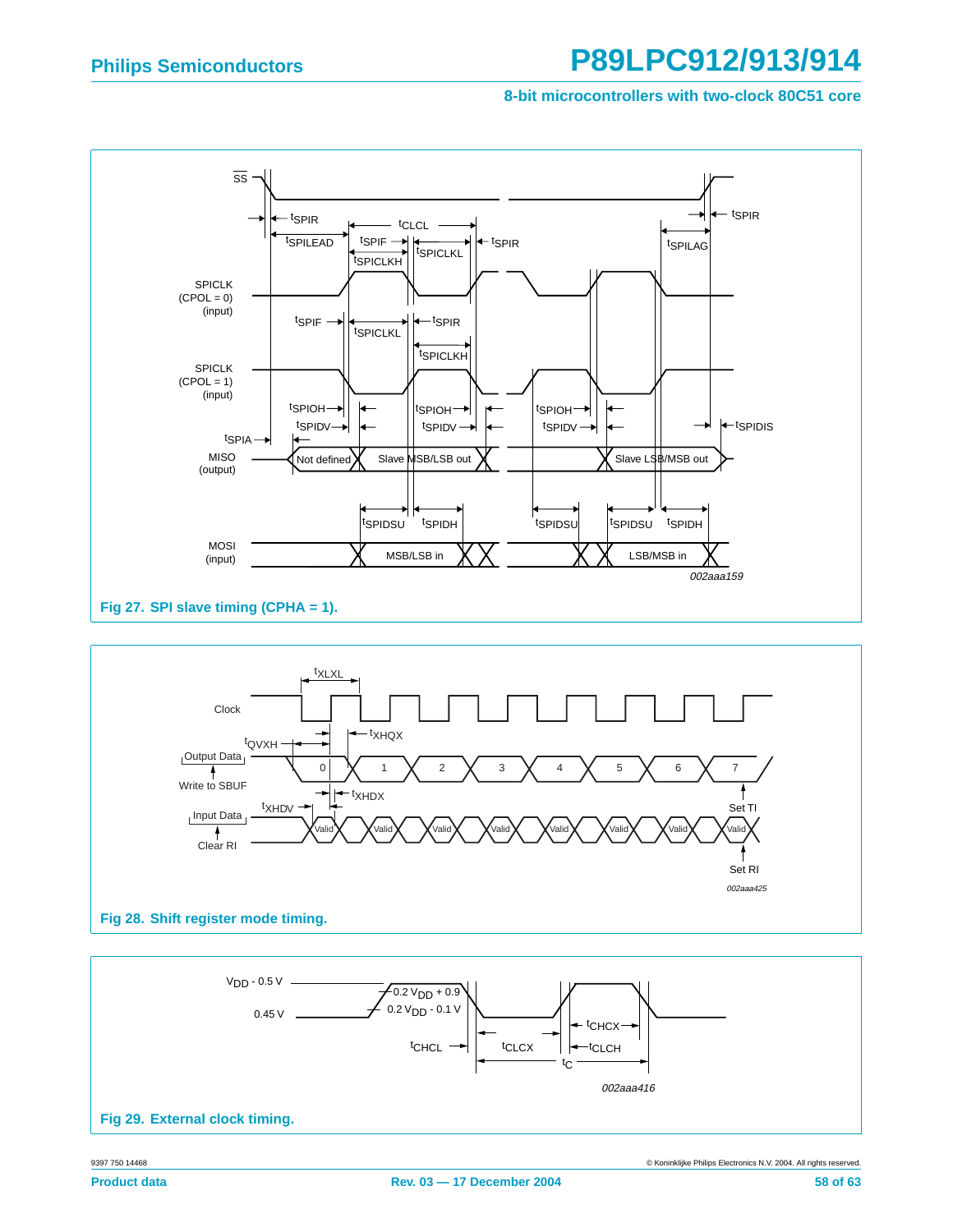Fig 27. SPI slave timing (CPHA = 1).

Fig 28. Shift register mode timing.

Fig 29. External clock timing.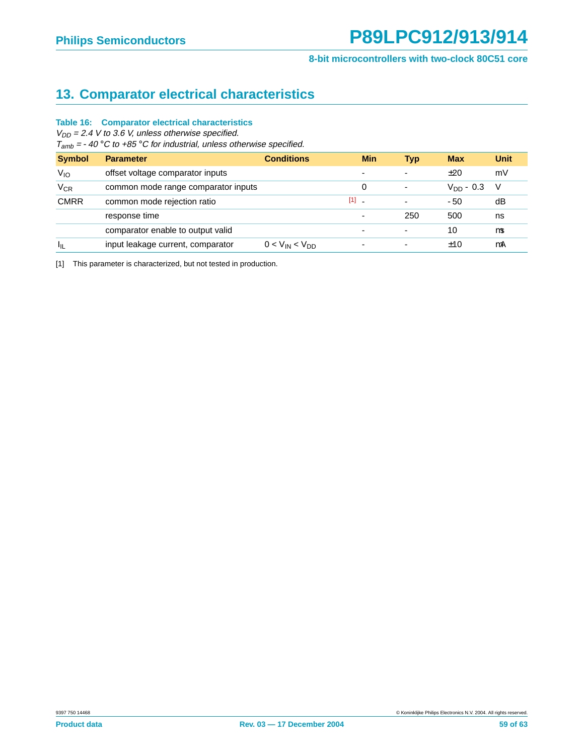## 13. Comparator electrical characteristics

**Table 16: Comparator electrical characteristics**

*$V_{DD}$ = 2.4 V to 3.6 V, unless otherwise specified.*
*$T_{amb}$ = - 40 °C to +85 °C for industrial, unless otherwise specified.*

| Symbol | Parameter | Conditions | Min | Typ | Max | Unit |
|---|---|---|---|---|---|---|
| $V_{IO}$ | offset voltage comparator inputs | | - | - | ±20 | mV |
| $V_{CR}$ | common mode range comparator inputs | | 0 | - | $V_{DD}$ - 0.3 | V |
| CMRR | common mode rejection ratio | [1] | - | - | - 50 | dB |
| | response time | | - | 250 | 500 | ns |
| | comparator enable to output valid | | - | - | 10 | μs |
| $I_{IL}$ | input leakage current, comparator | $0 < V_{IN} < V_{DD}$ | - | - | ±10 | μA |

[1] This parameter is characterized, but not tested in production.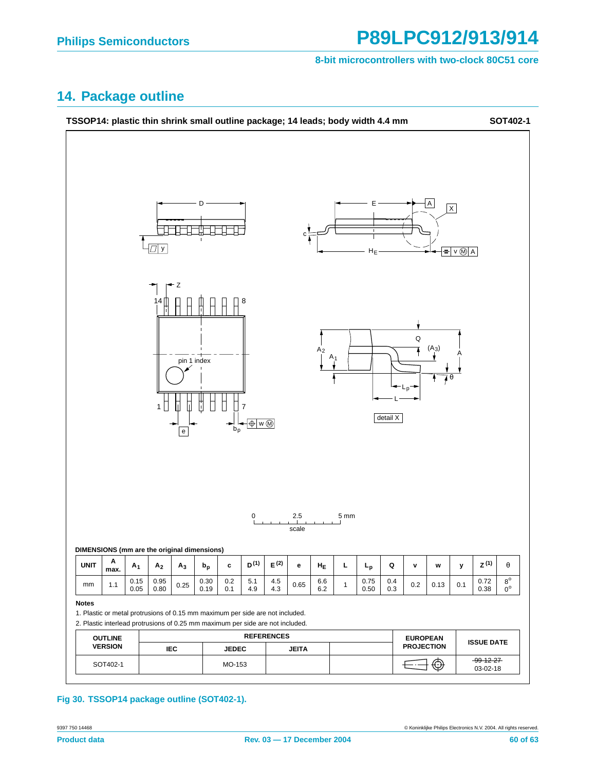## 14. Package outline

**TSSOP14: plastic thin shrink small outline package; 14 leads; body width 4.4 mm** **SOT402-1**

DIMENSIONS (mm are the original dimensions)

| UNIT | A max. | $A_1$ | $A_2$ | $A_3$ | $b_p$ | c | D (1) | E (2) | e | $H_E$ | L | $L_p$ | Q | v | w | y | Z (1) | θ |
|---|---|---|---|---|---|---|---|---|---|---|---|---|---|---|---|---|---|---|
| mm | 1.1 | 0.15<br>0.05 | 0.95<br>0.80 | 0.25 | 0.30<br>0.19 | 0.2<br>0.1 | 5.1<br>4.9 | 4.5<br>4.3 | 0.65 | 6.6<br>6.2 | 1 | 0.75<br>0.50 | 0.4<br>0.3 | 0.2 | 0.13 | 0.1 | 0.72<br>0.38 | 8°<br>0° |

**Notes**

1. Plastic or metal protrusions of 0.15 mm maximum per side are not included.
2. Plastic interlead protrusions of 0.25 mm maximum per side are not included.

| OUTLINE VERSION | REFERENCES | | | | EUROPEAN PROJECTION | ISSUE DATE |
|---|---|---|---|---|---|---|
| | IEC | JEDEC | JEITA | | | |
| SOT402-1 | | MO-153 | | | | ~~99-12-27~~<br>03-02-18 |

**Fig 30. TSSOP14 package outline (SOT402-1).**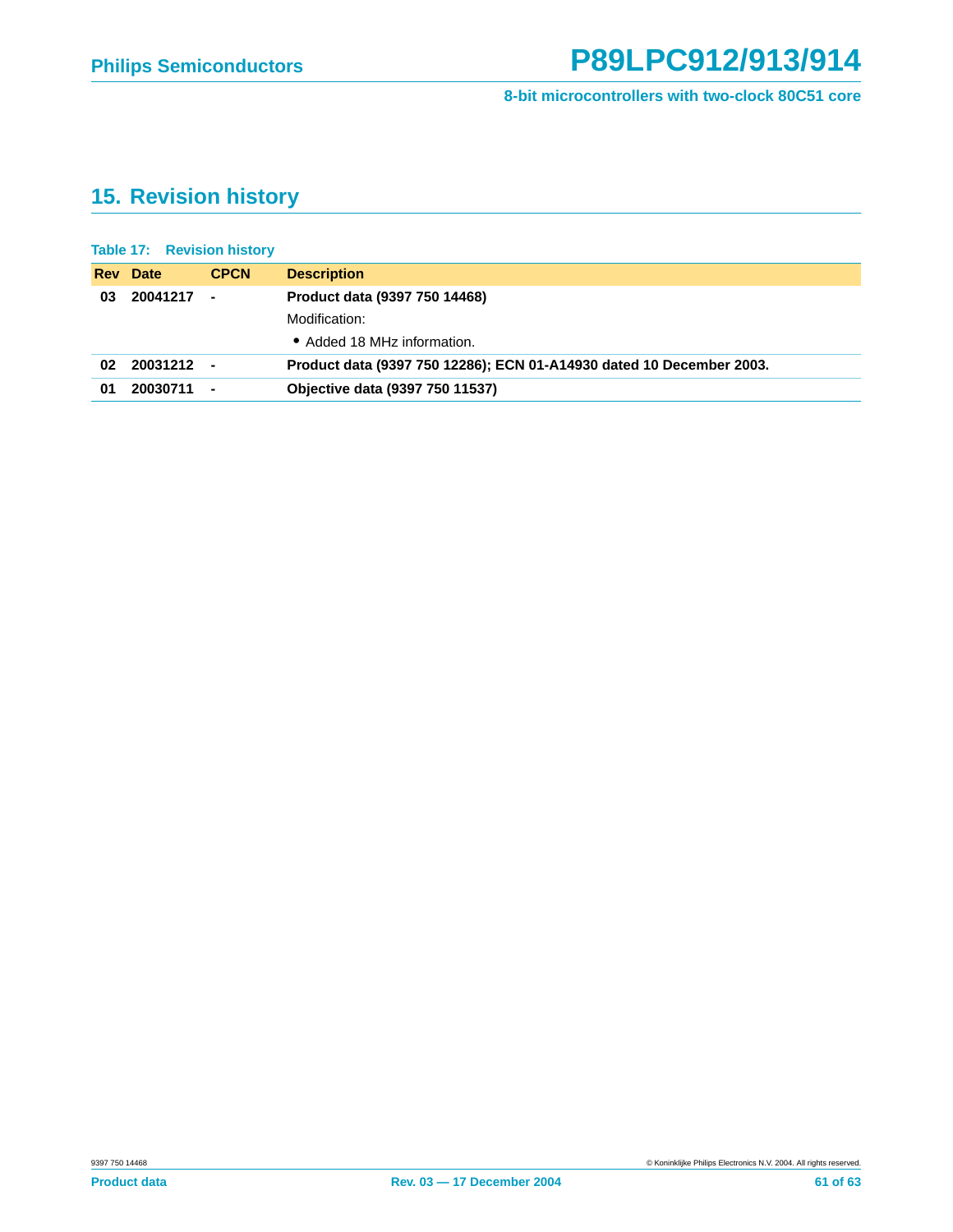## 15. Revision history

**Table 17: Revision history**

| Rev | Date | CPCN | Description |
|---|---|---|---|
| 03 | 20041217 | - | **Product data (9397 750 14468)**<br>Modification:<br>• Added 18 MHz information. |
| 02 | 20031212 | - | **Product data (9397 750 12286); ECN 01-A14930 dated 10 December 2003.** |
| 01 | 20030711 | - | **Objective data (9397 750 11537)** |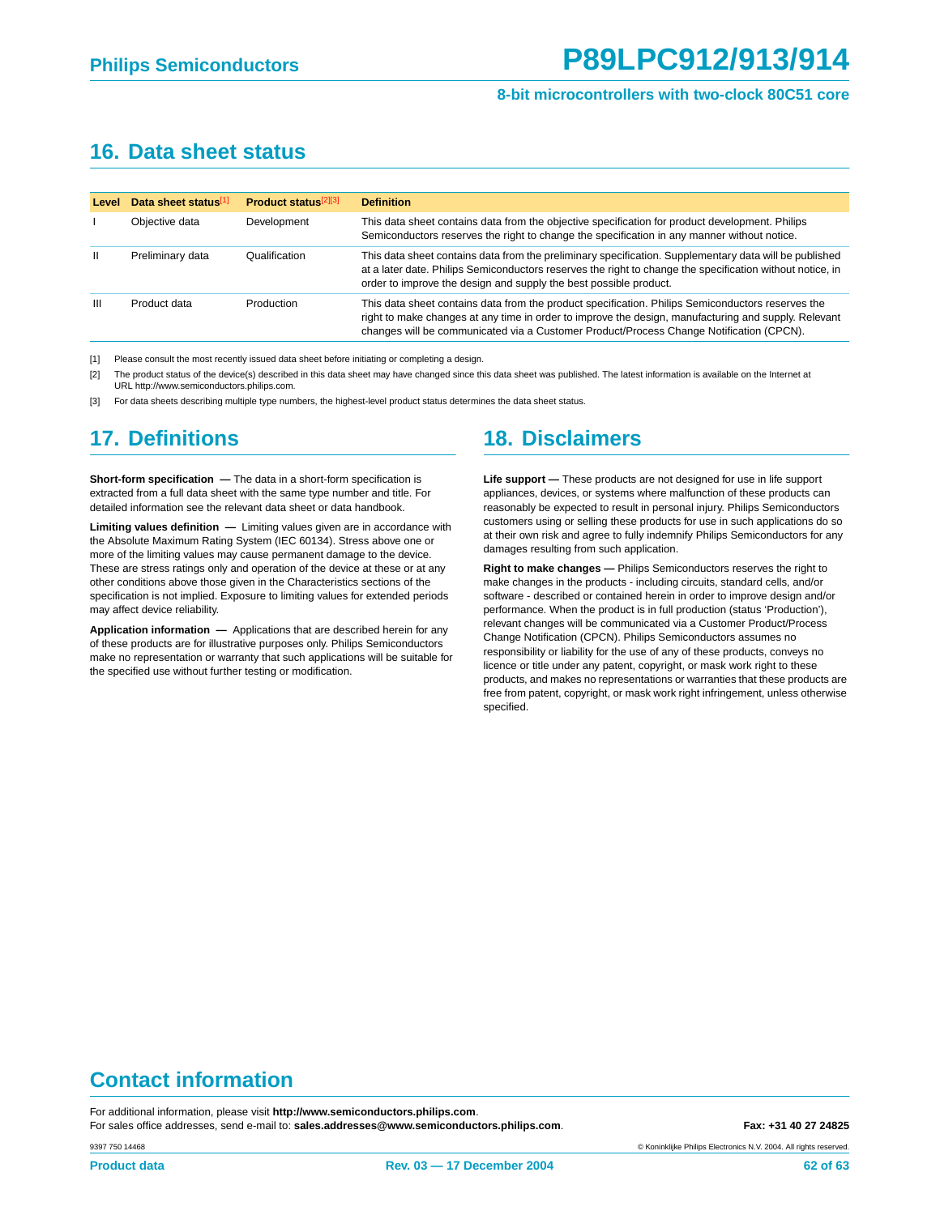## 16. Data sheet status

| Level | Data sheet status[1] | Product status[2][3] | Definition |
|---|---|---|---|
| I | Objective data | Development | This data sheet contains data from the objective specification for product development. Philips Semiconductors reserves the right to change the specification in any manner without notice. |
| II | Preliminary data | Qualification | This data sheet contains data from the preliminary specification. Supplementary data will be published at a later date. Philips Semiconductors reserves the right to change the specification without notice, in order to improve the design and supply the best possible product. |
| III | Product data | Production | This data sheet contains data from the product specification. Philips Semiconductors reserves the right to make changes at any time in order to improve the design, manufacturing and supply. Relevant changes will be communicated via a Customer Product/Process Change Notification (CPCN). |

[1] Please consult the most recently issued data sheet before initiating or completing a design.

[2] The product status of the device(s) described in this data sheet may have changed since this data sheet was published. The latest information is available on the Internet at URL http://www.semiconductors.philips.com.

[3] For data sheets describing multiple type numbers, the highest-level product status determines the data sheet status.

## 17. Definitions

**Short-form specification —** The data in a short-form specification is extracted from a full data sheet with the same type number and title. For detailed information see the relevant data sheet or data handbook.

**Limiting values definition —** Limiting values given are in accordance with the Absolute Maximum Rating System (IEC 60134). Stress above one or more of the limiting values may cause permanent damage to the device. These are stress ratings only and operation of the device at these or at any other conditions above those given in the Characteristics sections of the specification is not implied. Exposure to limiting values for extended periods may affect device reliability.

**Application information —** Applications that are described herein for any of these products are for illustrative purposes only. Philips Semiconductors make no representation or warranty that such applications will be suitable for the specified use without further testing or modification.

## 18. Disclaimers

**Life support —** These products are not designed for use in life support appliances, devices, or systems where malfunction of these products can reasonably be expected to result in personal injury. Philips Semiconductors customers using or selling these products for use in such applications do so at their own risk and agree to fully indemnify Philips Semiconductors for any damages resulting from such application.

**Right to make changes —** Philips Semiconductors reserves the right to make changes in the products - including circuits, standard cells, and/or software - described or contained herein in order to improve design and/or performance. When the product is in full production (status 'Production'), relevant changes will be communicated via a Customer Product/Process Change Notification (CPCN). Philips Semiconductors assumes no responsibility or liability for the use of any of these products, conveys no licence or title under any patent, copyright, or mask work right to these products, and makes no representations or warranties that these products are free from patent, copyright, or mask work right infringement, unless otherwise specified.

## Contact information

For additional information, please visit **http://www.semiconductors.philips.com**.

For sales office addresses, send e-mail to: **sales.addresses@www.semiconductors.philips.com**.

**Fax: +31 40 27 24825**

9397 750 14468

© Koninklijke Philips Electronics N.V. 2004. All rights reserved.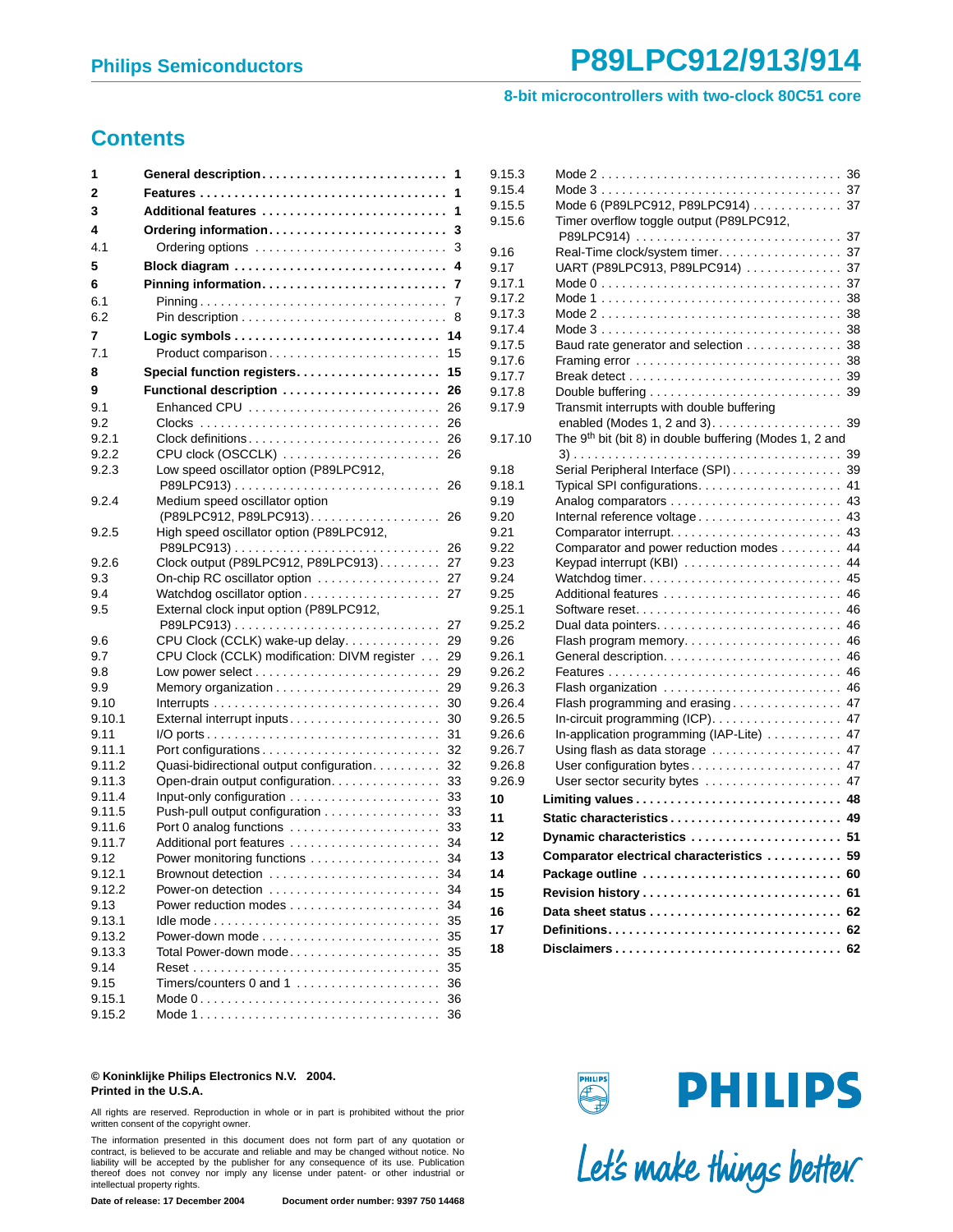# Contents

| | | |
|---|---|---|
| **1** | **General description** | **1** |
| **2** | **Features** | **1** |
| **3** | **Additional features** | **1** |
| **4** | **Ordering information** | **3** |
| 4.1 | Ordering options | 3 |
| **5** | **Block diagram** | **4** |
| **6** | **Pinning information** | **7** |
| 6.1 | Pinning | 7 |
| 6.2 | Pin description | 8 |
| **7** | **Logic symbols** | **14** |
| 7.1 | Product comparison | 15 |
| **8** | **Special function registers** | **15** |
| **9** | **Functional description** | **26** |
| 9.1 | Enhanced CPU | 26 |
| 9.2 | Clocks | 26 |
| 9.2.1 | Clock definitions | 26 |
| 9.2.2 | CPU clock (OSCCLK) | 26 |
| 9.2.3 | Low speed oscillator option (P89LPC912, P89LPC913) | 26 |
| 9.2.4 | Medium speed oscillator option (P89LPC912, P89LPC913) | 26 |
| 9.2.5 | High speed oscillator option (P89LPC912, P89LPC913) | 26 |
| 9.2.6 | Clock output (P89LPC912, P89LPC913) | 27 |
| 9.3 | On-chip RC oscillator option | 27 |
| 9.4 | Watchdog oscillator option | 27 |
| 9.5 | External clock input option (P89LPC912, P89LPC913) | 27 |
| 9.6 | CPU Clock (CCLK) wake-up delay | 29 |
| 9.7 | CPU Clock (CCLK) modification: DIVM register | 29 |
| 9.8 | Low power select | 29 |
| 9.9 | Memory organization | 29 |
| 9.10 | Interrupts | 30 |
| 9.10.1 | External interrupt inputs | 30 |
| 9.11 | I/O ports | 31 |
| 9.11.1 | Port configurations | 32 |
| 9.11.2 | Quasi-bidirectional output configuration | 32 |
| 9.11.3 | Open-drain output configuration | 33 |
| 9.11.4 | Input-only configuration | 33 |
| 9.11.5 | Push-pull output configuration | 33 |
| 9.11.6 | Port 0 analog functions | 33 |
| 9.11.7 | Additional port features | 34 |
| 9.12 | Power monitoring functions | 34 |
| 9.12.1 | Brownout detection | 34 |
| 9.12.2 | Power-on detection | 34 |
| 9.13 | Power reduction modes | 34 |
| 9.13.1 | Idle mode | 35 |
| 9.13.2 | Power-down mode | 35 |
| 9.13.3 | Total Power-down mode | 35 |
| 9.14 | Reset | 35 |
| 9.15 | Timers/counters 0 and 1 | 36 |
| 9.15.1 | Mode 0 | 36 |
| 9.15.2 | Mode 1 | 36 |
| 9.15.3 | Mode 2 | 36 |
| 9.15.4 | Mode 3 | 37 |
| 9.15.5 | Mode 6 (P89LPC912, P89LPC914) | 37 |
| 9.15.6 | Timer overflow toggle output (P89LPC912, P89LPC914) | 37 |
| 9.16 | Real-Time clock/system timer | 37 |
| 9.17 | UART (P89LPC913, P89LPC914) | 37 |
| 9.17.1 | Mode 0 | 37 |
| 9.17.2 | Mode 1 | 38 |
| 9.17.3 | Mode 2 | 38 |
| 9.17.4 | Mode 3 | 38 |
| 9.17.5 | Baud rate generator and selection | 38 |
| 9.17.6 | Framing error | 38 |
| 9.17.7 | Break detect | 39 |
| 9.17.8 | Double buffering | 39 |
| 9.17.9 | Transmit interrupts with double buffering enabled (Modes 1, 2 and 3) | 39 |
| 9.17.10 | The 9th bit (bit 8) in double buffering (Modes 1, 2 and 3) | 39 |
| 9.18 | Serial Peripheral Interface (SPI) | 39 |
| 9.18.1 | Typical SPI configurations | 41 |
| 9.19 | Analog comparators | 43 |
| 9.20 | Internal reference voltage | 43 |
| 9.21 | Comparator interrupt | 43 |
| 9.22 | Comparator and power reduction modes | 44 |
| 9.23 | Keypad interrupt (KBI) | 44 |
| 9.24 | Watchdog timer | 45 |
| 9.25 | Additional features | 46 |
| 9.25.1 | Software reset | 46 |
| 9.25.2 | Dual data pointers | 46 |
| 9.26 | Flash program memory | 46 |
| 9.26.1 | General description | 46 |
| 9.26.2 | Features | 46 |
| 9.26.3 | Flash organization | 46 |
| 9.26.4 | Flash programming and erasing | 47 |
| 9.26.5 | In-circuit programming (ICP) | 47 |
| 9.26.6 | In-application programming (IAP-Lite) | 47 |
| 9.26.7 | Using flash as data storage | 47 |
| 9.26.8 | User configuration bytes | 47 |
| 9.26.9 | User sector security bytes | 47 |
| **10** | **Limiting values** | **48** |
| **11** | **Static characteristics** | **49** |
| **12** | **Dynamic characteristics** | **51** |
| **13** | **Comparator electrical characteristics** | **59** |
| **14** | **Package outline** | **60** |
| **15** | **Revision history** | **61** |
| **16** | **Data sheet status** | **62** |
| **17** | **Definitions** | **62** |
| **18** | **Disclaimers** | **62** |

**© Koninklijke Philips Electronics N.V. 2004.**
**Printed in the U.S.A.**

All rights are reserved. Reproduction in whole or in part is prohibited without the prior written consent of the copyright owner.

The information presented in this document does not form part of any quotation or contract, is believed to be accurate and reliable and may be changed without notice. No liability will be accepted by the publisher for any consequence of its use. Publication thereof does not convey nor imply any license under patent- or other industrial or intellectual property rights.

**Date of release: 17 December 2004** **Document order number: 9397 750 14468**

PHILIPS

Let's make things better.